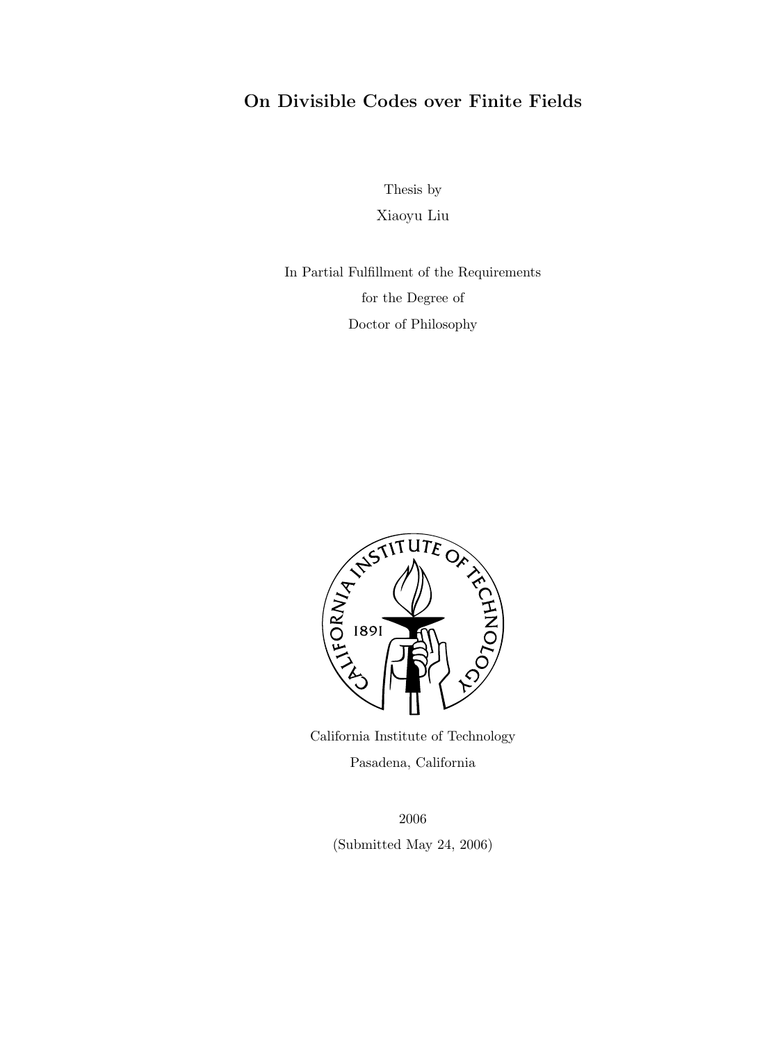# On Divisible Codes over Finite Fields

Thesis by

Xiaoyu Liu

In Partial Fulfillment of the Requirements

for the Degree of

Doctor of Philosophy

California Institute of Technology

Pasadena, California

2006

(Submitted May 24, 2006)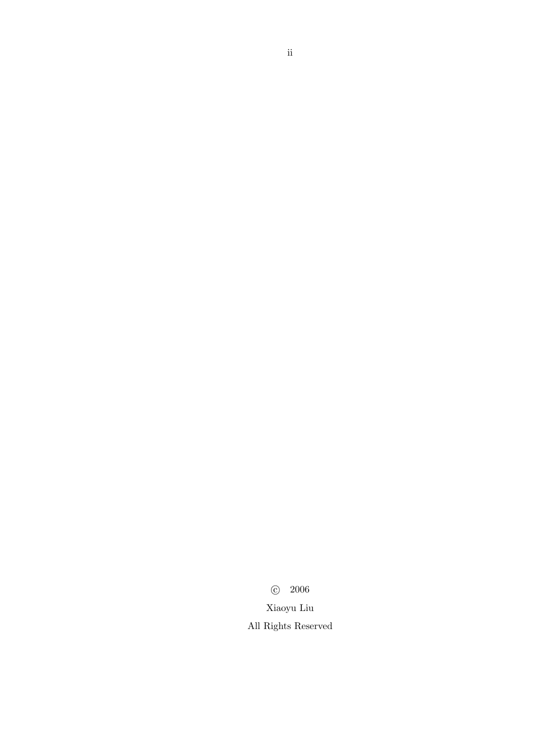© 2006

Xiaoyu Liu

All Rights Reserved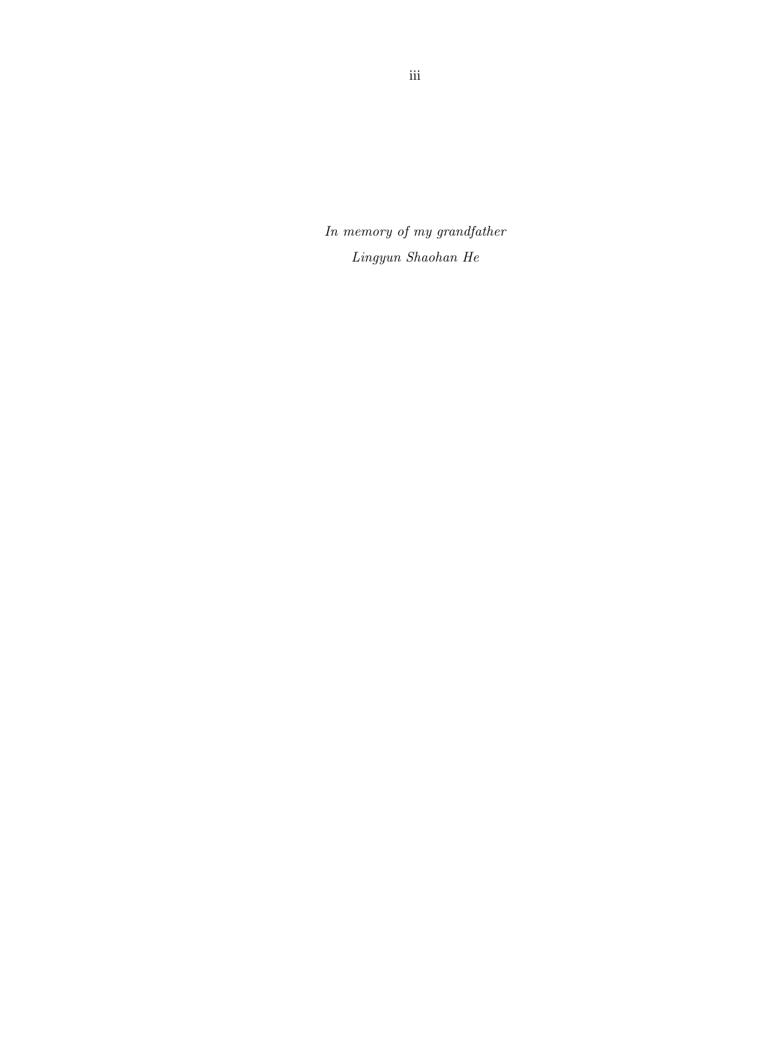*In memory of my grandfather*

*Lingyun Shaohan He*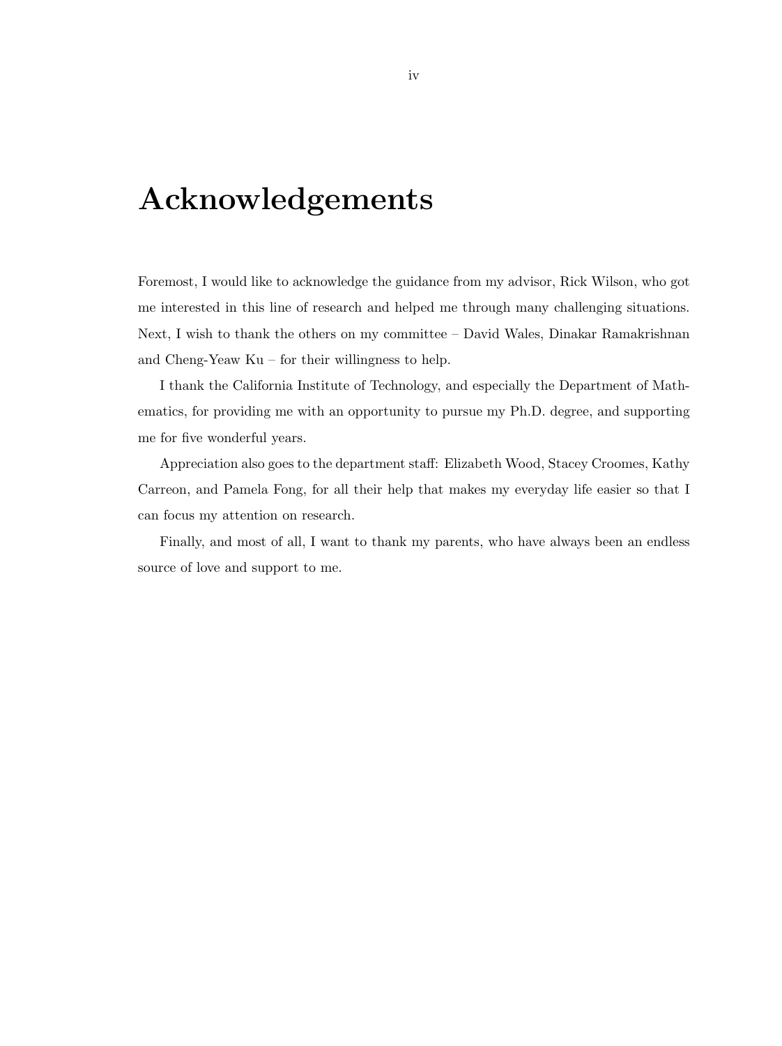# Acknowledgements

Foremost, I would like to acknowledge the guidance from my advisor, Rick Wilson, who got me interested in this line of research and helped me through many challenging situations. Next, I wish to thank the others on my committee – David Wales, Dinakar Ramakrishnan and Cheng-Yeaw Ku – for their willingness to help.

I thank the California Institute of Technology, and especially the Department of Mathematics, for providing me with an opportunity to pursue my Ph.D. degree, and supporting me for five wonderful years.

Appreciation also goes to the department staff: Elizabeth Wood, Stacey Croomes, Kathy Carreon, and Pamela Fong, for all their help that makes my everyday life easier so that I can focus my attention on research.

Finally, and most of all, I want to thank my parents, who have always been an endless source of love and support to me.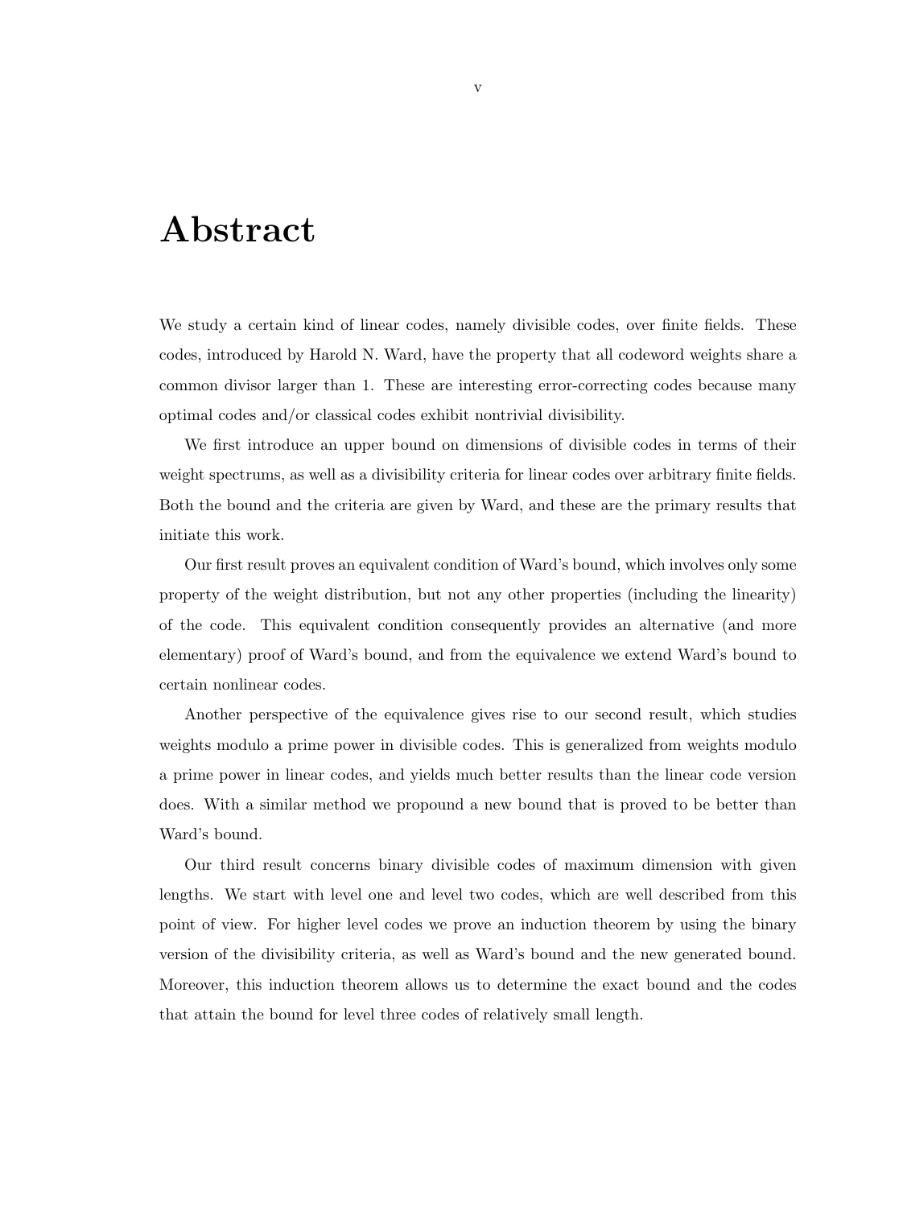# Abstract

We study a certain kind of linear codes, namely divisible codes, over finite fields. These codes, introduced by Harold N. Ward, have the property that all codeword weights share a common divisor larger than 1. These are interesting error-correcting codes because many optimal codes and/or classical codes exhibit nontrivial divisibility.

We first introduce an upper bound on dimensions of divisible codes in terms of their weight spectrums, as well as a divisibility criteria for linear codes over arbitrary finite fields. Both the bound and the criteria are given by Ward, and these are the primary results that initiate this work.

Our first result proves an equivalent condition of Ward's bound, which involves only some property of the weight distribution, but not any other properties (including the linearity) of the code. This equivalent condition consequently provides an alternative (and more elementary) proof of Ward's bound, and from the equivalence we extend Ward's bound to certain nonlinear codes.

Another perspective of the equivalence gives rise to our second result, which studies weights modulo a prime power in divisible codes. This is generalized from weights modulo a prime power in linear codes, and yields much better results than the linear code version does. With a similar method we propound a new bound that is proved to be better than Ward's bound.

Our third result concerns binary divisible codes of maximum dimension with given lengths. We start with level one and level two codes, which are well described from this point of view. For higher level codes we prove an induction theorem by using the binary version of the divisibility criteria, as well as Ward's bound and the new generated bound. Moreover, this induction theorem allows us to determine the exact bound and the codes that attain the bound for level three codes of relatively small length.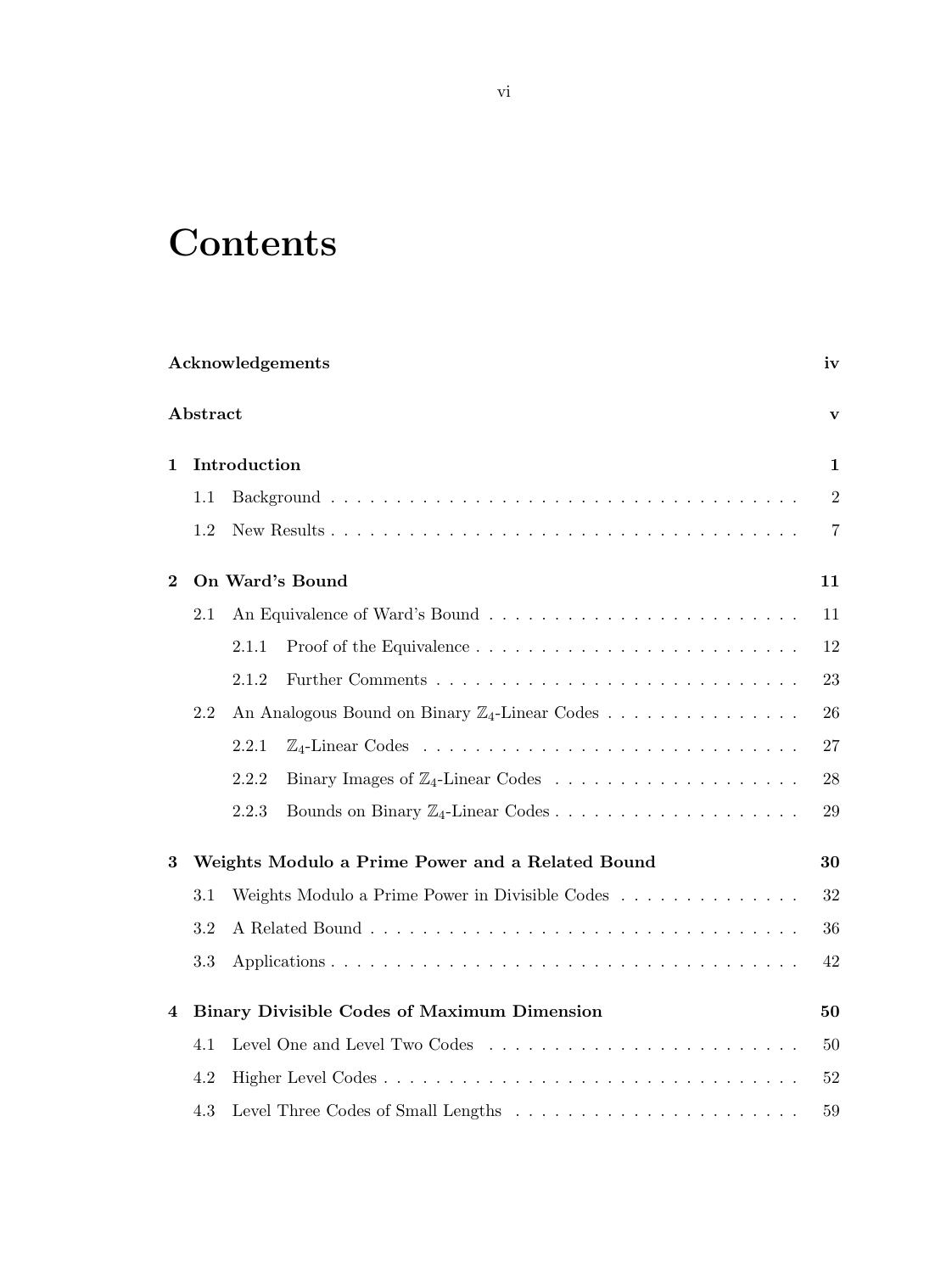# Contents

**Acknowledgements** **iv**

**Abstract** **v**

**1 Introduction** **1**

- 1.1 Background . . . . . . . . . . 2
- 1.2 New Results . . . . . . . . . . 7

**2 On Ward's Bound** **11**

- 2.1 An Equivalence of Ward's Bound . . . . . . . . . . 11
  - 2.1.1 Proof of the Equivalence . . . . . . . . . . 12
  - 2.1.2 Further Comments . . . . . . . . . . 23
- 2.2 An Analogous Bound on Binary $\mathbb{Z}_4$-Linear Codes . . . . . . . . . . 26
  - 2.2.1 $\mathbb{Z}_4$-Linear Codes . . . . . . . . . . 27
  - 2.2.2 Binary Images of $\mathbb{Z}_4$-Linear Codes . . . . . . . . . . 28
  - 2.2.3 Bounds on Binary $\mathbb{Z}_4$-Linear Codes . . . . . . . . . . 29

**3 Weights Modulo a Prime Power and a Related Bound** **30**

- 3.1 Weights Modulo a Prime Power in Divisible Codes . . . . . . . . . . 32
- 3.2 A Related Bound . . . . . . . . . . 36
- 3.3 Applications . . . . . . . . . . 42

**4 Binary Divisible Codes of Maximum Dimension** **50**

- 4.1 Level One and Level Two Codes . . . . . . . . . . 50
- 4.2 Higher Level Codes . . . . . . . . . . 52
- 4.3 Level Three Codes of Small Lengths . . . . . . . . . . 59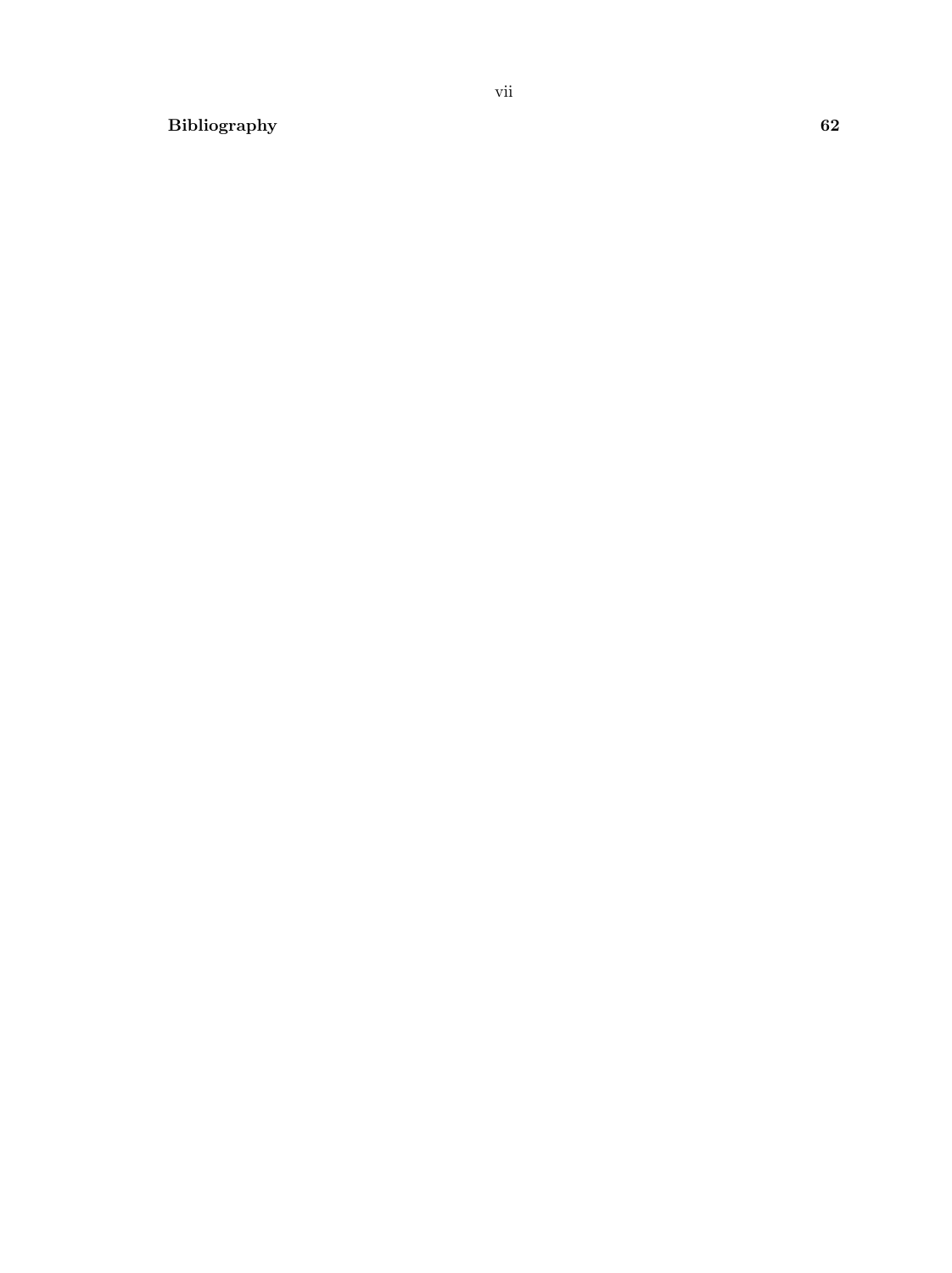**Bibliography** **62**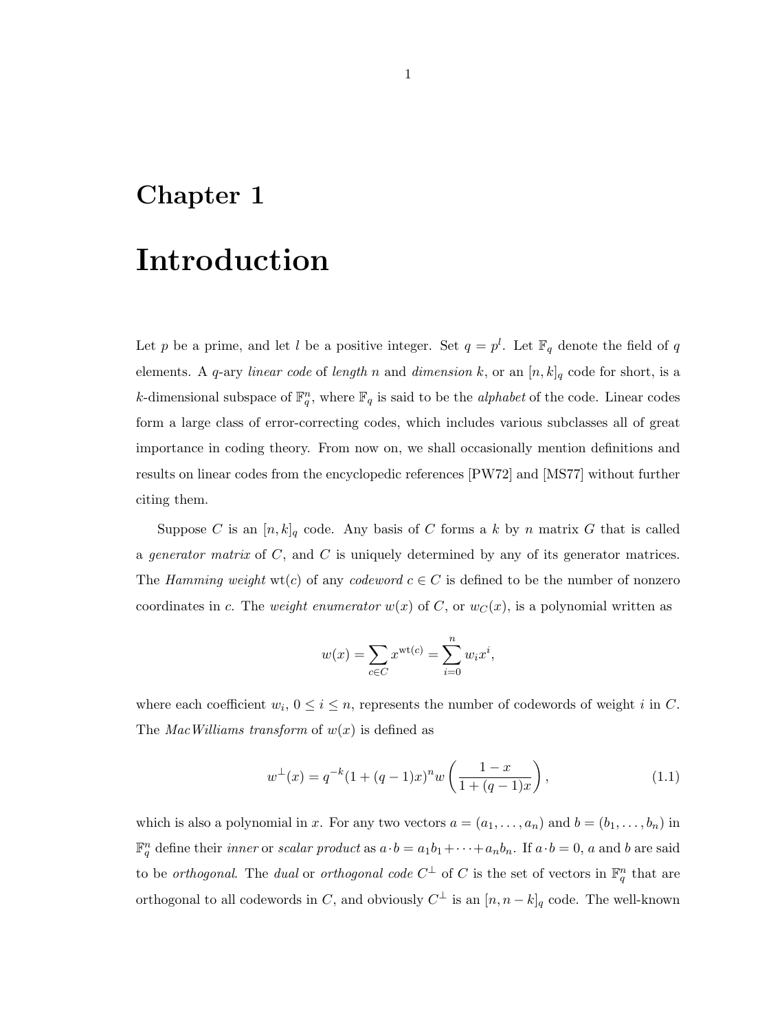# Chapter 1

# Introduction

Let $p$ be a prime, and let $l$ be a positive integer. Set $q = p^l$. Let $\mathbb{F}_q$ denote the field of $q$ elements. A $q$-ary *linear code* of *length* $n$ and *dimension* $k$, or an $[n,k]_q$ code for short, is a $k$-dimensional subspace of $\mathbb{F}_q^n$, where $\mathbb{F}_q$ is said to be the *alphabet* of the code. Linear codes form a large class of error-correcting codes, which includes various subclasses all of great importance in coding theory. From now on, we shall occasionally mention definitions and results on linear codes from the encyclopedic references [PW72] and [MS77] without further citing them.

Suppose $C$ is an $[n,k]_q$ code. Any basis of $C$ forms a $k$ by $n$ matrix $G$ that is called a *generator matrix* of $C$, and $C$ is uniquely determined by any of its generator matrices. The *Hamming weight* $\mathrm{wt}(c)$ of any *codeword* $c \in C$ is defined to be the number of nonzero coordinates in $c$. The *weight enumerator* $w(x)$ of $C$, or $w_C(x)$, is a polynomial written as

$$w(x) = \sum_{c \in C} x^{\mathrm{wt}(c)} = \sum_{i=0}^{n} w_i x^i,$$

where each coefficient $w_i$, $0 \le i \le n$, represents the number of codewords of weight $i$ in $C$. The *MacWilliams transform* of $w(x)$ is defined as

$$w^{\perp}(x) = q^{-k}(1 + (q-1)x)^n w\left(\frac{1-x}{1+(q-1)x}\right), \tag{1.1}$$

which is also a polynomial in $x$. For any two vectors $a = (a_1, \ldots, a_n)$ and $b = (b_1, \ldots, b_n)$ in $\mathbb{F}_q^n$ define their *inner* or *scalar product* as $a \cdot b = a_1 b_1 + \cdots + a_n b_n$. If $a \cdot b = 0$, $a$ and $b$ are said to be *orthogonal*. The *dual* or *orthogonal code* $C^{\perp}$ of $C$ is the set of vectors in $\mathbb{F}_q^n$ that are orthogonal to all codewords in $C$, and obviously $C^{\perp}$ is an $[n, n-k]_q$ code. The well-known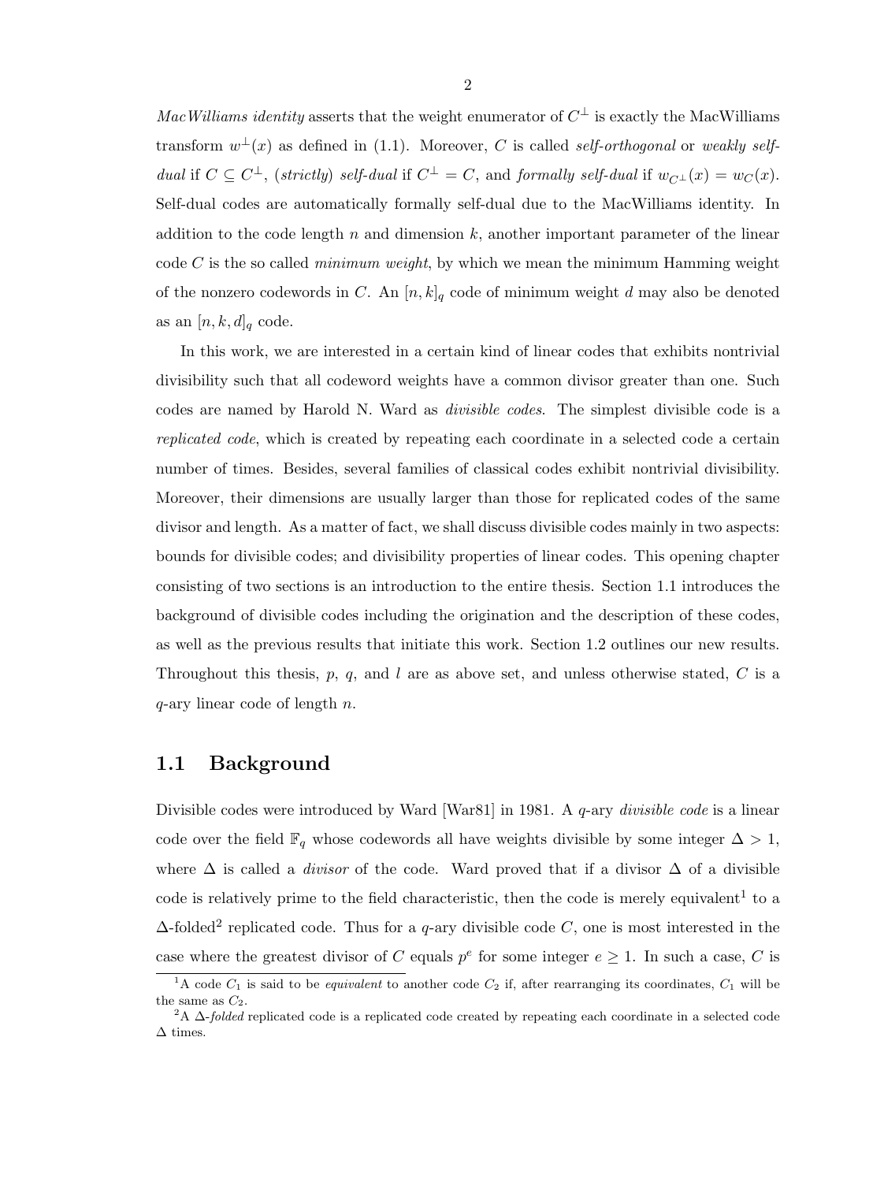*MacWilliams identity* asserts that the weight enumerator of $C^\perp$ is exactly the MacWilliams transform $w^\perp(x)$ as defined in (1.1). Moreover, $C$ is called *self-orthogonal* or *weakly self-dual* if $C \subseteq C^\perp$, (*strictly*) *self-dual* if $C^\perp = C$, and *formally self-dual* if $w_{C^\perp}(x) = w_C(x)$. Self-dual codes are automatically formally self-dual due to the MacWilliams identity. In addition to the code length $n$ and dimension $k$, another important parameter of the linear code $C$ is the so called *minimum weight*, by which we mean the minimum Hamming weight of the nonzero codewords in $C$. An $[n, k]_q$ code of minimum weight $d$ may also be denoted as an $[n, k, d]_q$ code.

In this work, we are interested in a certain kind of linear codes that exhibits nontrivial divisibility such that all codeword weights have a common divisor greater than one. Such codes are named by Harold N. Ward as *divisible codes*. The simplest divisible code is a *replicated code*, which is created by repeating each coordinate in a selected code a certain number of times. Besides, several families of classical codes exhibit nontrivial divisibility. Moreover, their dimensions are usually larger than those for replicated codes of the same divisor and length. As a matter of fact, we shall discuss divisible codes mainly in two aspects: bounds for divisible codes; and divisibility properties of linear codes. This opening chapter consisting of two sections is an introduction to the entire thesis. Section 1.1 introduces the background of divisible codes including the origination and the description of these codes, as well as the previous results that initiate this work. Section 1.2 outlines our new results. Throughout this thesis, $p$, $q$, and $l$ are as above set, and unless otherwise stated, $C$ is a $q$-ary linear code of length $n$.

## 1.1 Background

Divisible codes were introduced by Ward [War81] in 1981. A $q$-ary *divisible code* is a linear code over the field $\mathbb{F}_q$ whose codewords all have weights divisible by some integer $\Delta > 1$, where $\Delta$ is called a *divisor* of the code. Ward proved that if a divisor $\Delta$ of a divisible code is relatively prime to the field characteristic, then the code is merely equivalent[1] to a $\Delta$-folded[2] replicated code. Thus for a $q$-ary divisible code $C$, one is most interested in the case where the greatest divisor of $C$ equals $p^e$ for some integer $e \geq 1$. In such a case, $C$ is

---

[1] A code $C_1$ is said to be *equivalent* to another code $C_2$ if, after rearranging its coordinates, $C_1$ will be the same as $C_2$.

[2] A $\Delta$-*folded* replicated code is a replicated code created by repeating each coordinate in a selected code $\Delta$ times.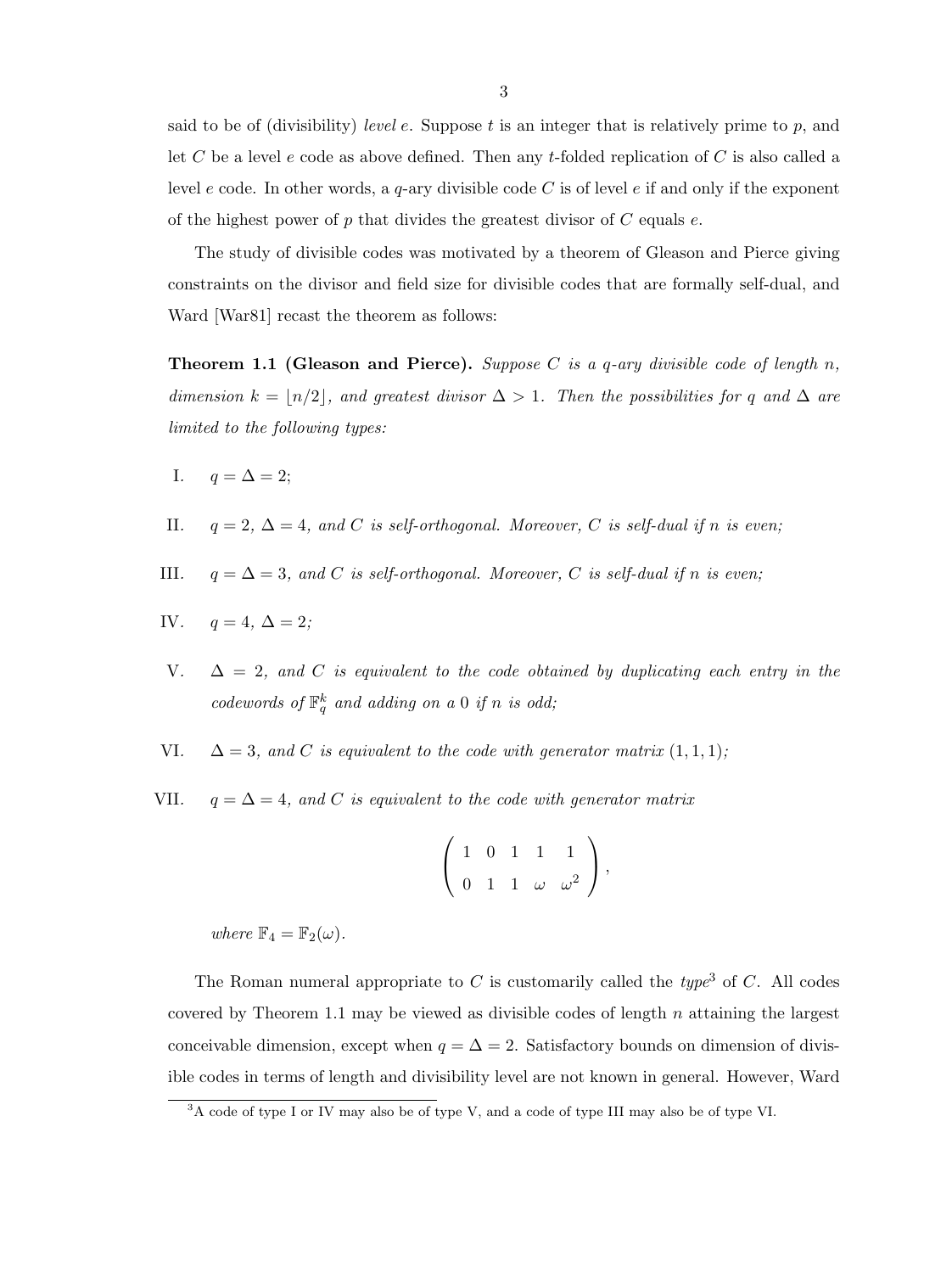said to be of (divisibility) *level* $e$. Suppose $t$ is an integer that is relatively prime to $p$, and let $C$ be a level $e$ code as above defined. Then any $t$-folded replication of $C$ is also called a level $e$ code. In other words, a $q$-ary divisible code $C$ is of level $e$ if and only if the exponent of the highest power of $p$ that divides the greatest divisor of $C$ equals $e$.

The study of divisible codes was motivated by a theorem of Gleason and Pierce giving constraints on the divisor and field size for divisible codes that are formally self-dual, and Ward [War81] recast the theorem as follows:

**Theorem 1.1 (Gleason and Pierce).** *Suppose $C$ is a $q$-ary divisible code of length $n$, dimension $k = \lfloor n/2 \rfloor$, and greatest divisor $\Delta > 1$. Then the possibilities for $q$ and $\Delta$ are limited to the following types:*

I. $q = \Delta = 2$;

II. $q = 2$, $\Delta = 4$, *and $C$ is self-orthogonal. Moreover, $C$ is self-dual if $n$ is even;*

III. $q = \Delta = 3$, *and $C$ is self-orthogonal. Moreover, $C$ is self-dual if $n$ is even;*

IV. $q = 4$, $\Delta = 2$;

V. $\Delta = 2$, *and $C$ is equivalent to the code obtained by duplicating each entry in the codewords of $\mathbb{F}_q^k$ and adding on a 0 if $n$ is odd;*

VI. $\Delta = 3$, *and $C$ is equivalent to the code with generator matrix $(1, 1, 1)$;*

VII. $q = \Delta = 4$, *and $C$ is equivalent to the code with generator matrix*

$$\begin{pmatrix} 1 & 0 & 1 & 1 & 1 \\ 0 & 1 & 1 & \omega & \omega^2 \end{pmatrix},$$

*where $\mathbb{F}_4 = \mathbb{F}_2(\omega)$.*

The Roman numeral appropriate to $C$ is customarily called the *type*[3] of $C$. All codes covered by Theorem 1.1 may be viewed as divisible codes of length $n$ attaining the largest conceivable dimension, except when $q = \Delta = 2$. Satisfactory bounds on dimension of divisible codes in terms of length and divisibility level are not known in general. However, Ward

[3] A code of type I or IV may also be of type V, and a code of type III may also be of type VI.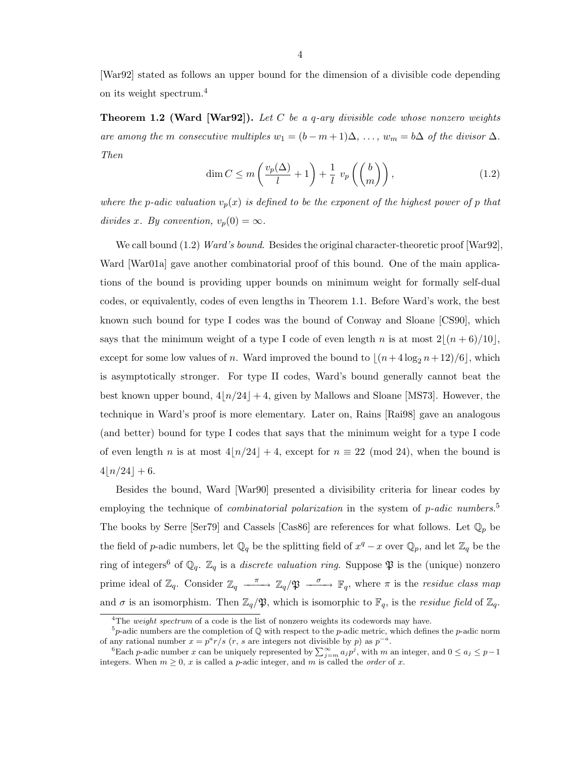[War92] stated as follows an upper bound for the dimension of a divisible code depending on its weight spectrum.[4]

**Theorem 1.2 (Ward [War92]).** *Let $C$ be a $q$-ary divisible code whose nonzero weights are among the $m$ consecutive multiples $w_1 = (b-m+1)\Delta,\ \ldots,\ w_m = b\Delta$ of the divisor $\Delta$. Then*

$$\dim C \leq m\left(\frac{v_p(\Delta)}{l}+1\right)+\frac{1}{l}\ v_p\left(\binom{b}{m}\right), \tag{1.2}$$

*where the $p$-adic valuation $v_p(x)$ is defined to be the exponent of the highest power of $p$ that divides $x$. By convention, $v_p(0) = \infty$.*

We call bound (1.2) *Ward's bound*. Besides the original character-theoretic proof [War92], Ward [War01a] gave another combinatorial proof of this bound. One of the main applications of the bound is providing upper bounds on minimum weight for formally self-dual codes, or equivalently, codes of even lengths in Theorem 1.1. Before Ward's work, the best known such bound for type I codes was the bound of Conway and Sloane [CS90], which says that the minimum weight of a type I code of even length $n$ is at most $2\lfloor (n+6)/10 \rfloor$, except for some low values of $n$. Ward improved the bound to $\lfloor (n+4\log_2 n+12)/6 \rfloor$, which is asymptotically stronger. For type II codes, Ward's bound generally cannot beat the best known upper bound, $4\lfloor n/24 \rfloor + 4$, given by Mallows and Sloane [MS73]. However, the technique in Ward's proof is more elementary. Later on, Rains [Rai98] gave an analogous (and better) bound for type I codes that says that the minimum weight for a type I code of even length $n$ is at most $4\lfloor n/24 \rfloor + 4$, except for $n \equiv 22 \pmod{24}$, when the bound is $4\lfloor n/24 \rfloor + 6$.

Besides the bound, Ward [War90] presented a divisibility criteria for linear codes by employing the technique of *combinatorial polarization* in the system of *p-adic numbers*.[5] The books by Serre [Ser79] and Cassels [Cas86] are references for what follows. Let $\mathbb{Q}_p$ be the field of $p$-adic numbers, let $\mathbb{Q}_q$ be the splitting field of $x^q - x$ over $\mathbb{Q}_p$, and let $\mathbb{Z}_q$ be the ring of integers[6] of $\mathbb{Q}_q$. $\mathbb{Z}_q$ is a *discrete valuation ring*. Suppose $\mathfrak{P}$ is the (unique) nonzero prime ideal of $\mathbb{Z}_q$. Consider $\mathbb{Z}_q \xrightarrow{\ \pi\ } \mathbb{Z}_q/\mathfrak{P} \xrightarrow{\ \sigma\ } \mathbb{F}_q$, where $\pi$ is the *residue class map* and $\sigma$ is an isomorphism. Then $\mathbb{Z}_q/\mathfrak{P}$, which is isomorphic to $\mathbb{F}_q$, is the *residue field* of $\mathbb{Z}_q$.

---

[4] The *weight spectrum* of a code is the list of nonzero weights its codewords may have.

[5] $p$-adic numbers are the completion of $\mathbb{Q}$ with respect to the $p$-adic metric, which defines the $p$-adic norm of any rational number $x = p^a r/s$ ($r$, $s$ are integers not divisible by $p$) as $p^{-a}$.

[6] Each $p$-adic number $x$ can be uniquely represented by $\sum_{j=m}^{\infty} a_j p^j$, with $m$ an integer, and $0 \leq a_j \leq p-1$ integers. When $m \geq 0$, $x$ is called a $p$-adic integer, and $m$ is called the *order* of $x$.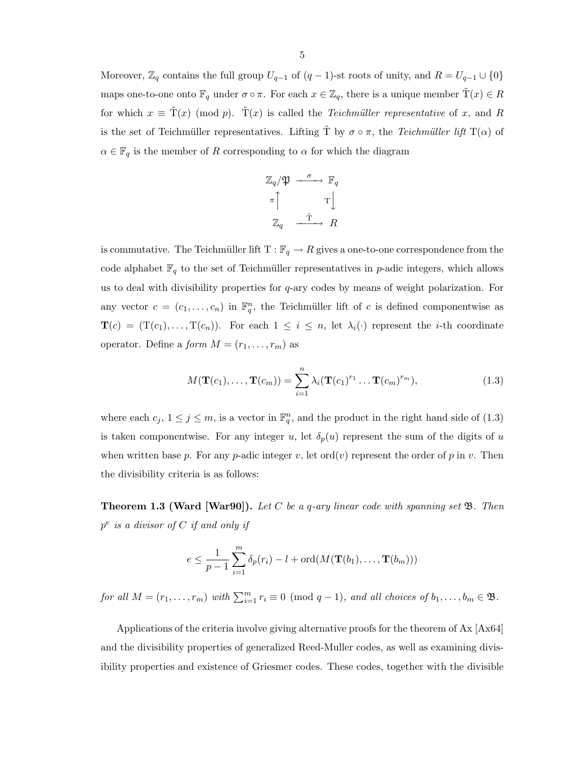Moreover, $\mathbb{Z}_q$ contains the full group $U_{q-1}$ of $(q-1)$-st roots of unity, and $R = U_{q-1} \cup \{0\}$ maps one-to-one onto $\mathbb{F}_q$ under $\sigma \circ \pi$. For each $x \in \mathbb{Z}_q$, there is a unique member $\tilde{\mathrm{T}}(x) \in R$ for which $x \equiv \tilde{\mathrm{T}}(x) \pmod{p}$. $\tilde{\mathrm{T}}(x)$ is called the *Teichmüller representative* of $x$, and $R$ is the set of Teichmüller representatives. Lifting $\tilde{\mathrm{T}}$ by $\sigma \circ \pi$, the *Teichmüller lift* $\mathrm{T}(\alpha)$ of $\alpha \in \mathbb{F}_q$ is the member of $R$ corresponding to $\alpha$ for which the diagram

$$
\begin{array}{ccc}
\mathbb{Z}_q/\mathfrak{P} & \xrightarrow{\ \sigma\ } & \mathbb{F}_q \\
{\scriptstyle\pi}\uparrow & & \downarrow{\scriptstyle\mathrm{T}} \\
\mathbb{Z}_q & \xrightarrow{\ \tilde{\mathrm{T}}\ } & R
\end{array}
$$

is commutative. The Teichmüller lift $\mathrm{T} : \mathbb{F}_q \to R$ gives a one-to-one correspondence from the code alphabet $\mathbb{F}_q$ to the set of Teichmüller representatives in $p$-adic integers, which allows us to deal with divisibility properties for $q$-ary codes by means of weight polarization. For any vector $c = (c_1, \ldots, c_n)$ in $\mathbb{F}_q^n$, the Teichmüller lift of $c$ is defined componentwise as $\mathbf{T}(c) = (\mathrm{T}(c_1), \ldots, \mathrm{T}(c_n))$. For each $1 \leq i \leq n$, let $\lambda_i(\cdot)$ represent the $i$-th coordinate operator. Define a *form* $M = (r_1, \ldots, r_m)$ as

$$
M(\mathbf{T}(c_1), \ldots, \mathbf{T}(c_m)) = \sum_{i=1}^{n} \lambda_i(\mathbf{T}(c_1)^{r_1} \ldots \mathbf{T}(c_m)^{r_m}), \tag{1.3}
$$

where each $c_j$, $1 \leq j \leq m$, is a vector in $\mathbb{F}_q^n$, and the product in the right hand side of (1.3) is taken componentwise. For any integer $u$, let $\delta_p(u)$ represent the sum of the digits of $u$ when written base $p$. For any $p$-adic integer $v$, let $\mathrm{ord}(v)$ represent the order of $p$ in $v$. Then the divisibility criteria is as follows:

**Theorem 1.3 (Ward [War90]).** *Let $C$ be a $q$-ary linear code with spanning set $\mathfrak{B}$. Then $p^e$ is a divisor of $C$ if and only if*

$$
e \leq \frac{1}{p-1} \sum_{i=1}^{m} \delta_p(r_i) - l + \mathrm{ord}(M(\mathbf{T}(b_1), \ldots, \mathbf{T}(b_m)))
$$

*for all $M = (r_1, \ldots, r_m)$ with $\sum_{i=1}^{m} r_i \equiv 0 \pmod{q-1}$, and all choices of $b_1, \ldots, b_m \in \mathfrak{B}$.*

Applications of the criteria involve giving alternative proofs for the theorem of Ax [Ax64] and the divisibility properties of generalized Reed-Muller codes, as well as examining divisibility properties and existence of Griesmer codes. These codes, together with the divisible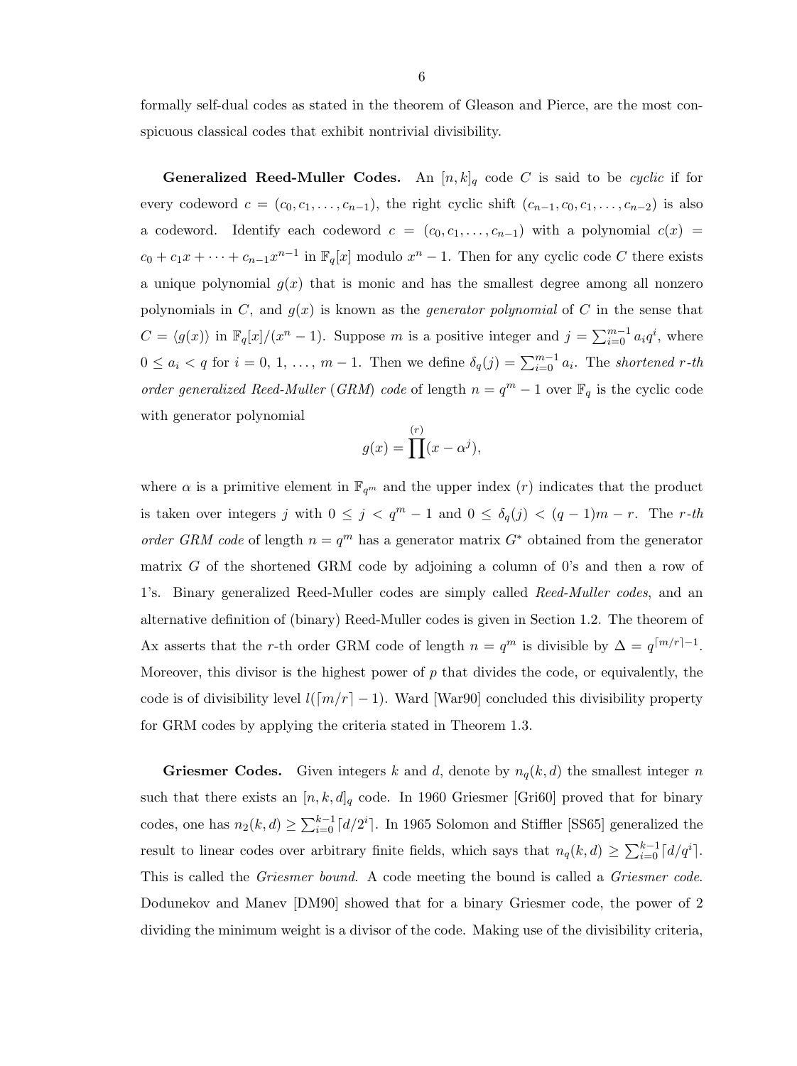formally self-dual codes as stated in the theorem of Gleason and Pierce, are the most conspicuous classical codes that exhibit nontrivial divisibility.

**Generalized Reed-Muller Codes.** An $[n,k]_q$ code $C$ is said to be *cyclic* if for every codeword $c = (c_0, c_1, \ldots, c_{n-1})$, the right cyclic shift $(c_{n-1}, c_0, c_1, \ldots, c_{n-2})$ is also a codeword. Identify each codeword $c = (c_0, c_1, \ldots, c_{n-1})$ with a polynomial $c(x) = c_0 + c_1 x + \cdots + c_{n-1}x^{n-1}$ in $\mathbb{F}_q[x]$ modulo $x^n - 1$. Then for any cyclic code $C$ there exists a unique polynomial $g(x)$ that is monic and has the smallest degree among all nonzero polynomials in $C$, and $g(x)$ is known as the *generator polynomial* of $C$ in the sense that $C = \langle g(x) \rangle$ in $\mathbb{F}_q[x]/(x^n - 1)$. Suppose $m$ is a positive integer and $j = \sum_{i=0}^{m-1} a_i q^i$, where $0 \le a_i < q$ for $i = 0, 1, \ldots, m-1$. Then we define $\delta_q(j) = \sum_{i=0}^{m-1} a_i$. The *shortened r-th order generalized Reed-Muller (GRM) code* of length $n = q^m - 1$ over $\mathbb{F}_q$ is the cyclic code with generator polynomial

$$g(x) = \prod^{(r)} (x - \alpha^j),$$

where $\alpha$ is a primitive element in $\mathbb{F}_{q^m}$ and the upper index $(r)$ indicates that the product is taken over integers $j$ with $0 \le j < q^m - 1$ and $0 \le \delta_q(j) < (q-1)m - r$. The *r-th order GRM code* of length $n = q^m$ has a generator matrix $G^*$ obtained from the generator matrix $G$ of the shortened GRM code by adjoining a column of 0's and then a row of 1's. Binary generalized Reed-Muller codes are simply called *Reed-Muller codes*, and an alternative definition of (binary) Reed-Muller codes is given in Section 1.2. The theorem of Ax asserts that the $r$-th order GRM code of length $n = q^m$ is divisible by $\Delta = q^{\lceil m/r \rceil - 1}$. Moreover, this divisor is the highest power of $p$ that divides the code, or equivalently, the code is of divisibility level $l(\lceil m/r \rceil - 1)$. Ward [War90] concluded this divisibility property for GRM codes by applying the criteria stated in Theorem 1.3.

**Griesmer Codes.** Given integers $k$ and $d$, denote by $n_q(k,d)$ the smallest integer $n$ such that there exists an $[n,k,d]_q$ code. In 1960 Griesmer [Gri60] proved that for binary codes, one has $n_2(k,d) \ge \sum_{i=0}^{k-1} \lceil d/2^i \rceil$. In 1965 Solomon and Stiffler [SS65] generalized the result to linear codes over arbitrary finite fields, which says that $n_q(k,d) \ge \sum_{i=0}^{k-1} \lceil d/q^i \rceil$. This is called the *Griesmer bound*. A code meeting the bound is called a *Griesmer code*. Dodunekov and Manev [DM90] showed that for a binary Griesmer code, the power of 2 dividing the minimum weight is a divisor of the code. Making use of the divisibility criteria,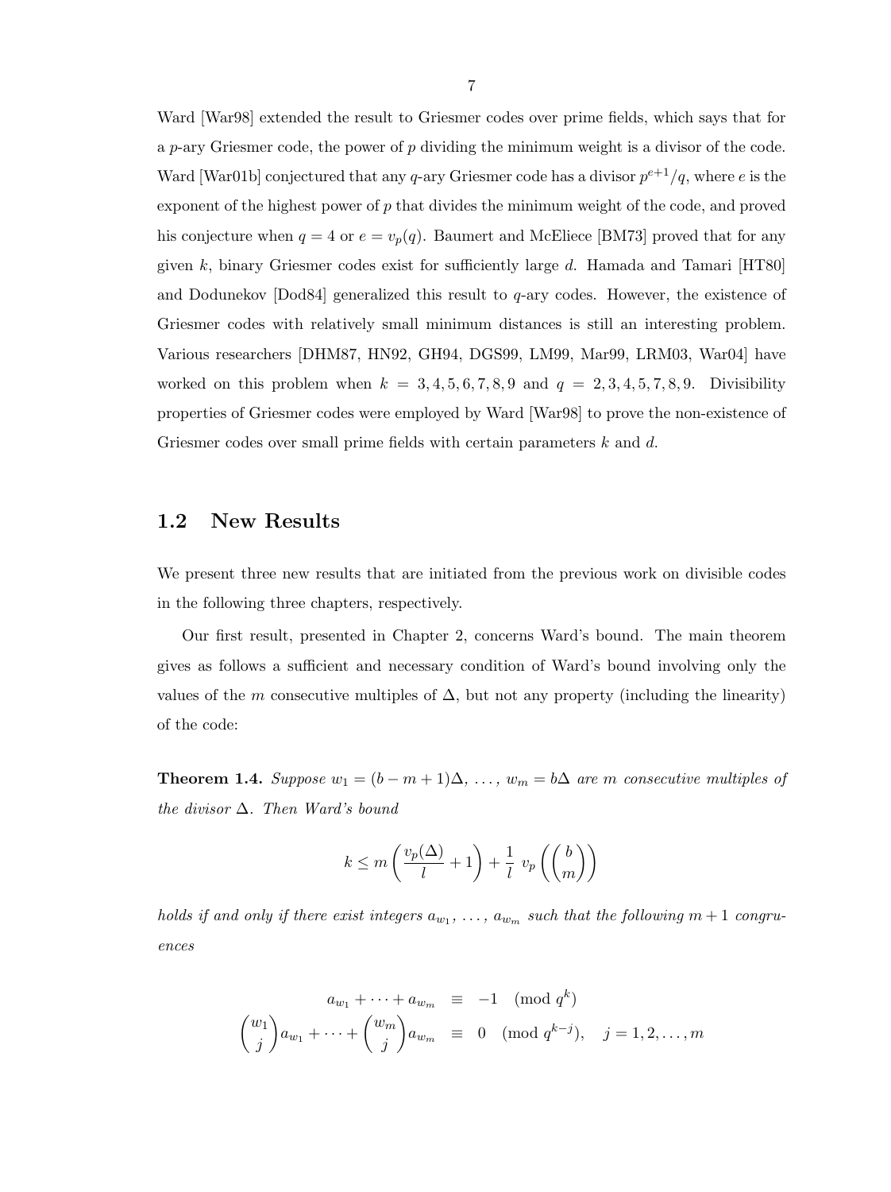Ward [War98] extended the result to Griesmer codes over prime fields, which says that for a $p$-ary Griesmer code, the power of $p$ dividing the minimum weight is a divisor of the code. Ward [War01b] conjectured that any $q$-ary Griesmer code has a divisor $p^{e+1}/q$, where $e$ is the exponent of the highest power of $p$ that divides the minimum weight of the code, and proved his conjecture when $q = 4$ or $e = v_p(q)$. Baumert and McEliece [BM73] proved that for any given $k$, binary Griesmer codes exist for sufficiently large $d$. Hamada and Tamari [HT80] and Dodunekov [Dod84] generalized this result to $q$-ary codes. However, the existence of Griesmer codes with relatively small minimum distances is still an interesting problem. Various researchers [DHM87, HN92, GH94, DGS99, LM99, Mar99, LRM03, War04] have worked on this problem when $k = 3, 4, 5, 6, 7, 8, 9$ and $q = 2, 3, 4, 5, 7, 8, 9$. Divisibility properties of Griesmer codes were employed by Ward [War98] to prove the non-existence of Griesmer codes over small prime fields with certain parameters $k$ and $d$.

## 1.2 New Results

We present three new results that are initiated from the previous work on divisible codes in the following three chapters, respectively.

Our first result, presented in Chapter 2, concerns Ward's bound. The main theorem gives as follows a sufficient and necessary condition of Ward's bound involving only the values of the $m$ consecutive multiples of $\Delta$, but not any property (including the linearity) of the code:

**Theorem 1.4.** *Suppose $w_1 = (b - m + 1)\Delta, \ldots, w_m = b\Delta$ are $m$ consecutive multiples of the divisor $\Delta$. Then Ward's bound*

$$k \le m\left(\frac{v_p(\Delta)}{l} + 1\right) + \frac{1}{l}\ v_p\left(\binom{b}{m}\right)$$

*holds if and only if there exist integers $a_{w_1}, \ldots, a_{w_m}$ such that the following $m+1$ congruences*

$$\begin{aligned}
a_{w_1} + \cdots + a_{w_m} &\equiv -1 \pmod{q^k} \\
\binom{w_1}{j} a_{w_1} + \cdots + \binom{w_m}{j} a_{w_m} &\equiv 0 \pmod{q^{k-j}}, \quad j = 1, 2, \ldots, m
\end{aligned}$$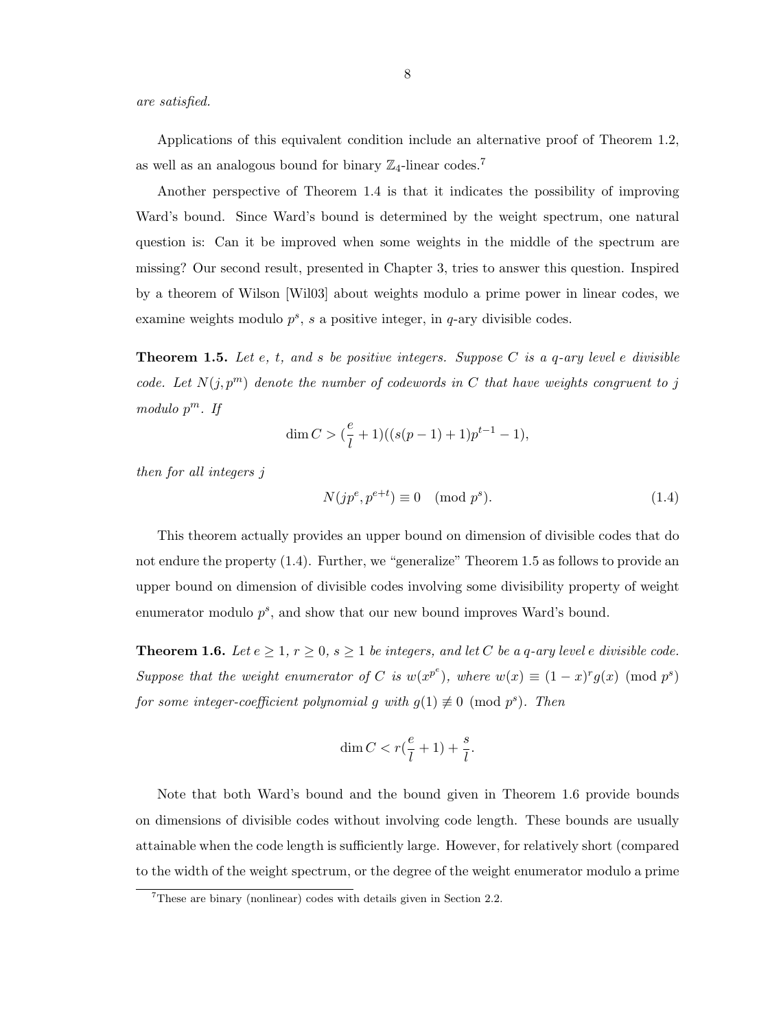*are satisfied.*

Applications of this equivalent condition include an alternative proof of Theorem 1.2, as well as an analogous bound for binary $\mathbb{Z}_4$-linear codes.[7]

Another perspective of Theorem 1.4 is that it indicates the possibility of improving Ward's bound. Since Ward's bound is determined by the weight spectrum, one natural question is: Can it be improved when some weights in the middle of the spectrum are missing? Our second result, presented in Chapter 3, tries to answer this question. Inspired by a theorem of Wilson [Wil03] about weights modulo a prime power in linear codes, we examine weights modulo $p^s$, $s$ a positive integer, in $q$-ary divisible codes.

**Theorem 1.5.** *Let $e$, $t$, and $s$ be positive integers. Suppose $C$ is a $q$-ary level $e$ divisible code. Let $N(j, p^m)$ denote the number of codewords in $C$ that have weights congruent to $j$ modulo $p^m$. If*

$$\dim C > (\frac{e}{l} + 1)((s(p-1)+1)p^{t-1} - 1),$$

*then for all integers $j$*

$$N(jp^e, p^{e+t}) \equiv 0 \pmod{p^s}. \tag{1.4}$$

This theorem actually provides an upper bound on dimension of divisible codes that do not endure the property (1.4). Further, we "generalize" Theorem 1.5 as follows to provide an upper bound on dimension of divisible codes involving some divisibility property of weight enumerator modulo $p^s$, and show that our new bound improves Ward's bound.

**Theorem 1.6.** *Let $e \geq 1$, $r \geq 0$, $s \geq 1$ be integers, and let $C$ be a $q$-ary level $e$ divisible code. Suppose that the weight enumerator of $C$ is $w(x^{p^e})$, where $w(x) \equiv (1-x)^r g(x) \pmod{p^s}$ for some integer-coefficient polynomial $g$ with $g(1) \not\equiv 0 \pmod{p^s}$. Then*

$$\dim C < r(\frac{e}{l} + 1) + \frac{s}{l}.$$

Note that both Ward's bound and the bound given in Theorem 1.6 provide bounds on dimensions of divisible codes without involving code length. These bounds are usually attainable when the code length is sufficiently large. However, for relatively short (compared to the width of the weight spectrum, or the degree of the weight enumerator modulo a prime

[7] These are binary (nonlinear) codes with details given in Section 2.2.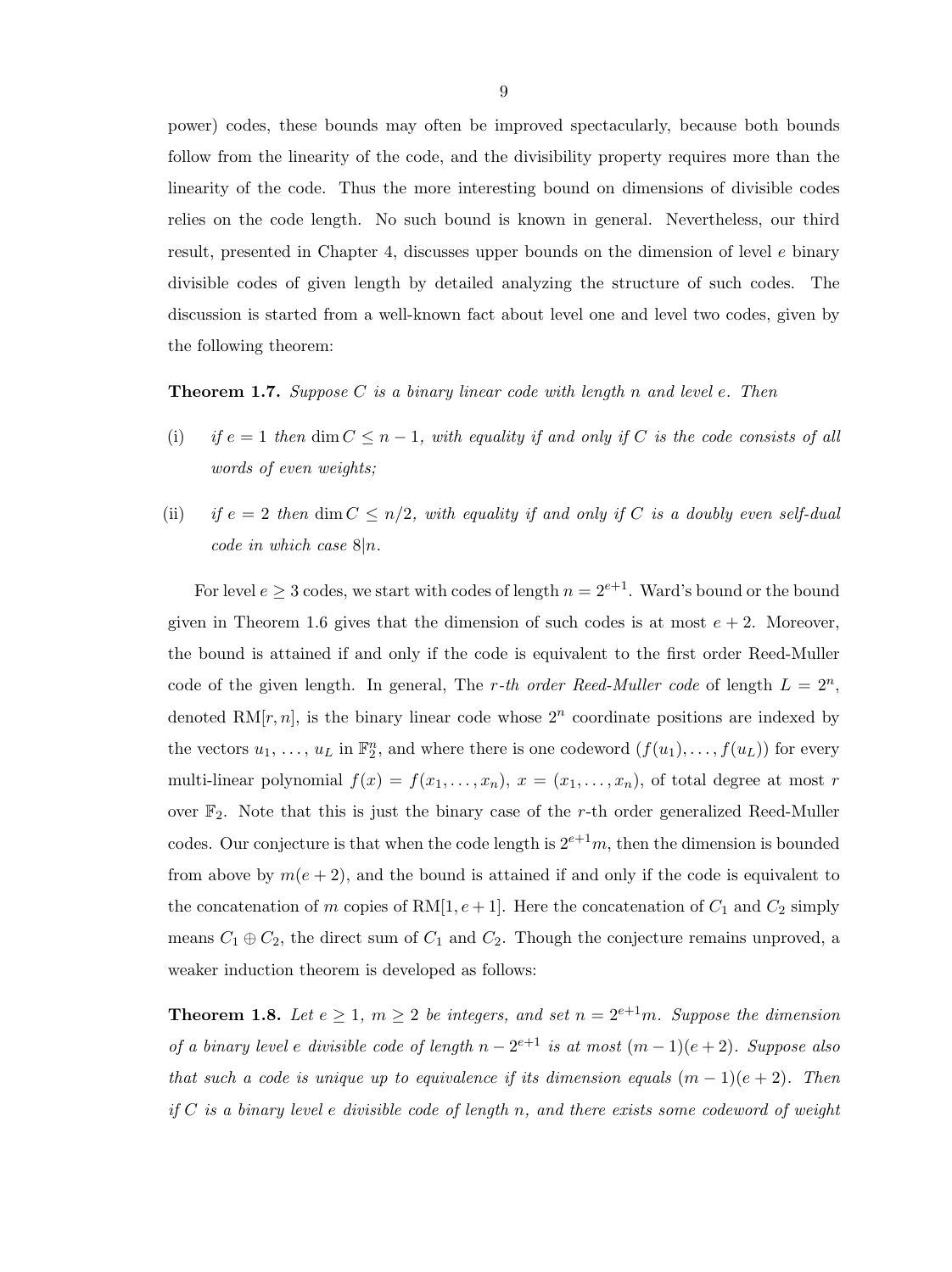power) codes, these bounds may often be improved spectacularly, because both bounds follow from the linearity of the code, and the divisibility property requires more than the linearity of the code. Thus the more interesting bound on dimensions of divisible codes relies on the code length. No such bound is known in general. Nevertheless, our third result, presented in Chapter 4, discusses upper bounds on the dimension of level $e$ binary divisible codes of given length by detailed analyzing the structure of such codes. The discussion is started from a well-known fact about level one and level two codes, given by the following theorem:

**Theorem 1.7.** *Suppose $C$ is a binary linear code with length $n$ and level $e$. Then*

(i) *if $e = 1$ then $\dim C \leq n - 1$, with equality if and only if $C$ is the code consists of all words of even weights;*

(ii) *if $e = 2$ then $\dim C \leq n/2$, with equality if and only if $C$ is a doubly even self-dual code in which case $8|n$.*

For level $e \geq 3$ codes, we start with codes of length $n = 2^{e+1}$. Ward's bound or the bound given in Theorem 1.6 gives that the dimension of such codes is at most $e + 2$. Moreover, the bound is attained if and only if the code is equivalent to the first order Reed-Muller code of the given length. In general, The *$r$-th order Reed-Muller code* of length $L = 2^n$, denoted $\mathrm{RM}[r, n]$, is the binary linear code whose $2^n$ coordinate positions are indexed by the vectors $u_1, \ldots, u_L$ in $\mathbb{F}_2^n$, and where there is one codeword $(f(u_1), \ldots, f(u_L))$ for every multi-linear polynomial $f(x) = f(x_1, \ldots, x_n)$, $x = (x_1, \ldots, x_n)$, of total degree at most $r$ over $\mathbb{F}_2$. Note that this is just the binary case of the $r$-th order generalized Reed-Muller codes. Our conjecture is that when the code length is $2^{e+1}m$, then the dimension is bounded from above by $m(e + 2)$, and the bound is attained if and only if the code is equivalent to the concatenation of $m$ copies of $\mathrm{RM}[1, e + 1]$. Here the concatenation of $C_1$ and $C_2$ simply means $C_1 \oplus C_2$, the direct sum of $C_1$ and $C_2$. Though the conjecture remains unproved, a weaker induction theorem is developed as follows:

**Theorem 1.8.** *Let $e \geq 1$, $m \geq 2$ be integers, and set $n = 2^{e+1}m$. Suppose the dimension of a binary level $e$ divisible code of length $n - 2^{e+1}$ is at most $(m - 1)(e + 2)$. Suppose also that such a code is unique up to equivalence if its dimension equals $(m - 1)(e + 2)$. Then if $C$ is a binary level $e$ divisible code of length $n$, and there exists some codeword of weight*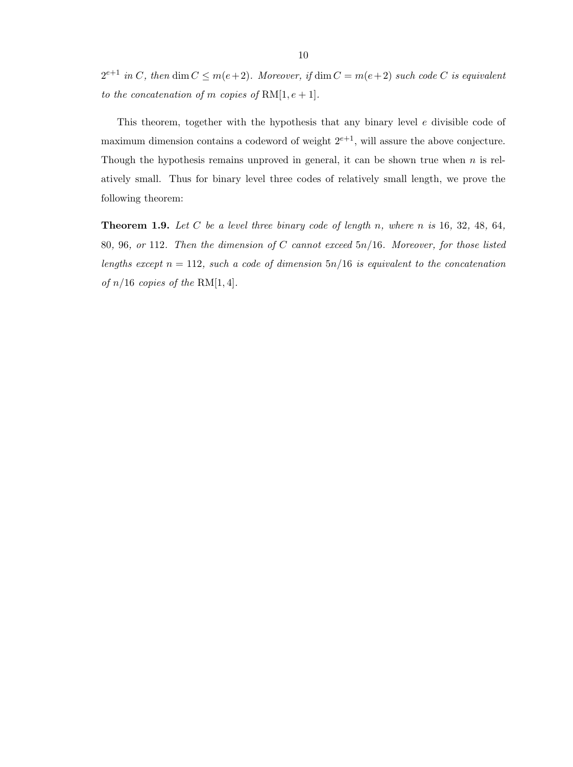*$2^{e+1}$ in $C$, then $\dim C \leq m(e+2)$. Moreover, if $\dim C = m(e+2)$ such code $C$ is equivalent to the concatenation of $m$ copies of $\mathrm{RM}[1, e+1]$.*

This theorem, together with the hypothesis that any binary level $e$ divisible code of maximum dimension contains a codeword of weight $2^{e+1}$, will assure the above conjecture. Though the hypothesis remains unproved in general, it can be shown true when $n$ is relatively small. Thus for binary level three codes of relatively small length, we prove the following theorem:

**Theorem 1.9.** *Let $C$ be a level three binary code of length $n$, where $n$ is 16, 32, 48, 64, 80, 96, or 112. Then the dimension of $C$ cannot exceed $5n/16$. Moreover, for those listed lengths except $n = 112$, such a code of dimension $5n/16$ is equivalent to the concatenation of $n/16$ copies of the $\mathrm{RM}[1, 4]$.*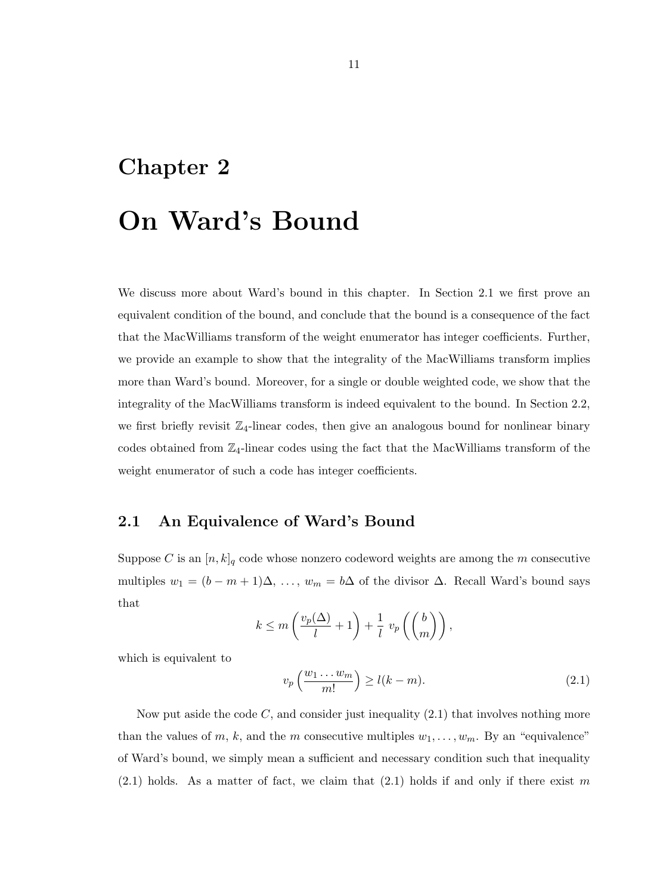# Chapter 2

# On Ward's Bound

We discuss more about Ward's bound in this chapter. In Section 2.1 we first prove an equivalent condition of the bound, and conclude that the bound is a consequence of the fact that the MacWilliams transform of the weight enumerator has integer coefficients. Further, we provide an example to show that the integrality of the MacWilliams transform implies more than Ward's bound. Moreover, for a single or double weighted code, we show that the integrality of the MacWilliams transform is indeed equivalent to the bound. In Section 2.2, we first briefly revisit $\mathbb{Z}_4$-linear codes, then give an analogous bound for nonlinear binary codes obtained from $\mathbb{Z}_4$-linear codes using the fact that the MacWilliams transform of the weight enumerator of such a code has integer coefficients.

## 2.1 An Equivalence of Ward's Bound

Suppose $C$ is an $[n, k]_q$ code whose nonzero codeword weights are among the $m$ consecutive multiples $w_1 = (b - m + 1)\Delta, \ldots, w_m = b\Delta$ of the divisor $\Delta$. Recall Ward's bound says that

$$k \leq m\left(\frac{v_p(\Delta)}{l} + 1\right) + \frac{1}{l}\ v_p\left(\binom{b}{m}\right),$$

which is equivalent to

$$v_p\left(\frac{w_1 \ldots w_m}{m!}\right) \geq l(k - m). \tag{2.1}$$

Now put aside the code $C$, and consider just inequality (2.1) that involves nothing more than the values of $m$, $k$, and the $m$ consecutive multiples $w_1, \ldots, w_m$. By an "equivalence" of Ward's bound, we simply mean a sufficient and necessary condition such that inequality (2.1) holds. As a matter of fact, we claim that (2.1) holds if and only if there exist $m$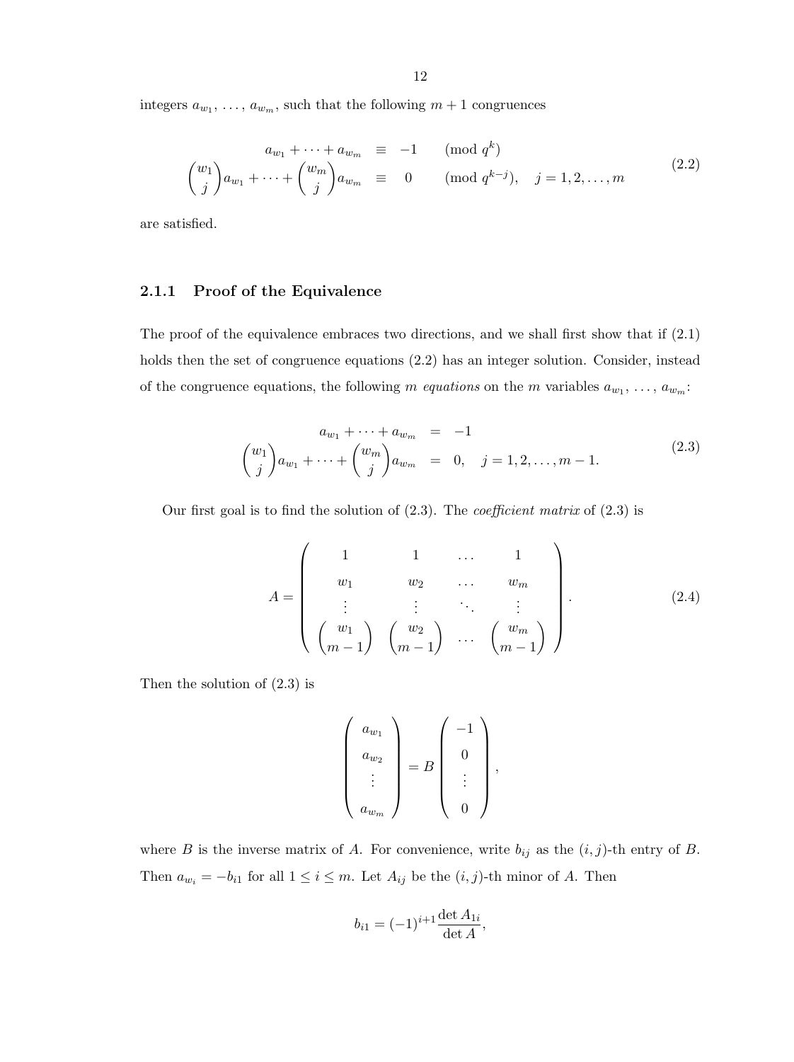integers $a_{w_1}, \ldots, a_{w_m}$, such that the following $m+1$ congruences

$$
\begin{aligned}
a_{w_1} + \cdots + a_{w_m} &\equiv -1 \qquad (\text{mod } q^k) \\
\binom{w_1}{j} a_{w_1} + \cdots + \binom{w_m}{j} a_{w_m} &\equiv 0 \qquad (\text{mod } q^{k-j}), \quad j = 1, 2, \ldots, m
\end{aligned}
\tag{2.2}
$$

are satisfied.

### 2.1.1 Proof of the Equivalence

The proof of the equivalence embraces two directions, and we shall first show that if (2.1) holds then the set of congruence equations (2.2) has an integer solution. Consider, instead of the congruence equations, the following $m$ *equations* on the $m$ variables $a_{w_1}, \ldots, a_{w_m}$:

$$
\begin{aligned}
a_{w_1} + \cdots + a_{w_m} &= -1 \\
\binom{w_1}{j} a_{w_1} + \cdots + \binom{w_m}{j} a_{w_m} &= 0, \quad j = 1, 2, \ldots, m-1.
\end{aligned}
\tag{2.3}
$$

Our first goal is to find the solution of (2.3). The *coefficient matrix* of (2.3) is

$$
A = \begin{pmatrix}
1 & 1 & \ldots & 1 \\
w_1 & w_2 & \ldots & w_m \\
\vdots & \vdots & \ddots & \vdots \\
\binom{w_1}{m-1} & \binom{w_2}{m-1} & \ldots & \binom{w_m}{m-1}
\end{pmatrix}.
\tag{2.4}
$$

Then the solution of (2.3) is

$$
\begin{pmatrix}
a_{w_1} \\
a_{w_2} \\
\vdots \\
a_{w_m}
\end{pmatrix}
= B
\begin{pmatrix}
-1 \\
0 \\
\vdots \\
0
\end{pmatrix},
$$

where $B$ is the inverse matrix of $A$. For convenience, write $b_{ij}$ as the $(i,j)$-th entry of $B$. Then $a_{w_i} = -b_{i1}$ for all $1 \leq i \leq m$. Let $A_{ij}$ be the $(i,j)$-th minor of $A$. Then

$$
b_{i1} = (-1)^{i+1} \frac{\det A_{1i}}{\det A},
$$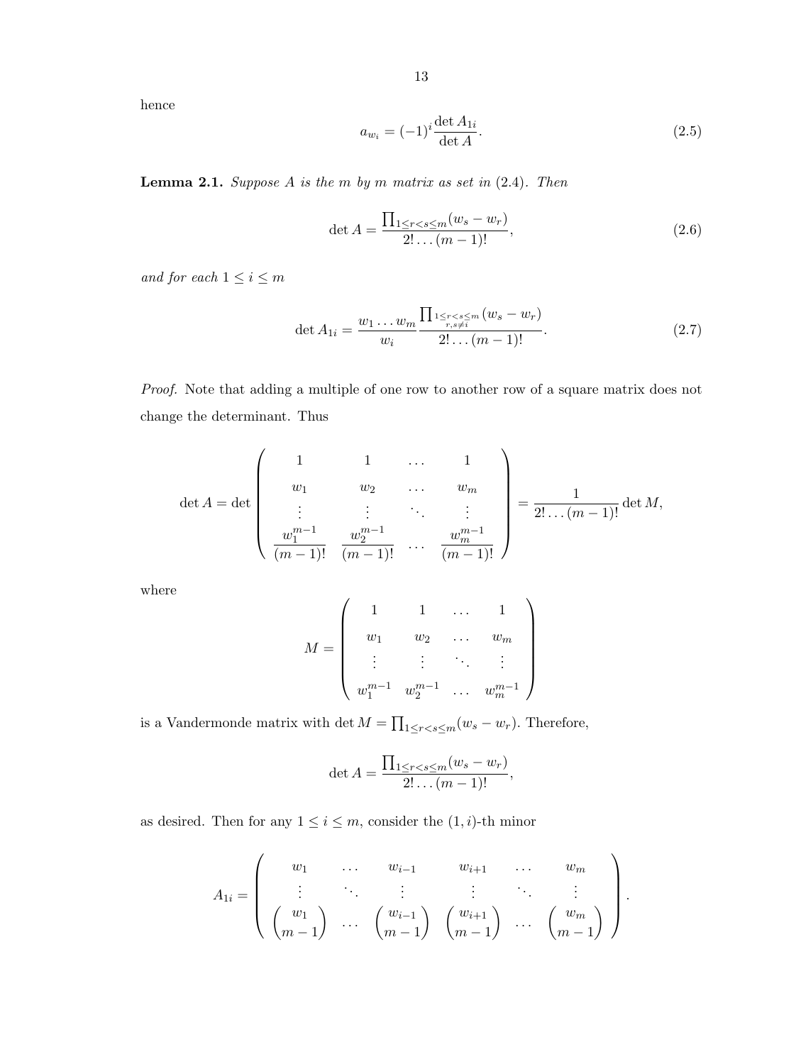hence

$$a_{w_i} = (-1)^i \frac{\det A_{1i}}{\det A}. \tag{2.5}$$

**Lemma 2.1.** *Suppose $A$ is the $m$ by $m$ matrix as set in (2.4). Then*

$$\det A = \frac{\prod_{1 \le r < s \le m}(w_s - w_r)}{2! \dots (m-1)!}, \tag{2.6}$$

*and for each $1 \le i \le m$*

$$\det A_{1i} = \frac{w_1 \dots w_m}{w_i} \frac{\prod_{\substack{1 \le r < s \le m \\ r,s \ne i}}(w_s - w_r)}{2! \dots (m-1)!}. \tag{2.7}$$

*Proof.* Note that adding a multiple of one row to another row of a square matrix does not change the determinant. Thus

$$\det A = \det \begin{pmatrix} 1 & 1 & \dots & 1 \\ w_1 & w_2 & \dots & w_m \\ \vdots & \vdots & \ddots & \vdots \\ \dfrac{w_1^{m-1}}{(m-1)!} & \dfrac{w_2^{m-1}}{(m-1)!} & \dots & \dfrac{w_m^{m-1}}{(m-1)!} \end{pmatrix} = \frac{1}{2! \dots (m-1)!} \det M,$$

where

$$M = \begin{pmatrix} 1 & 1 & \dots & 1 \\ w_1 & w_2 & \dots & w_m \\ \vdots & \vdots & \ddots & \vdots \\ w_1^{m-1} & w_2^{m-1} & \dots & w_m^{m-1} \end{pmatrix}$$

is a Vandermonde matrix with $\det M = \prod_{1 \le r < s \le m}(w_s - w_r)$. Therefore,

$$\det A = \frac{\prod_{1 \le r < s \le m}(w_s - w_r)}{2! \dots (m-1)!},$$

as desired. Then for any $1 \le i \le m$, consider the $(1, i)$-th minor

$$A_{1i} = \begin{pmatrix} w_1 & \dots & w_{i-1} & w_{i+1} & \dots & w_m \\ \vdots & \ddots & \vdots & \vdots & \ddots & \vdots \\ \dbinom{w_1}{m-1} & \dots & \dbinom{w_{i-1}}{m-1} & \dbinom{w_{i+1}}{m-1} & \dots & \dbinom{w_m}{m-1} \end{pmatrix}.$$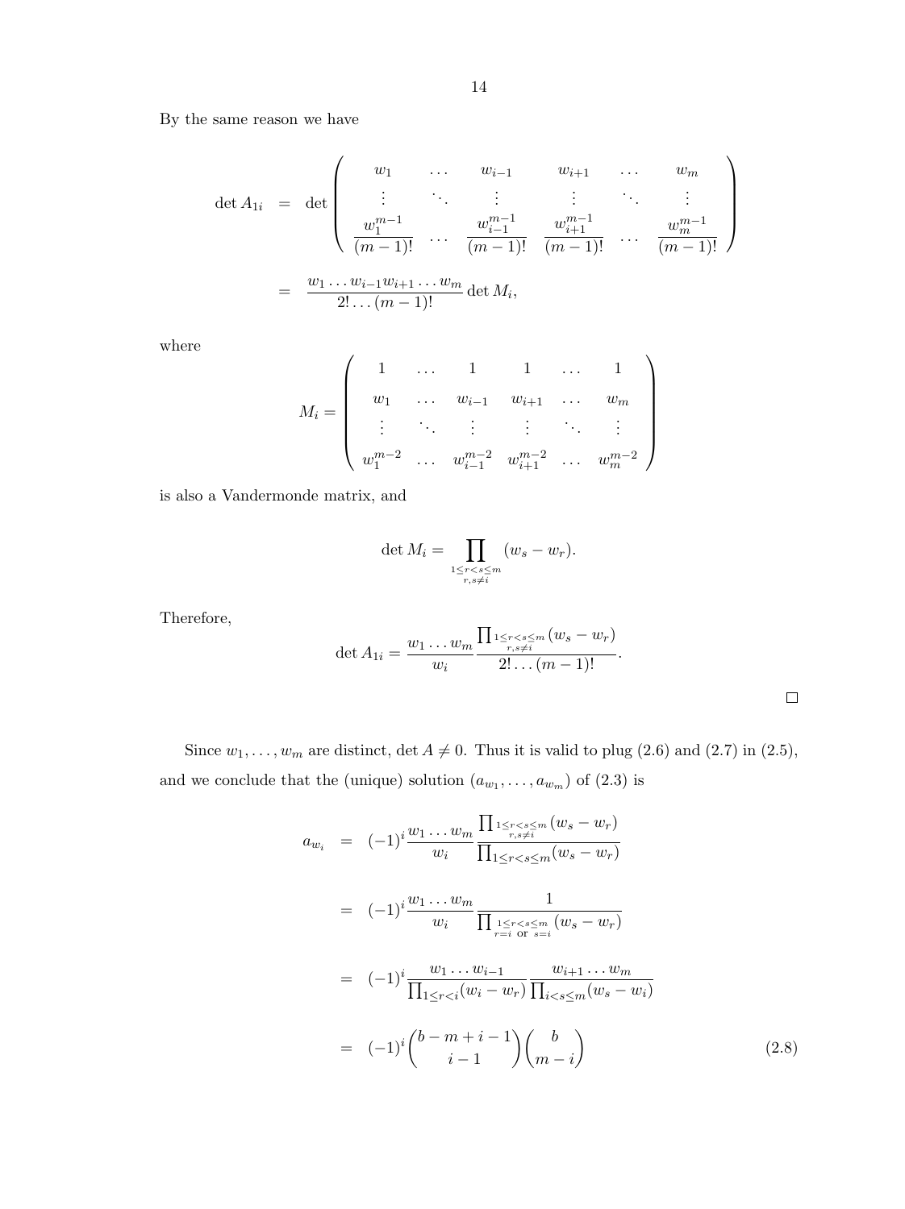By the same reason we have

$$
\begin{aligned}
\det A_{1i} &= \det \begin{pmatrix} w_1 & \dots & w_{i-1} & w_{i+1} & \dots & w_m \\ \vdots & \ddots & \vdots & \vdots & \ddots & \vdots \\ \frac{w_1^{m-1}}{(m-1)!} & \dots & \frac{w_{i-1}^{m-1}}{(m-1)!} & \frac{w_{i+1}^{m-1}}{(m-1)!} & \dots & \frac{w_m^{m-1}}{(m-1)!} \end{pmatrix} \\
&= \frac{w_1 \dots w_{i-1} w_{i+1} \dots w_m}{2! \dots (m-1)!} \det M_i,
\end{aligned}
$$

where

$$
M_i = \begin{pmatrix} 1 & \dots & 1 & 1 & \dots & 1 \\ w_1 & \dots & w_{i-1} & w_{i+1} & \dots & w_m \\ \vdots & \ddots & \vdots & \vdots & \ddots & \vdots \\ w_1^{m-2} & \dots & w_{i-1}^{m-2} & w_{i+1}^{m-2} & \dots & w_m^{m-2} \end{pmatrix}
$$

is also a Vandermonde matrix, and

$$
\det M_i = \prod_{\substack{1 \le r < s \le m \\ r,s \ne i}} (w_s - w_r).
$$

Therefore,

$$
\det A_{1i} = \frac{w_1 \dots w_m}{w_i} \frac{\prod_{\substack{1 \le r < s \le m \\ r,s \ne i}} (w_s - w_r)}{2! \dots (m-1)!}.
$$

□

Since $w_1, \dots, w_m$ are distinct, $\det A \ne 0$. Thus it is valid to plug (2.6) and (2.7) in (2.5), and we conclude that the (unique) solution $(a_{w_1}, \dots, a_{w_m})$ of (2.3) is

$$
\begin{aligned}
a_{w_i} &= (-1)^i \frac{w_1 \dots w_m}{w_i} \frac{\prod_{\substack{1 \le r < s \le m \\ r,s \ne i}} (w_s - w_r)}{\prod_{1 \le r < s \le m} (w_s - w_r)} \\
&= (-1)^i \frac{w_1 \dots w_m}{w_i} \frac{1}{\prod_{\substack{1 \le r < s \le m \\ r=i \text{ or } s=i}} (w_s - w_r)} \\
&= (-1)^i \frac{w_1 \dots w_{i-1}}{\prod_{1 \le r < i} (w_i - w_r)} \frac{w_{i+1} \dots w_m}{\prod_{i < s \le m} (w_s - w_i)} \\
&= (-1)^i \binom{b-m+i-1}{i-1} \binom{b}{m-i} \qquad (2.8)
\end{aligned}
$$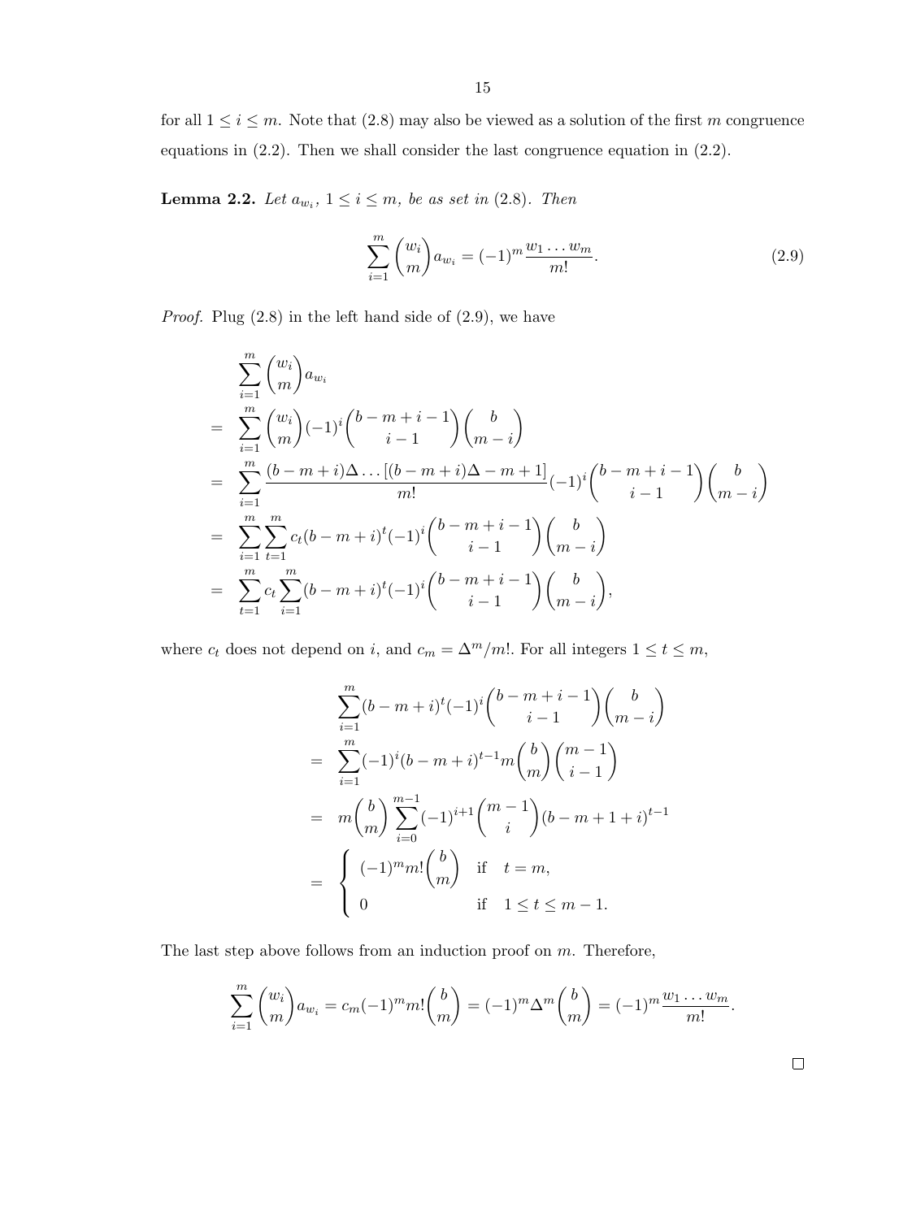for all $1 \le i \le m$. Note that (2.8) may also be viewed as a solution of the first $m$ congruence equations in (2.2). Then we shall consider the last congruence equation in (2.2).

**Lemma 2.2.** *Let $a_{w_i}$, $1 \le i \le m$, be as set in (2.8). Then*

$$\sum_{i=1}^{m} \binom{w_i}{m} a_{w_i} = (-1)^m \frac{w_1 \dots w_m}{m!}. \tag{2.9}$$

*Proof.* Plug (2.8) in the left hand side of (2.9), we have

$$\begin{aligned}
& \sum_{i=1}^{m} \binom{w_i}{m} a_{w_i} \\
= & \sum_{i=1}^{m} \binom{w_i}{m} (-1)^i \binom{b-m+i-1}{i-1} \binom{b}{m-i} \\
= & \sum_{i=1}^{m} \frac{(b-m+i)\Delta \dots [(b-m+i)\Delta - m + 1]}{m!} (-1)^i \binom{b-m+i-1}{i-1} \binom{b}{m-i} \\
= & \sum_{i=1}^{m} \sum_{t=1}^{m} c_t (b-m+i)^t (-1)^i \binom{b-m+i-1}{i-1} \binom{b}{m-i} \\
= & \sum_{t=1}^{m} c_t \sum_{i=1}^{m} (b-m+i)^t (-1)^i \binom{b-m+i-1}{i-1} \binom{b}{m-i},
\end{aligned}$$

where $c_t$ does not depend on $i$, and $c_m = \Delta^m / m!$. For all integers $1 \le t \le m$,

$$\begin{aligned}
& \sum_{i=1}^{m} (b-m+i)^t (-1)^i \binom{b-m+i-1}{i-1} \binom{b}{m-i} \\
= & \sum_{i=1}^{m} (-1)^i (b-m+i)^{t-1} m \binom{b}{m} \binom{m-1}{i-1} \\
= & \; m \binom{b}{m} \sum_{i=0}^{m-1} (-1)^{i+1} \binom{m-1}{i} (b-m+1+i)^{t-1} \\
= & \begin{cases} (-1)^m m! \binom{b}{m} & \text{if} \quad t = m, \\ 0 & \text{if} \quad 1 \le t \le m-1. \end{cases}
\end{aligned}$$

The last step above follows from an induction proof on $m$. Therefore,

$$\sum_{i=1}^{m} \binom{w_i}{m} a_{w_i} = c_m (-1)^m m! \binom{b}{m} = (-1)^m \Delta^m \binom{b}{m} = (-1)^m \frac{w_1 \dots w_m}{m!}.$$

□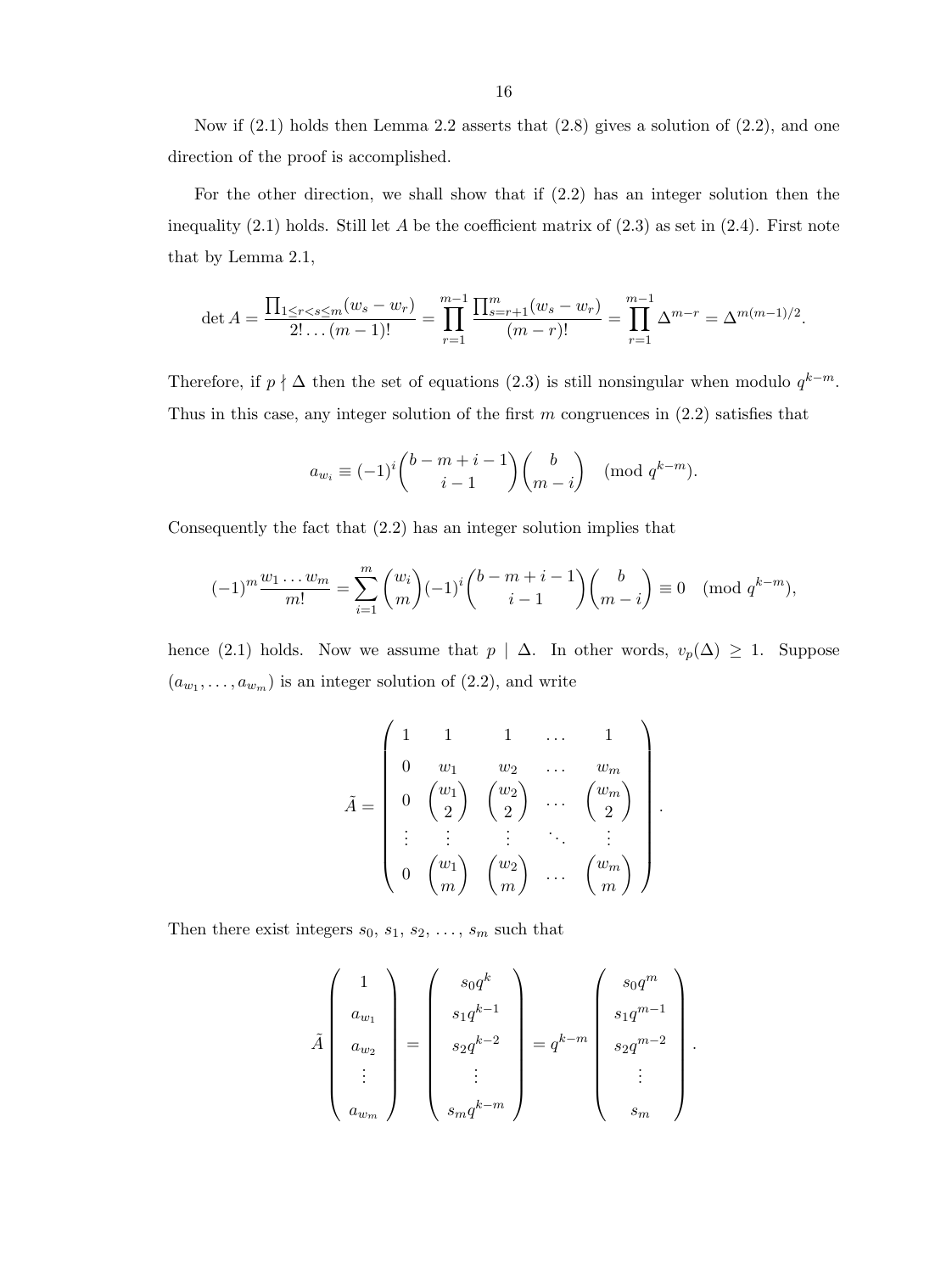Now if (2.1) holds then Lemma 2.2 asserts that (2.8) gives a solution of (2.2), and one direction of the proof is accomplished.

For the other direction, we shall show that if (2.2) has an integer solution then the inequality (2.1) holds. Still let $A$ be the coefficient matrix of (2.3) as set in (2.4). First note that by Lemma 2.1,

$$\det A = \frac{\prod_{1 \le r < s \le m}(w_s - w_r)}{2! \dots (m-1)!} = \prod_{r=1}^{m-1} \frac{\prod_{s=r+1}^{m}(w_s - w_r)}{(m-r)!} = \prod_{r=1}^{m-1} \Delta^{m-r} = \Delta^{m(m-1)/2}.$$

Therefore, if $p \nmid \Delta$ then the set of equations (2.3) is still nonsingular when modulo $q^{k-m}$. Thus in this case, any integer solution of the first $m$ congruences in (2.2) satisfies that

$$a_{w_i} \equiv (-1)^i \binom{b-m+i-1}{i-1} \binom{b}{m-i} \pmod{q^{k-m}}.$$

Consequently the fact that (2.2) has an integer solution implies that

$$(-1)^m \frac{w_1 \dots w_m}{m!} = \sum_{i=1}^{m} \binom{w_i}{m} (-1)^i \binom{b-m+i-1}{i-1} \binom{b}{m-i} \equiv 0 \pmod{q^{k-m}},$$

hence (2.1) holds. Now we assume that $p \mid \Delta$. In other words, $v_p(\Delta) \ge 1$. Suppose $(a_{w_1}, \dots, a_{w_m})$ is an integer solution of (2.2), and write

$$\tilde{A} = \begin{pmatrix} 1 & 1 & 1 & \dots & 1 \\ 0 & w_1 & w_2 & \dots & w_m \\ 0 & \binom{w_1}{2} & \binom{w_2}{2} & \dots & \binom{w_m}{2} \\ \vdots & \vdots & \vdots & \ddots & \vdots \\ 0 & \binom{w_1}{m} & \binom{w_2}{m} & \dots & \binom{w_m}{m} \end{pmatrix}.$$

Then there exist integers $s_0, s_1, s_2, \dots, s_m$ such that

$$\tilde{A} \begin{pmatrix} 1 \\ a_{w_1} \\ a_{w_2} \\ \vdots \\ a_{w_m} \end{pmatrix} = \begin{pmatrix} s_0 q^k \\ s_1 q^{k-1} \\ s_2 q^{k-2} \\ \vdots \\ s_m q^{k-m} \end{pmatrix} = q^{k-m} \begin{pmatrix} s_0 q^m \\ s_1 q^{m-1} \\ s_2 q^{m-2} \\ \vdots \\ s_m \end{pmatrix}.$$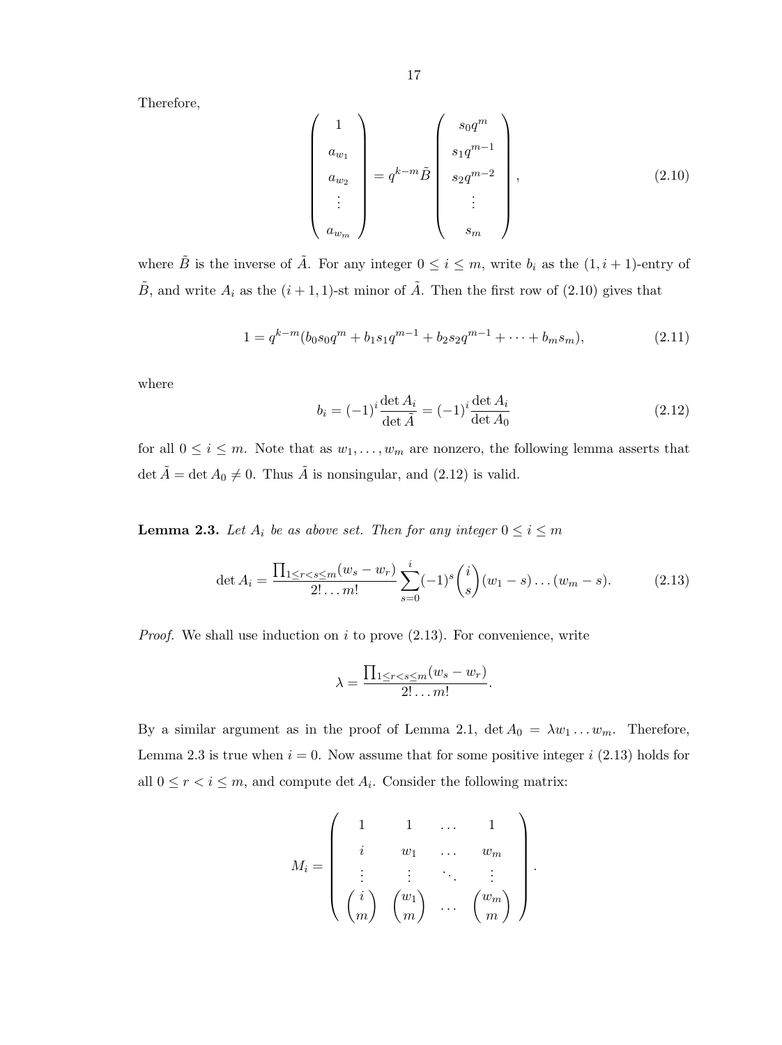Therefore,

$$\begin{pmatrix} 1 \\ a_{w_1} \\ a_{w_2} \\ \vdots \\ a_{w_m} \end{pmatrix} = q^{k-m}\tilde{B} \begin{pmatrix} s_0 q^m \\ s_1 q^{m-1} \\ s_2 q^{m-2} \\ \vdots \\ s_m \end{pmatrix}, \tag{2.10}$$

where $\tilde{B}$ is the inverse of $\tilde{A}$. For any integer $0 \leq i \leq m$, write $b_i$ as the $(1, i+1)$-entry of $\tilde{B}$, and write $A_i$ as the $(i+1, 1)$-st minor of $\tilde{A}$. Then the first row of (2.10) gives that

$$1 = q^{k-m}(b_0 s_0 q^m + b_1 s_1 q^{m-1} + b_2 s_2 q^{m-1} + \cdots + b_m s_m), \tag{2.11}$$

where

$$b_i = (-1)^i \frac{\det A_i}{\det \tilde{A}} = (-1)^i \frac{\det A_i}{\det A_0} \tag{2.12}$$

for all $0 \leq i \leq m$. Note that as $w_1, \ldots, w_m$ are nonzero, the following lemma asserts that $\det \tilde{A} = \det A_0 \neq 0$. Thus $\tilde{A}$ is nonsingular, and (2.12) is valid.

**Lemma 2.3.** *Let $A_i$ be as above set. Then for any integer $0 \leq i \leq m$*

$$\det A_i = \frac{\prod_{1 \leq r < s \leq m}(w_s - w_r)}{2! \ldots m!} \sum_{s=0}^{i} (-1)^s \binom{i}{s} (w_1 - s) \ldots (w_m - s). \tag{2.13}$$

*Proof.* We shall use induction on $i$ to prove (2.13). For convenience, write

$$\lambda = \frac{\prod_{1 \leq r < s \leq m}(w_s - w_r)}{2! \ldots m!}.$$

By a similar argument as in the proof of Lemma 2.1, $\det A_0 = \lambda w_1 \ldots w_m$. Therefore, Lemma 2.3 is true when $i = 0$. Now assume that for some positive integer $i$ (2.13) holds for all $0 \leq r < i \leq m$, and compute $\det A_i$. Consider the following matrix:

$$M_i = \begin{pmatrix} 1 & 1 & \ldots & 1 \\ i & w_1 & \ldots & w_m \\ \vdots & \vdots & \ddots & \vdots \\ \binom{i}{m} & \binom{w_1}{m} & \ldots & \binom{w_m}{m} \end{pmatrix}.$$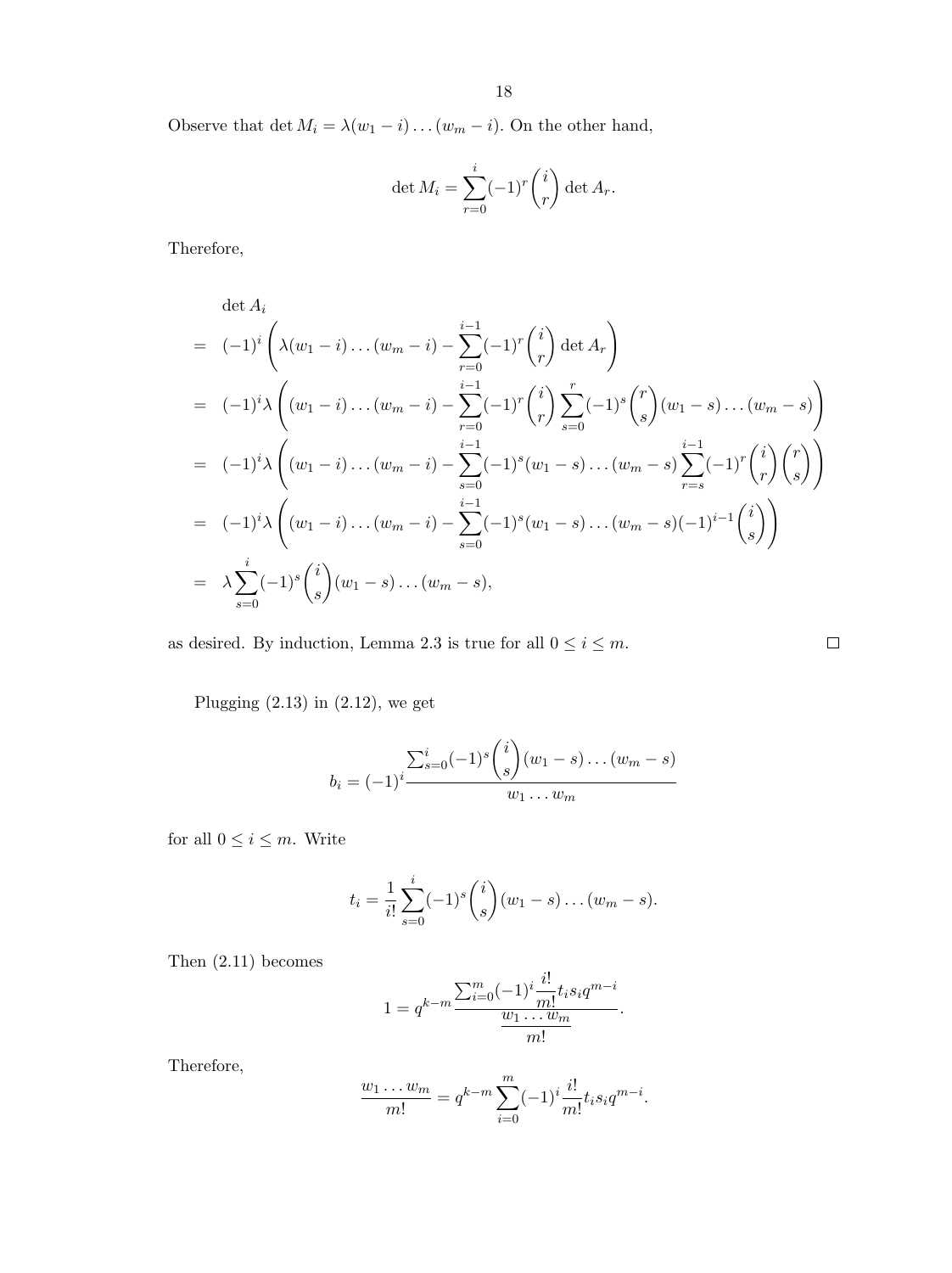Observe that $\det M_i = \lambda(w_1 - i)\dots(w_m - i)$. On the other hand,

$$\det M_i = \sum_{r=0}^{i}(-1)^r\binom{i}{r}\det A_r.$$

Therefore,

$$\begin{aligned}
&\det A_i \\
=\ & (-1)^i\left(\lambda(w_1-i)\dots(w_m-i) - \sum_{r=0}^{i-1}(-1)^r\binom{i}{r}\det A_r\right)\\
=\ & (-1)^i\lambda\left((w_1-i)\dots(w_m-i) - \sum_{r=0}^{i-1}(-1)^r\binom{i}{r}\sum_{s=0}^{r}(-1)^s\binom{r}{s}(w_1-s)\dots(w_m-s)\right)\\
=\ & (-1)^i\lambda\left((w_1-i)\dots(w_m-i) - \sum_{s=0}^{i-1}(-1)^s(w_1-s)\dots(w_m-s)\sum_{r=s}^{i-1}(-1)^r\binom{i}{r}\binom{r}{s}\right)\\
=\ & (-1)^i\lambda\left((w_1-i)\dots(w_m-i) - \sum_{s=0}^{i-1}(-1)^s(w_1-s)\dots(w_m-s)(-1)^{i-1}\binom{i}{s}\right)\\
=\ & \lambda\sum_{s=0}^{i}(-1)^s\binom{i}{s}(w_1-s)\dots(w_m-s),
\end{aligned}$$

as desired. By induction, Lemma 2.3 is true for all $0 \le i \le m$. □

Plugging (2.13) in (2.12), we get

$$b_i = (-1)^i\frac{\sum_{s=0}^{i}(-1)^s\binom{i}{s}(w_1-s)\dots(w_m-s)}{w_1\dots w_m}$$

for all $0 \le i \le m$. Write

$$t_i = \frac{1}{i!}\sum_{s=0}^{i}(-1)^s\binom{i}{s}(w_1-s)\dots(w_m-s).$$

Then (2.11) becomes

$$1 = q^{k-m}\frac{\sum_{i=0}^{m}(-1)^i\dfrac{i!}{m!}t_i s_i q^{m-i}}{\dfrac{w_1\dots w_m}{m!}}.$$

Therefore,

$$\frac{w_1\dots w_m}{m!} = q^{k-m}\sum_{i=0}^{m}(-1)^i\frac{i!}{m!}t_i s_i q^{m-i}.$$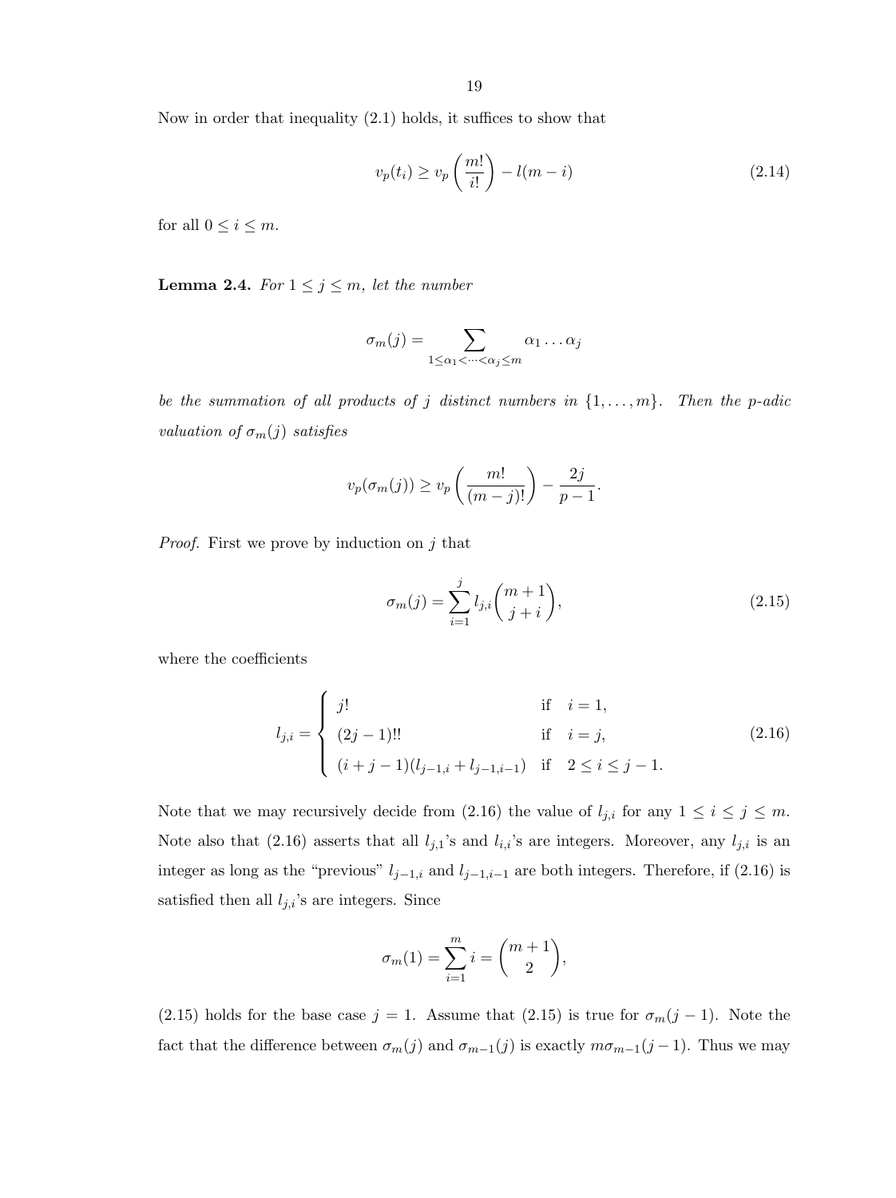Now in order that inequality (2.1) holds, it suffices to show that

$$v_p(t_i) \geq v_p\left(\frac{m!}{i!}\right) - l(m-i) \tag{2.14}$$

for all $0 \leq i \leq m$.

**Lemma 2.4.** *For $1 \leq j \leq m$, let the number*

$$\sigma_m(j) = \sum_{1 \leq \alpha_1 < \cdots < \alpha_j \leq m} \alpha_1 \ldots \alpha_j$$

*be the summation of all products of $j$ distinct numbers in $\{1, \ldots, m\}$. Then the $p$-adic valuation of $\sigma_m(j)$ satisfies*

$$v_p(\sigma_m(j)) \geq v_p\left(\frac{m!}{(m-j)!}\right) - \frac{2j}{p-1}.$$

*Proof.* First we prove by induction on $j$ that

$$\sigma_m(j) = \sum_{i=1}^{j} l_{j,i} \binom{m+1}{j+i}, \tag{2.15}$$

where the coefficients

$$l_{j,i} = \begin{cases} j! & \text{if} \quad i = 1, \\ (2j-1)!! & \text{if} \quad i = j, \\ (i+j-1)(l_{j-1,i} + l_{j-1,i-1}) & \text{if} \quad 2 \leq i \leq j-1. \end{cases} \tag{2.16}$$

Note that we may recursively decide from (2.16) the value of $l_{j,i}$ for any $1 \leq i \leq j \leq m$. Note also that (2.16) asserts that all $l_{j,1}$'s and $l_{i,i}$'s are integers. Moreover, any $l_{j,i}$ is an integer as long as the "previous" $l_{j-1,i}$ and $l_{j-1,i-1}$ are both integers. Therefore, if (2.16) is satisfied then all $l_{j,i}$'s are integers. Since

$$\sigma_m(1) = \sum_{i=1}^{m} i = \binom{m+1}{2},$$

(2.15) holds for the base case $j = 1$. Assume that (2.15) is true for $\sigma_m(j-1)$. Note the fact that the difference between $\sigma_m(j)$ and $\sigma_{m-1}(j)$ is exactly $m\sigma_{m-1}(j-1)$. Thus we may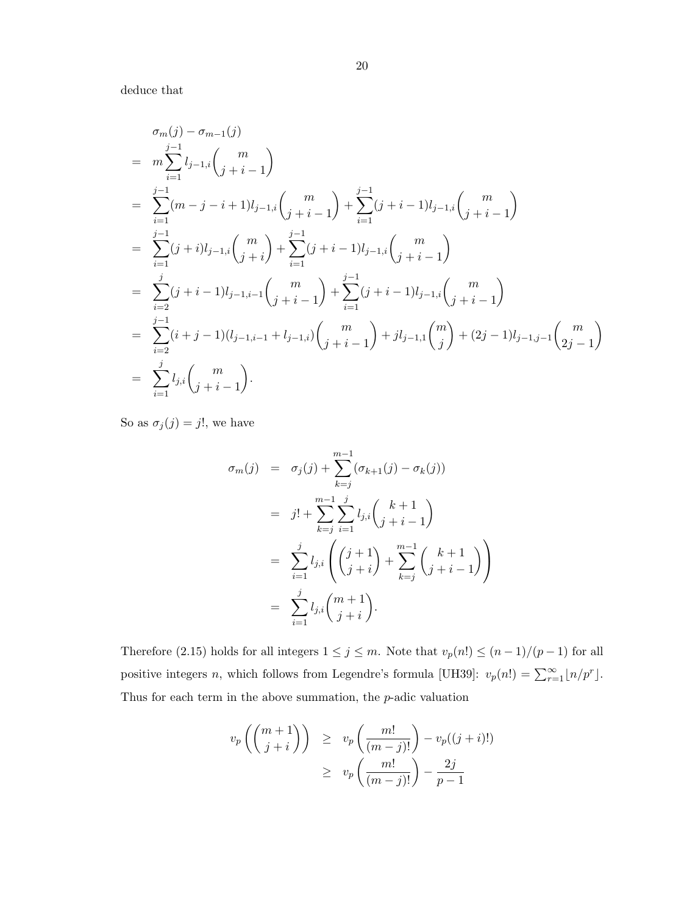deduce that

$$
\begin{aligned}
& \sigma_m(j) - \sigma_{m-1}(j) \\
= \;& m \sum_{i=1}^{j-1} l_{j-1,i} \binom{m}{j+i-1} \\
= \;& \sum_{i=1}^{j-1} (m-j-i+1) l_{j-1,i} \binom{m}{j+i-1} + \sum_{i=1}^{j-1} (j+i-1) l_{j-1,i} \binom{m}{j+i-1} \\
= \;& \sum_{i=1}^{j-1} (j+i) l_{j-1,i} \binom{m}{j+i} + \sum_{i=1}^{j-1} (j+i-1) l_{j-1,i} \binom{m}{j+i-1} \\
= \;& \sum_{i=2}^{j} (j+i-1) l_{j-1,i-1} \binom{m}{j+i-1} + \sum_{i=1}^{j-1} (j+i-1) l_{j-1,i} \binom{m}{j+i-1} \\
= \;& \sum_{i=2}^{j-1} (i+j-1)(l_{j-1,i-1} + l_{j-1,i}) \binom{m}{j+i-1} + j l_{j-1,1} \binom{m}{j} + (2j-1) l_{j-1,j-1} \binom{m}{2j-1} \\
= \;& \sum_{i=1}^{j} l_{j,i} \binom{m}{j+i-1}.
\end{aligned}
$$

So as $\sigma_j(j) = j!$, we have

$$
\begin{aligned}
\sigma_m(j) &= \sigma_j(j) + \sum_{k=j}^{m-1} (\sigma_{k+1}(j) - \sigma_k(j)) \\
&= j! + \sum_{k=j}^{m-1} \sum_{i=1}^{j} l_{j,i} \binom{k+1}{j+i-1} \\
&= \sum_{i=1}^{j} l_{j,i} \left( \binom{j+1}{j+i} + \sum_{k=j}^{m-1} \binom{k+1}{j+i-1} \right) \\
&= \sum_{i=1}^{j} l_{j,i} \binom{m+1}{j+i}.
\end{aligned}
$$

Therefore (2.15) holds for all integers $1 \le j \le m$. Note that $v_p(n!) \le (n-1)/(p-1)$ for all positive integers $n$, which follows from Legendre's formula [UH39]: $v_p(n!) = \sum_{r=1}^{\infty} \lfloor n/p^r \rfloor$. Thus for each term in the above summation, the $p$-adic valuation

$$
\begin{aligned}
v_p\left( \binom{m+1}{j+i} \right) &\ge v_p\left( \frac{m!}{(m-j)!} \right) - v_p((j+i)!) \\
&\ge v_p\left( \frac{m!}{(m-j)!} \right) - \frac{2j}{p-1}
\end{aligned}
$$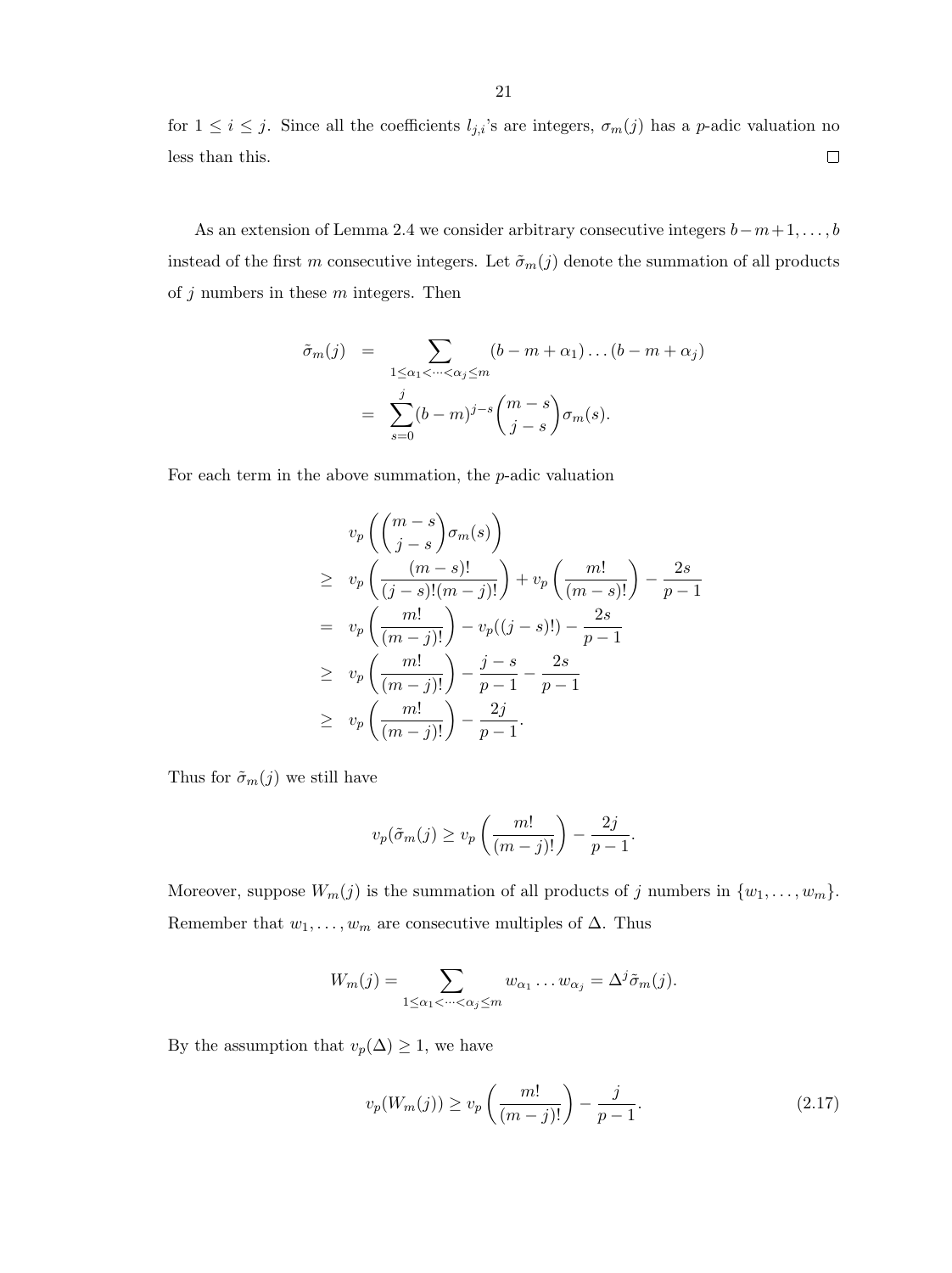for $1 \leq i \leq j$. Since all the coefficients $l_{j,i}$'s are integers, $\sigma_m(j)$ has a $p$-adic valuation no less than this. $\square$

As an extension of Lemma 2.4 we consider arbitrary consecutive integers $b-m+1, \ldots, b$ instead of the first $m$ consecutive integers. Let $\tilde{\sigma}_m(j)$ denote the summation of all products of $j$ numbers in these $m$ integers. Then

$$
\begin{aligned}
\tilde{\sigma}_m(j) &= \sum_{1 \leq \alpha_1 < \cdots < \alpha_j \leq m} (b-m+\alpha_1) \ldots (b-m+\alpha_j) \\
&= \sum_{s=0}^{j} (b-m)^{j-s} \binom{m-s}{j-s} \sigma_m(s).
\end{aligned}
$$

For each term in the above summation, the $p$-adic valuation

$$
\begin{aligned}
& v_p\left(\binom{m-s}{j-s}\sigma_m(s)\right) \\
\geq\ & v_p\left(\frac{(m-s)!}{(j-s)!(m-j)!}\right) + v_p\left(\frac{m!}{(m-s)!}\right) - \frac{2s}{p-1} \\
=\ & v_p\left(\frac{m!}{(m-j)!}\right) - v_p((j-s)!) - \frac{2s}{p-1} \\
\geq\ & v_p\left(\frac{m!}{(m-j)!}\right) - \frac{j-s}{p-1} - \frac{2s}{p-1} \\
\geq\ & v_p\left(\frac{m!}{(m-j)!}\right) - \frac{2j}{p-1}.
\end{aligned}
$$

Thus for $\tilde{\sigma}_m(j)$ we still have

$$
v_p(\tilde{\sigma}_m(j) \geq v_p\left(\frac{m!}{(m-j)!}\right) - \frac{2j}{p-1}.
$$

Moreover, suppose $W_m(j)$ is the summation of all products of $j$ numbers in $\{w_1, \ldots, w_m\}$. Remember that $w_1, \ldots, w_m$ are consecutive multiples of $\Delta$. Thus

$$
W_m(j) = \sum_{1 \leq \alpha_1 < \cdots < \alpha_j \leq m} w_{\alpha_1} \ldots w_{\alpha_j} = \Delta^j \tilde{\sigma}_m(j).
$$

By the assumption that $v_p(\Delta) \geq 1$, we have

$$
v_p(W_m(j)) \geq v_p\left(\frac{m!}{(m-j)!}\right) - \frac{j}{p-1}. \tag{2.17}
$$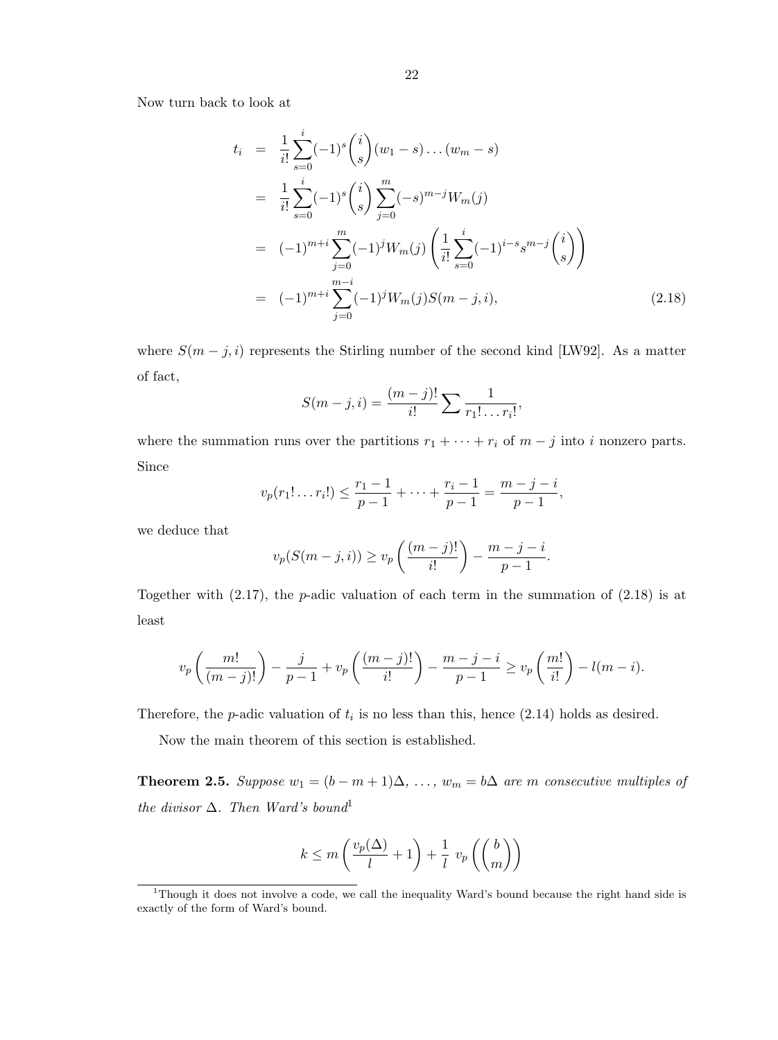Now turn back to look at

$$
\begin{aligned}
t_i &= \frac{1}{i!}\sum_{s=0}^{i}(-1)^s\binom{i}{s}(w_1-s)\dots(w_m-s) \\
&= \frac{1}{i!}\sum_{s=0}^{i}(-1)^s\binom{i}{s}\sum_{j=0}^{m}(-s)^{m-j}W_m(j) \\
&= (-1)^{m+i}\sum_{j=0}^{m}(-1)^j W_m(j)\left(\frac{1}{i!}\sum_{s=0}^{i}(-1)^{i-s}s^{m-j}\binom{i}{s}\right) \\
&= (-1)^{m+i}\sum_{j=0}^{m-i}(-1)^j W_m(j) S(m-j,i), \qquad (2.18)
\end{aligned}
$$

where $S(m-j,i)$ represents the Stirling number of the second kind [LW92]. As a matter of fact,

$$
S(m-j,i) = \frac{(m-j)!}{i!}\sum\frac{1}{r_1!\dots r_i!},
$$

where the summation runs over the partitions $r_1+\dots+r_i$ of $m-j$ into $i$ nonzero parts. Since

$$
v_p(r_1!\dots r_i!) \le \frac{r_1-1}{p-1}+\dots+\frac{r_i-1}{p-1} = \frac{m-j-i}{p-1},
$$

we deduce that

$$
v_p(S(m-j,i)) \ge v_p\left(\frac{(m-j)!}{i!}\right) - \frac{m-j-i}{p-1}.
$$

Together with (2.17), the $p$-adic valuation of each term in the summation of (2.18) is at least

$$
v_p\left(\frac{m!}{(m-j)!}\right) - \frac{j}{p-1} + v_p\left(\frac{(m-j)!}{i!}\right) - \frac{m-j-i}{p-1} \ge v_p\left(\frac{m!}{i!}\right) - l(m-i).
$$

Therefore, the $p$-adic valuation of $t_i$ is no less than this, hence (2.14) holds as desired.

Now the main theorem of this section is established.

**Theorem 2.5.** *Suppose $w_1 = (b-m+1)\Delta,\ \dots,\ w_m = b\Delta$ are $m$ consecutive multiples of the divisor $\Delta$. Then Ward's bound*[1]

$$
k \le m\left(\frac{v_p(\Delta)}{l}+1\right) + \frac{1}{l}\ v_p\left(\binom{b}{m}\right)
$$

[1] Though it does not involve a code, we call the inequality Ward's bound because the right hand side is exactly of the form of Ward's bound.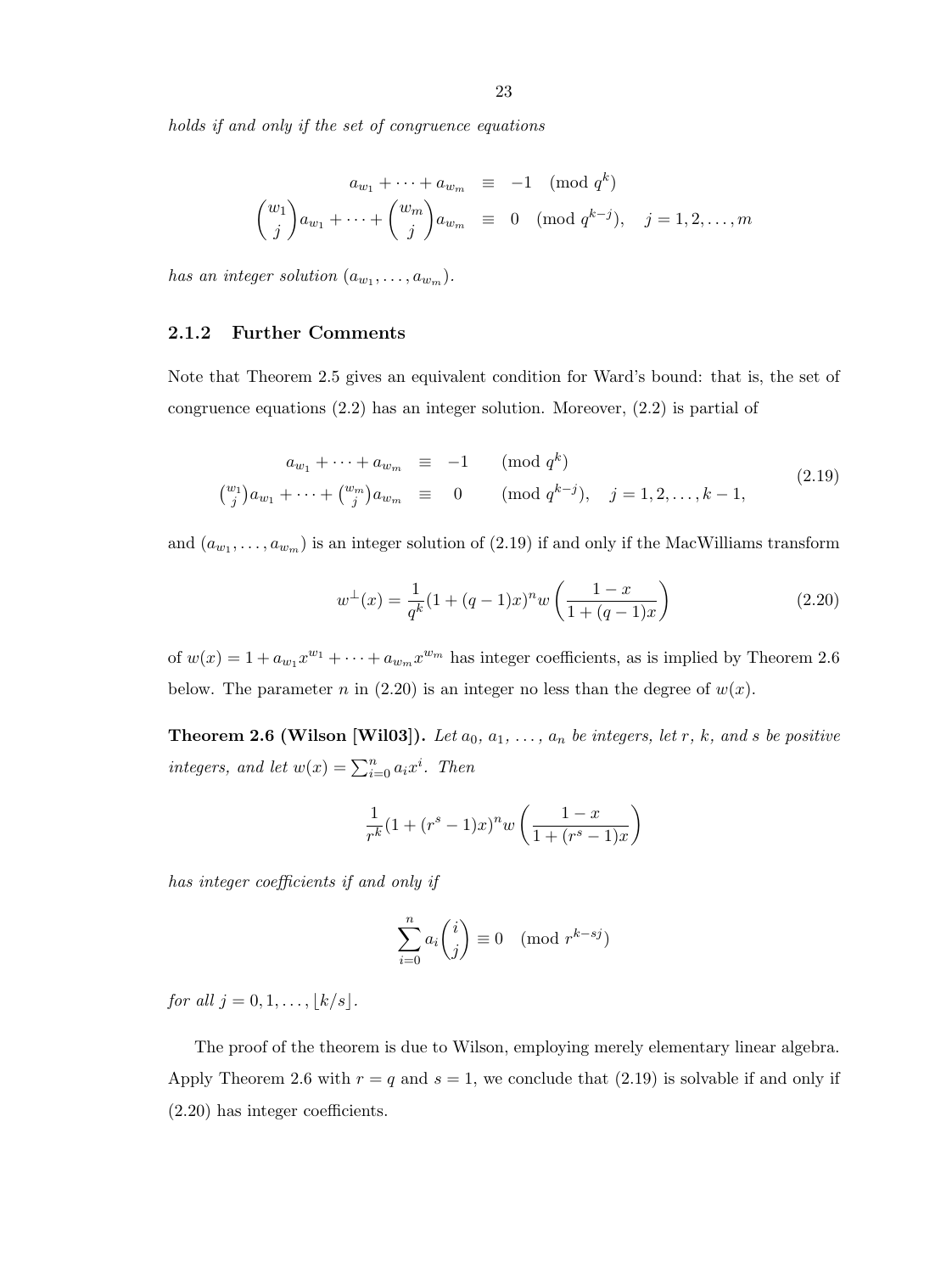*holds if and only if the set of congruence equations*

$$
\begin{aligned}
a_{w_1} + \cdots + a_{w_m} &\equiv -1 \pmod{q^k} \\
\binom{w_1}{j} a_{w_1} + \cdots + \binom{w_m}{j} a_{w_m} &\equiv 0 \pmod{q^{k-j}}, \quad j = 1, 2, \ldots, m
\end{aligned}
$$

*has an integer solution* $(a_{w_1}, \ldots, a_{w_m})$.

### 2.1.2 Further Comments

Note that Theorem 2.5 gives an equivalent condition for Ward's bound: that is, the set of congruence equations (2.2) has an integer solution. Moreover, (2.2) is partial of

$$
\begin{aligned}
a_{w_1} + \cdots + a_{w_m} &\equiv -1 \qquad \pmod{q^k} \\
\tbinom{w_1}{j} a_{w_1} + \cdots + \tbinom{w_m}{j} a_{w_m} &\equiv 0 \qquad \pmod{q^{k-j}}, \quad j = 1, 2, \ldots, k-1,
\end{aligned}
\tag{2.19}
$$

and $(a_{w_1}, \ldots, a_{w_m})$ is an integer solution of (2.19) if and only if the MacWilliams transform

$$
w^{\perp}(x) = \frac{1}{q^k}(1 + (q-1)x)^n w\left(\frac{1-x}{1+(q-1)x}\right) \tag{2.20}
$$

of $w(x) = 1 + a_{w_1}x^{w_1} + \cdots + a_{w_m}x^{w_m}$ has integer coefficients, as is implied by Theorem 2.6 below. The parameter $n$ in (2.20) is an integer no less than the degree of $w(x)$.

**Theorem 2.6 (Wilson [Wil03]).** *Let $a_0, a_1, \ldots, a_n$ be integers, let $r$, $k$, and $s$ be positive integers, and let $w(x) = \sum_{i=0}^{n} a_i x^i$. Then*

$$
\frac{1}{r^k}(1 + (r^s - 1)x)^n w\left(\frac{1-x}{1+(r^s-1)x}\right)
$$

*has integer coefficients if and only if*

$$
\sum_{i=0}^{n} a_i \binom{i}{j} \equiv 0 \pmod{r^{k-sj}}
$$

*for all $j = 0, 1, \ldots, \lfloor k/s \rfloor$.*

The proof of the theorem is due to Wilson, employing merely elementary linear algebra. Apply Theorem 2.6 with $r = q$ and $s = 1$, we conclude that (2.19) is solvable if and only if (2.20) has integer coefficients.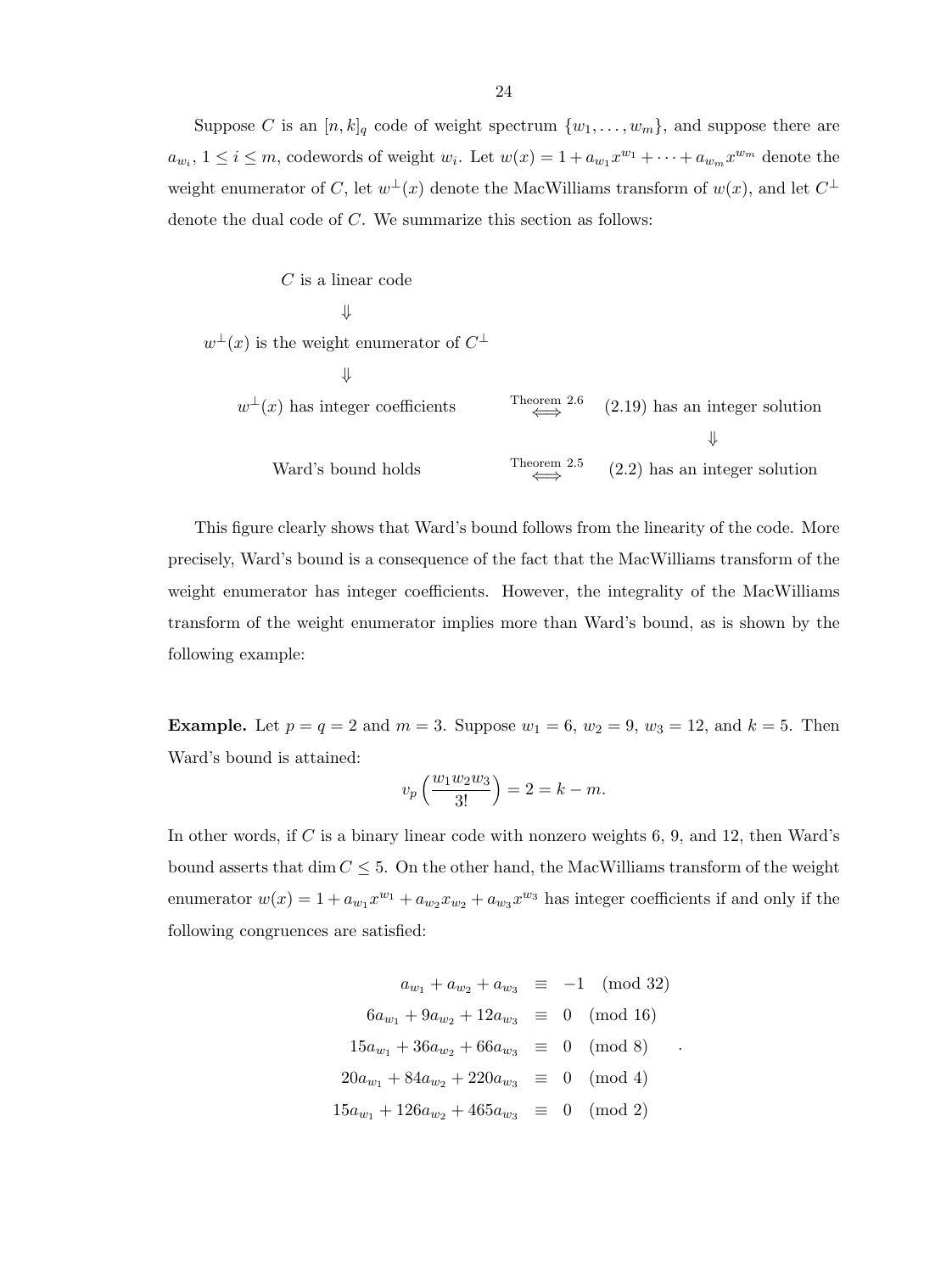Suppose $C$ is an $[n, k]_q$ code of weight spectrum $\{w_1, \ldots, w_m\}$, and suppose there are $a_{w_i}$, $1 \leq i \leq m$, codewords of weight $w_i$. Let $w(x) = 1 + a_{w_1}x^{w_1} + \cdots + a_{w_m}x^{w_m}$ denote the weight enumerator of $C$, let $w^{\perp}(x)$ denote the MacWilliams transform of $w(x)$, and let $C^{\perp}$ denote the dual code of $C$. We summarize this section as follows:

$$
\begin{array}{ccc}
C \text{ is a linear code} & & \\
\Downarrow & & \\
w^{\perp}(x) \text{ is the weight enumerator of } C^{\perp} & & \\
\Downarrow & & \\
w^{\perp}(x) \text{ has integer coefficients} & \overset{\text{Theorem 2.6}}{\Longleftrightarrow} & (2.19) \text{ has an integer solution} \\
 & & \Downarrow \\
\text{Ward's bound holds} & \overset{\text{Theorem 2.5}}{\Longleftrightarrow} & (2.2) \text{ has an integer solution}
\end{array}
$$

This figure clearly shows that Ward's bound follows from the linearity of the code. More precisely, Ward's bound is a consequence of the fact that the MacWilliams transform of the weight enumerator has integer coefficients. However, the integrality of the MacWilliams transform of the weight enumerator implies more than Ward's bound, as is shown by the following example:

**Example.** Let $p = q = 2$ and $m = 3$. Suppose $w_1 = 6$, $w_2 = 9$, $w_3 = 12$, and $k = 5$. Then Ward's bound is attained:

$$v_p\left(\frac{w_1 w_2 w_3}{3!}\right) = 2 = k - m.$$

In other words, if $C$ is a binary linear code with nonzero weights 6, 9, and 12, then Ward's bound asserts that $\dim C \leq 5$. On the other hand, the MacWilliams transform of the weight enumerator $w(x) = 1 + a_{w_1}x^{w_1} + a_{w_2}x_{w_2} + a_{w_3}x^{w_3}$ has integer coefficients if and only if the following congruences are satisfied:

$$
\begin{aligned}
a_{w_1} + a_{w_2} + a_{w_3} &\equiv -1 \pmod{32} \\
6a_{w_1} + 9a_{w_2} + 12a_{w_3} &\equiv 0 \pmod{16} \\
15a_{w_1} + 36a_{w_2} + 66a_{w_3} &\equiv 0 \pmod{8} \\
20a_{w_1} + 84a_{w_2} + 220a_{w_3} &\equiv 0 \pmod{4} \\
15a_{w_1} + 126a_{w_2} + 465a_{w_3} &\equiv 0 \pmod{2}
\end{aligned}
.
$$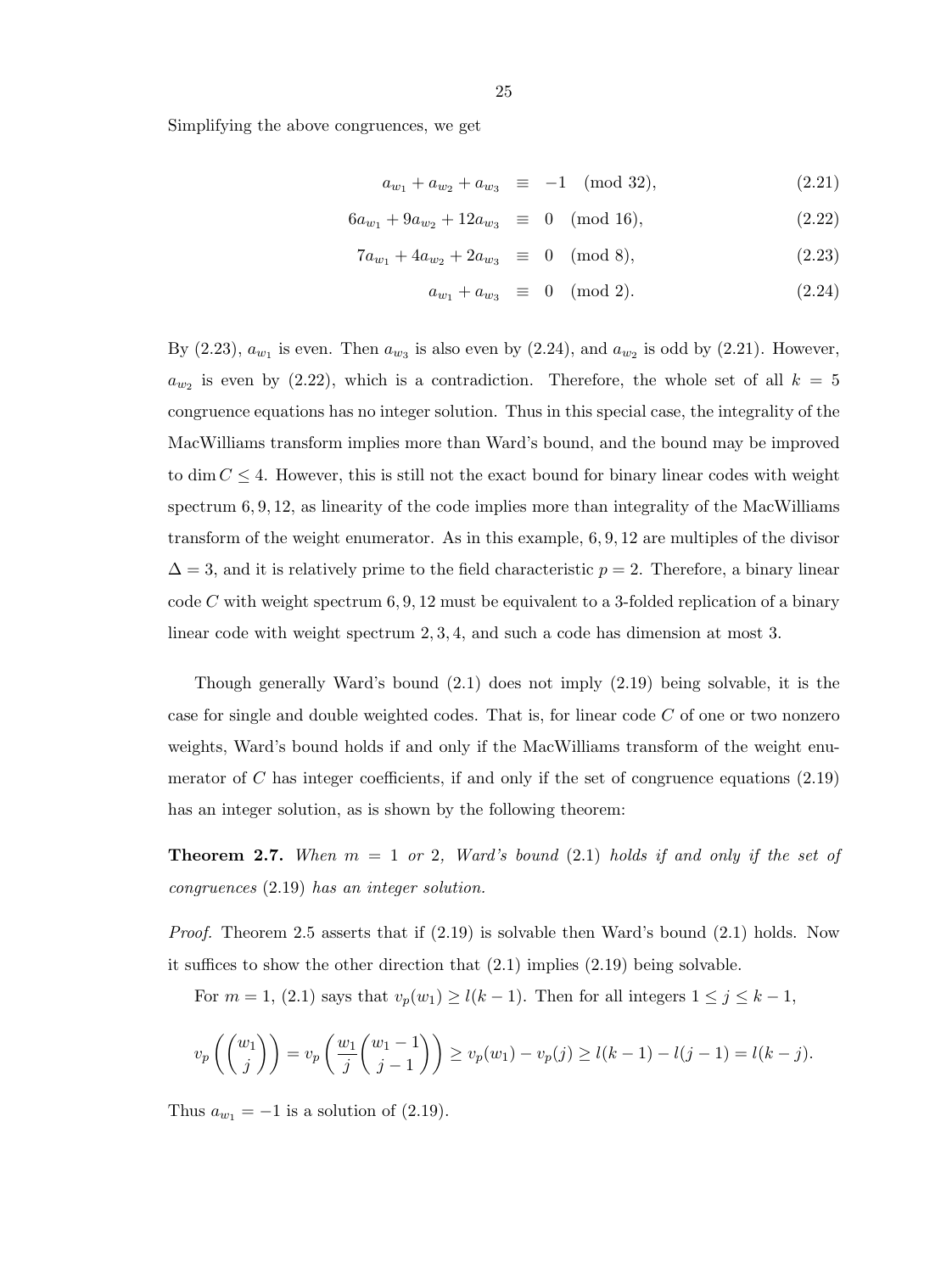Simplifying the above congruences, we get

$$
\begin{aligned}
a_{w_1} + a_{w_2} + a_{w_3} &\equiv -1 \pmod{32}, &(2.21)\\
6a_{w_1} + 9a_{w_2} + 12a_{w_3} &\equiv 0 \pmod{16}, &(2.22)\\
7a_{w_1} + 4a_{w_2} + 2a_{w_3} &\equiv 0 \pmod{8}, &(2.23)\\
a_{w_1} + a_{w_3} &\equiv 0 \pmod{2}. &(2.24)
\end{aligned}
$$

By (2.23), $a_{w_1}$ is even. Then $a_{w_3}$ is also even by (2.24), and $a_{w_2}$ is odd by (2.21). However, $a_{w_2}$ is even by (2.22), which is a contradiction. Therefore, the whole set of all $k = 5$ congruence equations has no integer solution. Thus in this special case, the integrality of the MacWilliams transform implies more than Ward's bound, and the bound may be improved to $\dim C \le 4$. However, this is still not the exact bound for binary linear codes with weight spectrum $6, 9, 12$, as linearity of the code implies more than integrality of the MacWilliams transform of the weight enumerator. As in this example, $6, 9, 12$ are multiples of the divisor $\Delta = 3$, and it is relatively prime to the field characteristic $p = 2$. Therefore, a binary linear code $C$ with weight spectrum $6, 9, 12$ must be equivalent to a 3-folded replication of a binary linear code with weight spectrum $2, 3, 4$, and such a code has dimension at most 3.

Though generally Ward's bound (2.1) does not imply (2.19) being solvable, it is the case for single and double weighted codes. That is, for linear code $C$ of one or two nonzero weights, Ward's bound holds if and only if the MacWilliams transform of the weight enumerator of $C$ has integer coefficients, if and only if the set of congruence equations (2.19) has an integer solution, as is shown by the following theorem:

**Theorem 2.7.** *When $m = 1$ or 2, Ward's bound* (2.1) *holds if and only if the set of congruences* (2.19) *has an integer solution.*

*Proof.* Theorem 2.5 asserts that if (2.19) is solvable then Ward's bound (2.1) holds. Now it suffices to show the other direction that (2.1) implies (2.19) being solvable.

For $m = 1$, (2.1) says that $v_p(w_1) \ge l(k-1)$. Then for all integers $1 \le j \le k-1$,

$$
v_p\left(\binom{w_1}{j}\right) = v_p\left(\frac{w_1}{j}\binom{w_1 - 1}{j-1}\right) \ge v_p(w_1) - v_p(j) \ge l(k-1) - l(j-1) = l(k-j).
$$

Thus $a_{w_1} = -1$ is a solution of (2.19).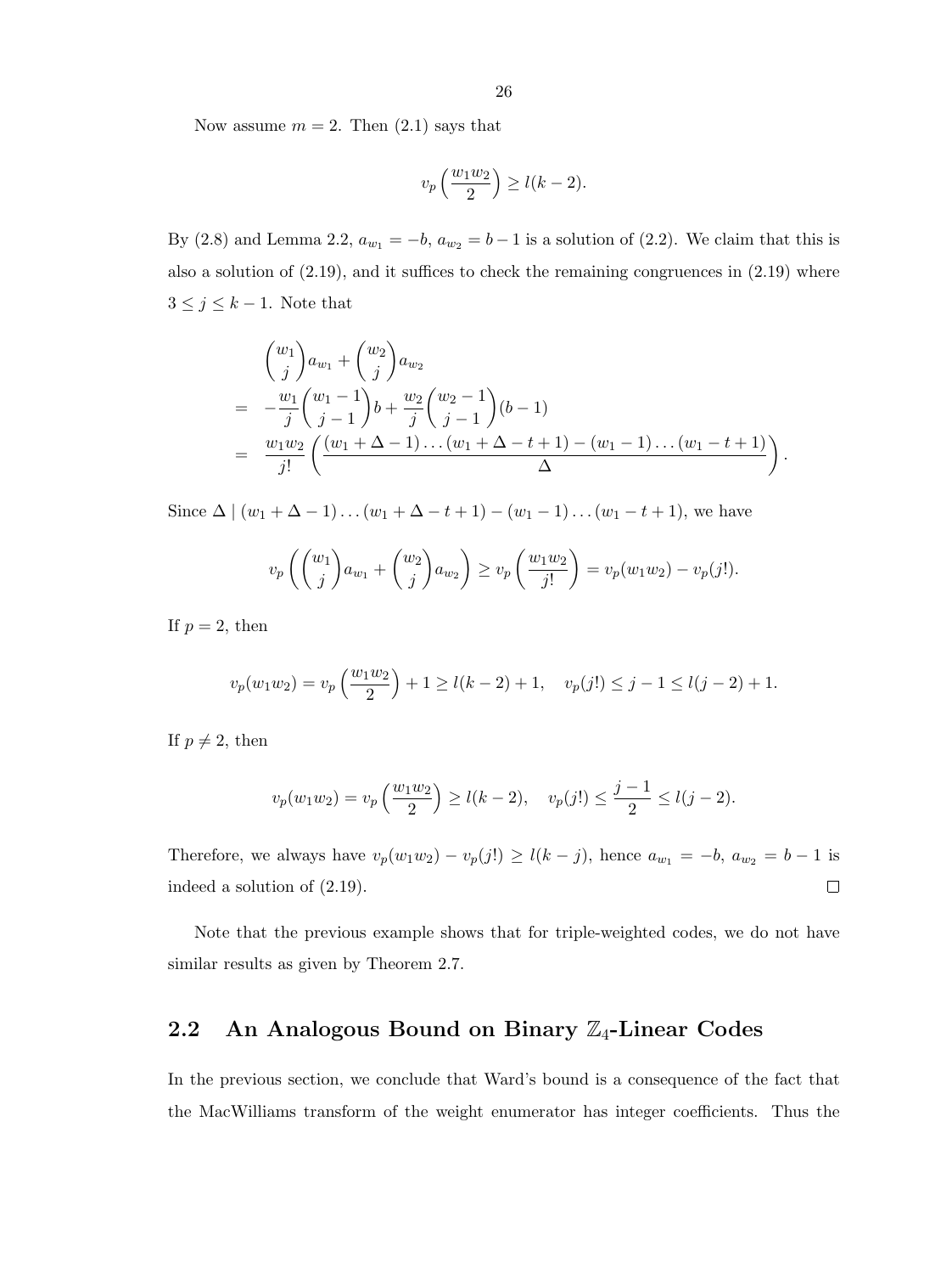Now assume $m = 2$. Then (2.1) says that

$$v_p\left(\frac{w_1 w_2}{2}\right) \geq l(k-2).$$

By (2.8) and Lemma 2.2, $a_{w_1} = -b$, $a_{w_2} = b-1$ is a solution of (2.2). We claim that this is also a solution of (2.19), and it suffices to check the remaining congruences in (2.19) where $3 \leq j \leq k-1$. Note that

$$\begin{aligned}
& \binom{w_1}{j} a_{w_1} + \binom{w_2}{j} a_{w_2} \\
= & -\frac{w_1}{j}\binom{w_1 - 1}{j-1} b + \frac{w_2}{j}\binom{w_2 - 1}{j-1}(b-1) \\
= & \frac{w_1 w_2}{j!}\left(\frac{(w_1+\Delta-1)\ldots(w_1+\Delta-t+1)-(w_1-1)\ldots(w_1-t+1)}{\Delta}\right).
\end{aligned}$$

Since $\Delta \mid (w_1+\Delta-1)\ldots(w_1+\Delta-t+1)-(w_1-1)\ldots(w_1-t+1)$, we have

$$v_p\left(\binom{w_1}{j} a_{w_1} + \binom{w_2}{j} a_{w_2}\right) \geq v_p\left(\frac{w_1 w_2}{j!}\right) = v_p(w_1 w_2) - v_p(j!).$$

If $p = 2$, then

$$v_p(w_1 w_2) = v_p\left(\frac{w_1 w_2}{2}\right) + 1 \geq l(k-2) + 1, \quad v_p(j!) \leq j - 1 \leq l(j-2) + 1.$$

If $p \neq 2$, then

$$v_p(w_1 w_2) = v_p\left(\frac{w_1 w_2}{2}\right) \geq l(k-2), \quad v_p(j!) \leq \frac{j-1}{2} \leq l(j-2).$$

Therefore, we always have $v_p(w_1 w_2) - v_p(j!) \geq l(k-j)$, hence $a_{w_1} = -b$, $a_{w_2} = b-1$ is indeed a solution of (2.19). $\square$

Note that the previous example shows that for triple-weighted codes, we do not have similar results as given by Theorem 2.7.

## 2.2 An Analogous Bound on Binary $\mathbb{Z}_4$-Linear Codes

In the previous section, we conclude that Ward's bound is a consequence of the fact that the MacWilliams transform of the weight enumerator has integer coefficients. Thus the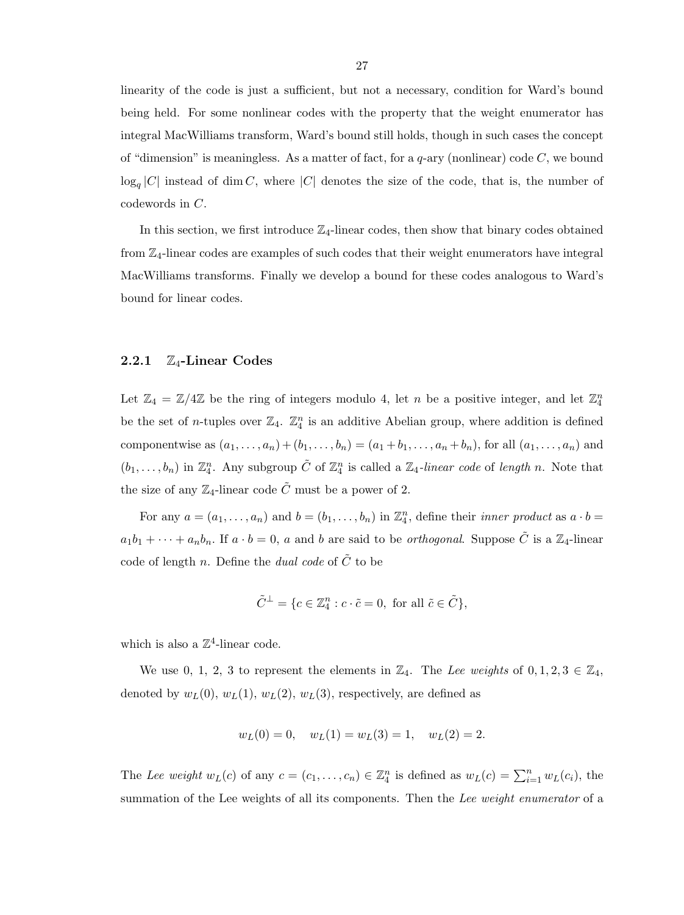linearity of the code is just a sufficient, but not a necessary, condition for Ward's bound being held. For some nonlinear codes with the property that the weight enumerator has integral MacWilliams transform, Ward's bound still holds, though in such cases the concept of "dimension" is meaningless. As a matter of fact, for a $q$-ary (nonlinear) code $C$, we bound $\log_q |C|$ instead of $\dim C$, where $|C|$ denotes the size of the code, that is, the number of codewords in $C$.

In this section, we first introduce $\mathbb{Z}_4$-linear codes, then show that binary codes obtained from $\mathbb{Z}_4$-linear codes are examples of such codes that their weight enumerators have integral MacWilliams transforms. Finally we develop a bound for these codes analogous to Ward's bound for linear codes.

### 2.2.1 $\mathbb{Z}_4$-Linear Codes

Let $\mathbb{Z}_4 = \mathbb{Z}/4\mathbb{Z}$ be the ring of integers modulo 4, let $n$ be a positive integer, and let $\mathbb{Z}_4^n$ be the set of $n$-tuples over $\mathbb{Z}_4$. $\mathbb{Z}_4^n$ is an additive Abelian group, where addition is defined componentwise as $(a_1, \dots, a_n) + (b_1, \dots, b_n) = (a_1 + b_1, \dots, a_n + b_n)$, for all $(a_1, \dots, a_n)$ and $(b_1, \dots, b_n)$ in $\mathbb{Z}_4^n$. Any subgroup $\tilde{C}$ of $\mathbb{Z}_4^n$ is called a $\mathbb{Z}_4$-*linear code* of *length* $n$. Note that the size of any $\mathbb{Z}_4$-linear code $\tilde{C}$ must be a power of 2.

For any $a = (a_1, \dots, a_n)$ and $b = (b_1, \dots, b_n)$ in $\mathbb{Z}_4^n$, define their *inner product* as $a \cdot b = a_1 b_1 + \cdots + a_n b_n$. If $a \cdot b = 0$, $a$ and $b$ are said to be *orthogonal*. Suppose $\tilde{C}$ is a $\mathbb{Z}_4$-linear code of length $n$. Define the *dual code* of $\tilde{C}$ to be

$$\tilde{C}^{\perp} = \{c \in \mathbb{Z}_4^n : c \cdot \tilde{c} = 0, \text{ for all } \tilde{c} \in \tilde{C}\},$$

which is also a $\mathbb{Z}^4$-linear code.

We use 0, 1, 2, 3 to represent the elements in $\mathbb{Z}_4$. The *Lee weights* of $0, 1, 2, 3 \in \mathbb{Z}_4$, denoted by $w_L(0)$, $w_L(1)$, $w_L(2)$, $w_L(3)$, respectively, are defined as

$$w_L(0) = 0, \quad w_L(1) = w_L(3) = 1, \quad w_L(2) = 2.$$

The *Lee weight* $w_L(c)$ of any $c = (c_1, \dots, c_n) \in \mathbb{Z}_4^n$ is defined as $w_L(c) = \sum_{i=1}^{n} w_L(c_i)$, the summation of the Lee weights of all its components. Then the *Lee weight enumerator* of a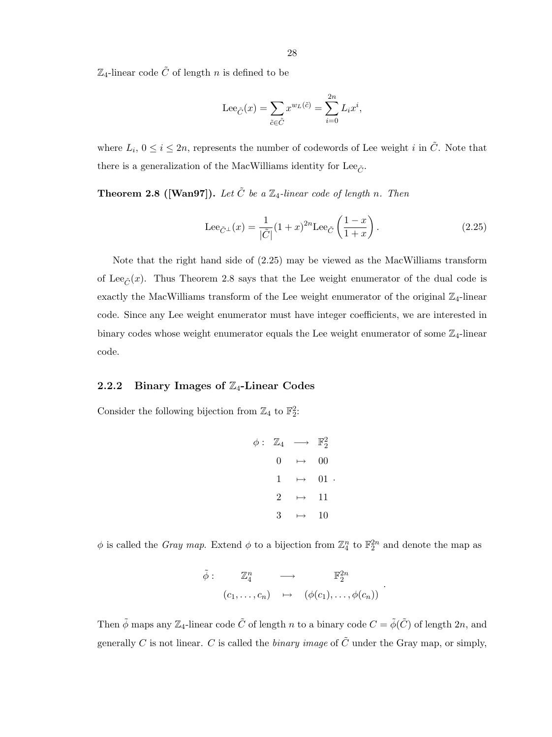$\mathbb{Z}_4$-linear code $\tilde{C}$ of length $n$ is defined to be

$$\mathrm{Lee}_{\tilde{C}}(x) = \sum_{\tilde{c} \in \tilde{C}} x^{w_L(\tilde{c})} = \sum_{i=0}^{2n} L_i x^i,$$

where $L_i$, $0 \le i \le 2n$, represents the number of codewords of Lee weight $i$ in $\tilde{C}$. Note that there is a generalization of the MacWilliams identity for $\mathrm{Lee}_{\tilde{C}}$.

**Theorem 2.8 ([Wan97]).** *Let $\tilde{C}$ be a $\mathbb{Z}_4$-linear code of length $n$. Then*

$$\mathrm{Lee}_{\tilde{C}^\perp}(x) = \frac{1}{|\tilde{C}|}(1+x)^{2n} \mathrm{Lee}_{\tilde{C}}\left(\frac{1-x}{1+x}\right). \tag{2.25}$$

Note that the right hand side of (2.25) may be viewed as the MacWilliams transform of $\mathrm{Lee}_{\tilde{C}}(x)$. Thus Theorem 2.8 says that the Lee weight enumerator of the dual code is exactly the MacWilliams transform of the Lee weight enumerator of the original $\mathbb{Z}_4$-linear code. Since any Lee weight enumerator must have integer coefficients, we are interested in binary codes whose weight enumerator equals the Lee weight enumerator of some $\mathbb{Z}_4$-linear code.

### 2.2.2 Binary Images of $\mathbb{Z}_4$-Linear Codes

Consider the following bijection from $\mathbb{Z}_4$ to $\mathbb{F}_2^2$:

$$\begin{array}{rccc} \phi: & \mathbb{Z}_4 & \longrightarrow & \mathbb{F}_2^2 \\ & 0 & \mapsto & 00 \\ & 1 & \mapsto & 01 \\ & 2 & \mapsto & 11 \\ & 3 & \mapsto & 10 \end{array}.$$

$\phi$ is called the *Gray map*. Extend $\phi$ to a bijection from $\mathbb{Z}_4^n$ to $\mathbb{F}_2^{2n}$ and denote the map as

$$\begin{array}{rccc} \tilde{\phi}: & \mathbb{Z}_4^n & \longrightarrow & \mathbb{F}_2^{2n} \\ & (c_1, \ldots, c_n) & \mapsto & (\phi(c_1), \ldots, \phi(c_n)) \end{array}.$$

Then $\tilde{\phi}$ maps any $\mathbb{Z}_4$-linear code $\tilde{C}$ of length $n$ to a binary code $C = \tilde{\phi}(\tilde{C})$ of length $2n$, and generally $C$ is not linear. $C$ is called the *binary image* of $\tilde{C}$ under the Gray map, or simply,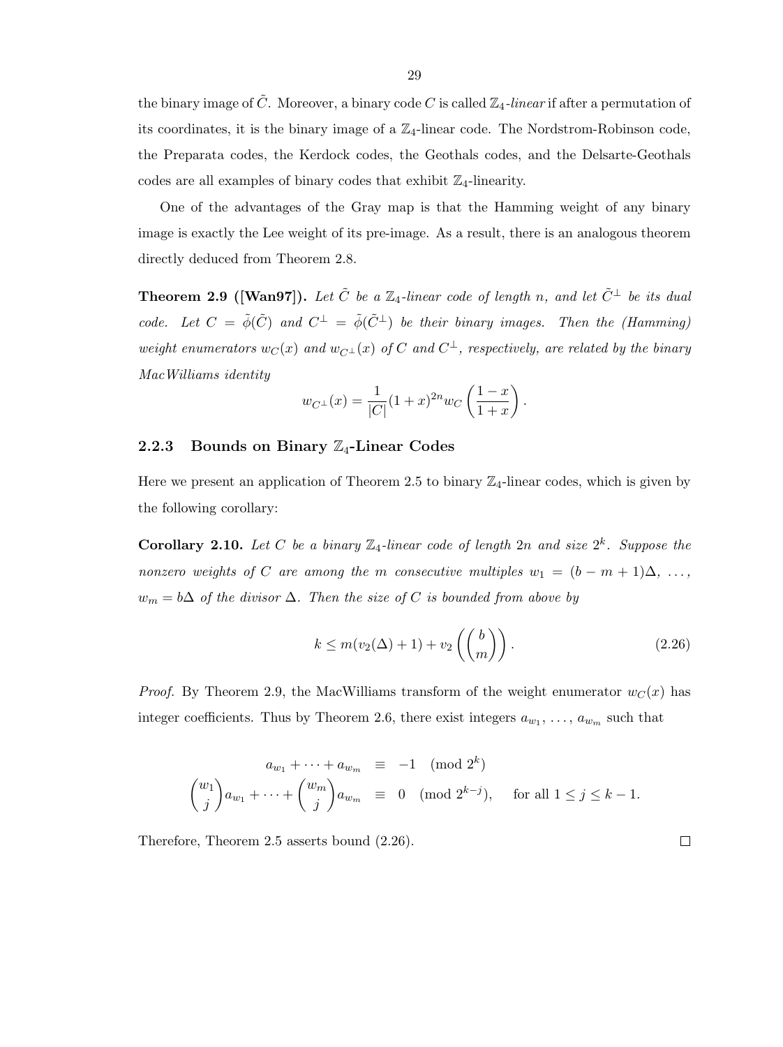the binary image of $\tilde{C}$. Moreover, a binary code $C$ is called $\mathbb{Z}_4$-*linear* if after a permutation of its coordinates, it is the binary image of a $\mathbb{Z}_4$-linear code. The Nordstrom-Robinson code, the Preparata codes, the Kerdock codes, the Geothals codes, and the Delsarte-Geothals codes are all examples of binary codes that exhibit $\mathbb{Z}_4$-linearity.

One of the advantages of the Gray map is that the Hamming weight of any binary image is exactly the Lee weight of its pre-image. As a result, there is an analogous theorem directly deduced from Theorem 2.8.

**Theorem 2.9 ([Wan97]).** *Let $\tilde{C}$ be a $\mathbb{Z}_4$-linear code of length $n$, and let $\tilde{C}^{\perp}$ be its dual code. Let $C = \tilde{\phi}(\tilde{C})$ and $C^{\perp} = \tilde{\phi}(\tilde{C}^{\perp})$ be their binary images. Then the (Hamming) weight enumerators $w_C(x)$ and $w_{C^{\perp}}(x)$ of $C$ and $C^{\perp}$, respectively, are related by the binary MacWilliams identity*

$$w_{C^{\perp}}(x) = \frac{1}{|C|}(1+x)^{2n} w_C\left(\frac{1-x}{1+x}\right).$$

### 2.2.3 Bounds on Binary $\mathbb{Z}_4$-Linear Codes

Here we present an application of Theorem 2.5 to binary $\mathbb{Z}_4$-linear codes, which is given by the following corollary:

**Corollary 2.10.** *Let $C$ be a binary $\mathbb{Z}_4$-linear code of length $2n$ and size $2^k$. Suppose the nonzero weights of $C$ are among the $m$ consecutive multiples $w_1 = (b-m+1)\Delta, \ldots, w_m = b\Delta$ of the divisor $\Delta$. Then the size of $C$ is bounded from above by*

$$k \leq m(v_2(\Delta)+1) + v_2\left(\binom{b}{m}\right). \tag{2.26}$$

*Proof.* By Theorem 2.9, the MacWilliams transform of the weight enumerator $w_C(x)$ has integer coefficients. Thus by Theorem 2.6, there exist integers $a_{w_1}, \ldots, a_{w_m}$ such that

$$\begin{aligned} a_{w_1} + \cdots + a_{w_m} &\equiv -1 \pmod{2^k} \\ \binom{w_1}{j} a_{w_1} + \cdots + \binom{w_m}{j} a_{w_m} &\equiv 0 \pmod{2^{k-j}}, \quad \text{for all } 1 \leq j \leq k-1. \end{aligned}$$

Therefore, Theorem 2.5 asserts bound (2.26). ∎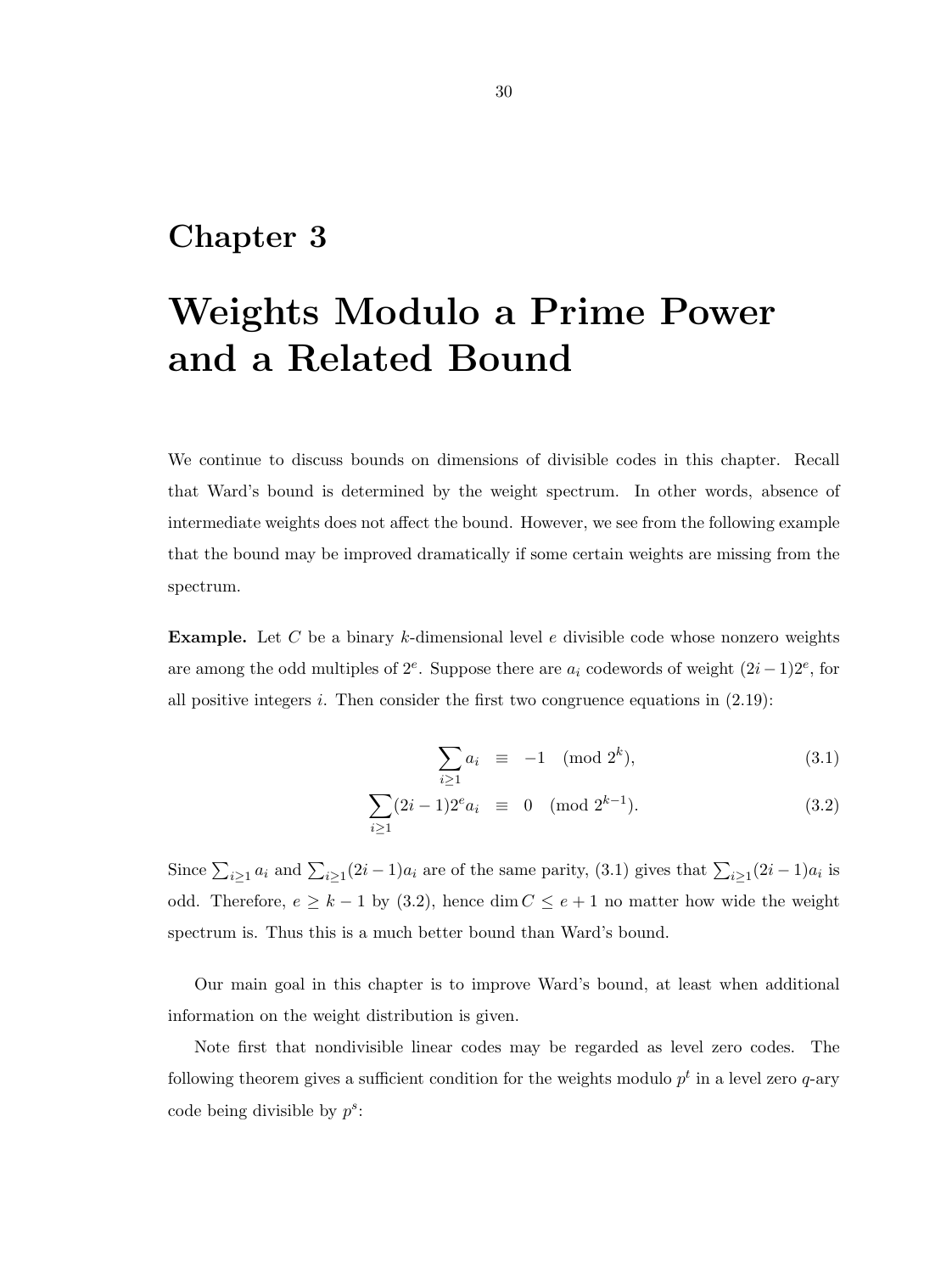# Chapter 3

# Weights Modulo a Prime Power and a Related Bound

We continue to discuss bounds on dimensions of divisible codes in this chapter. Recall that Ward's bound is determined by the weight spectrum. In other words, absence of intermediate weights does not affect the bound. However, we see from the following example that the bound may be improved dramatically if some certain weights are missing from the spectrum.

**Example.** Let $C$ be a binary $k$-dimensional level $e$ divisible code whose nonzero weights are among the odd multiples of $2^e$. Suppose there are $a_i$ codewords of weight $(2i-1)2^e$, for all positive integers $i$. Then consider the first two congruence equations in (2.19):

$$\sum_{i\geq 1} a_i \equiv -1 \pmod{2^k}, \tag{3.1}$$

$$\sum_{i\geq 1}(2i-1)2^e a_i \equiv 0 \pmod{2^{k-1}}. \tag{3.2}$$

Since $\sum_{i\geq 1} a_i$ and $\sum_{i\geq 1}(2i-1)a_i$ are of the same parity, (3.1) gives that $\sum_{i\geq 1}(2i-1)a_i$ is odd. Therefore, $e \geq k-1$ by (3.2), hence $\dim C \leq e+1$ no matter how wide the weight spectrum is. Thus this is a much better bound than Ward's bound.

Our main goal in this chapter is to improve Ward's bound, at least when additional information on the weight distribution is given.

Note first that nondivisible linear codes may be regarded as level zero codes. The following theorem gives a sufficient condition for the weights modulo $p^t$ in a level zero $q$-ary code being divisible by $p^s$: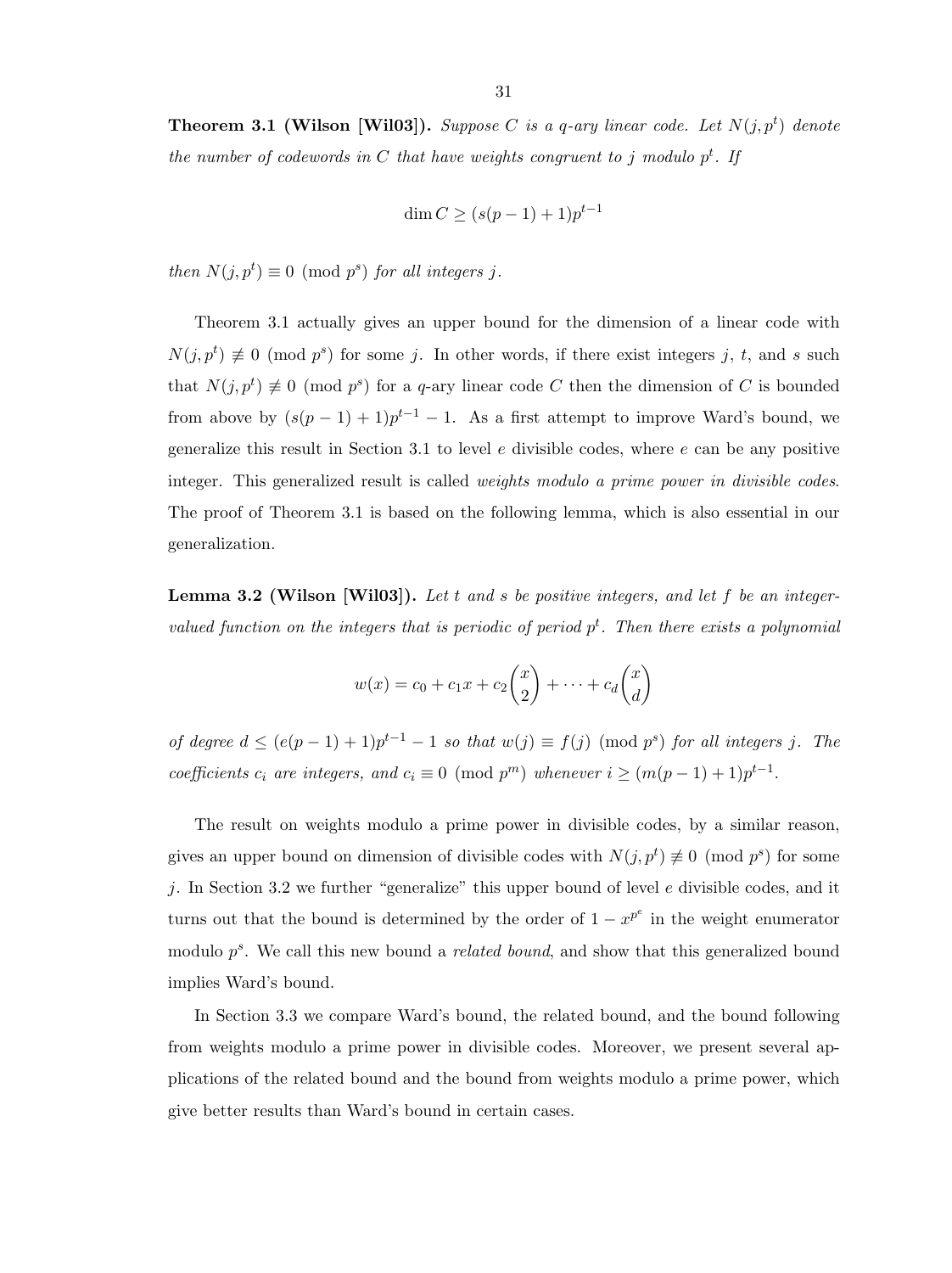**Theorem 3.1 (Wilson [Wil03]).** *Suppose $C$ is a $q$-ary linear code. Let $N(j, p^t)$ denote the number of codewords in $C$ that have weights congruent to $j$ modulo $p^t$. If*

$$\dim C \geq (s(p-1)+1)p^{t-1}$$

*then $N(j, p^t) \equiv 0 \pmod{p^s}$ for all integers $j$.*

Theorem 3.1 actually gives an upper bound for the dimension of a linear code with $N(j, p^t) \not\equiv 0 \pmod{p^s}$ for some $j$. In other words, if there exist integers $j$, $t$, and $s$ such that $N(j, p^t) \not\equiv 0 \pmod{p^s}$ for a $q$-ary linear code $C$ then the dimension of $C$ is bounded from above by $(s(p-1)+1)p^{t-1} - 1$. As a first attempt to improve Ward's bound, we generalize this result in Section 3.1 to level $e$ divisible codes, where $e$ can be any positive integer. This generalized result is called *weights modulo a prime power in divisible codes*. The proof of Theorem 3.1 is based on the following lemma, which is also essential in our generalization.

**Lemma 3.2 (Wilson [Wil03]).** *Let $t$ and $s$ be positive integers, and let $f$ be an integer-valued function on the integers that is periodic of period $p^t$. Then there exists a polynomial*

$$w(x) = c_0 + c_1 x + c_2 \binom{x}{2} + \cdots + c_d \binom{x}{d}$$

*of degree $d \leq (e(p-1)+1)p^{t-1} - 1$ so that $w(j) \equiv f(j) \pmod{p^s}$ for all integers $j$. The coefficients $c_i$ are integers, and $c_i \equiv 0 \pmod{p^m}$ whenever $i \geq (m(p-1)+1)p^{t-1}$.*

The result on weights modulo a prime power in divisible codes, by a similar reason, gives an upper bound on dimension of divisible codes with $N(j, p^t) \not\equiv 0 \pmod{p^s}$ for some $j$. In Section 3.2 we further "generalize" this upper bound of level $e$ divisible codes, and it turns out that the bound is determined by the order of $1 - x^{p^e}$ in the weight enumerator modulo $p^s$. We call this new bound a *related bound*, and show that this generalized bound implies Ward's bound.

In Section 3.3 we compare Ward's bound, the related bound, and the bound following from weights modulo a prime power in divisible codes. Moreover, we present several applications of the related bound and the bound from weights modulo a prime power, which give better results than Ward's bound in certain cases.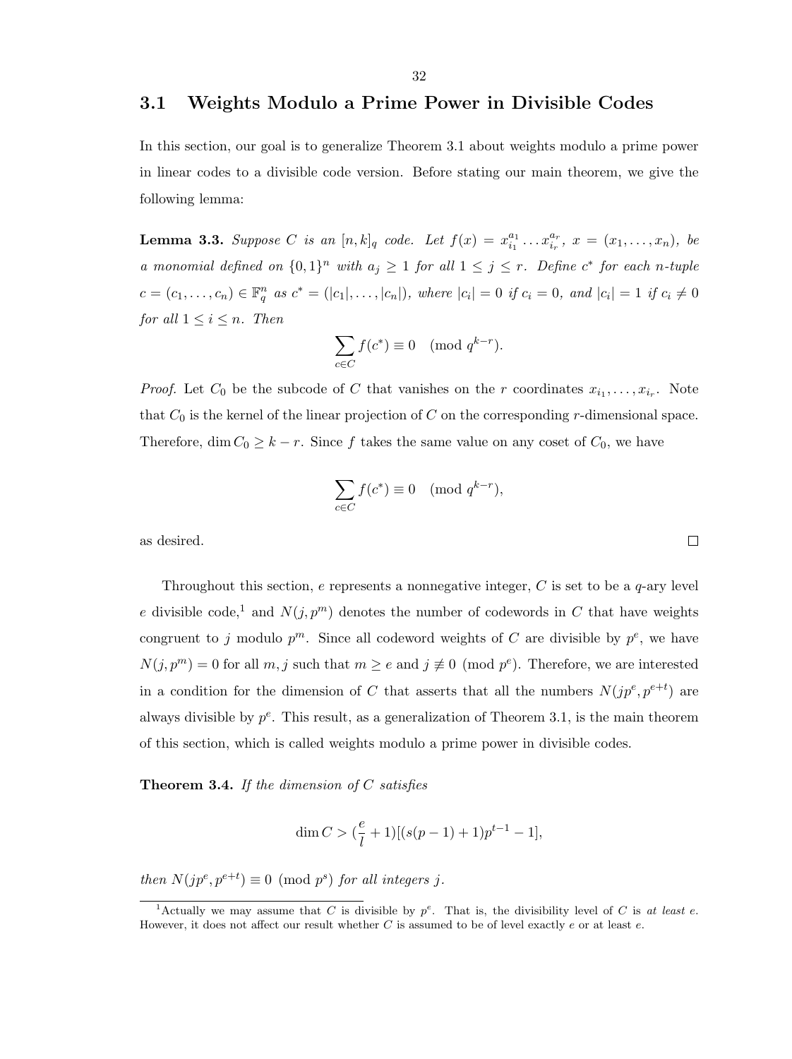## 3.1 Weights Modulo a Prime Power in Divisible Codes

In this section, our goal is to generalize Theorem 3.1 about weights modulo a prime power in linear codes to a divisible code version. Before stating our main theorem, we give the following lemma:

**Lemma 3.3.** *Suppose $C$ is an $[n,k]_q$ code. Let $f(x) = x_{i_1}^{a_1} \dots x_{i_r}^{a_r}$, $x = (x_1, \dots, x_n)$, be a monomial defined on $\{0,1\}^n$ with $a_j \geq 1$ for all $1 \leq j \leq r$. Define $c^*$ for each $n$-tuple $c = (c_1, \dots, c_n) \in \mathbb{F}_q^n$ as $c^* = (|c_1|, \dots, |c_n|)$, where $|c_i| = 0$ if $c_i = 0$, and $|c_i| = 1$ if $c_i \neq 0$ for all $1 \leq i \leq n$. Then*

$$\sum_{c \in C} f(c^*) \equiv 0 \pmod{q^{k-r}}.$$

*Proof.* Let $C_0$ be the subcode of $C$ that vanishes on the $r$ coordinates $x_{i_1}, \dots, x_{i_r}$. Note that $C_0$ is the kernel of the linear projection of $C$ on the corresponding $r$-dimensional space. Therefore, $\dim C_0 \geq k - r$. Since $f$ takes the same value on any coset of $C_0$, we have

$$\sum_{c \in C} f(c^*) \equiv 0 \pmod{q^{k-r}},$$

as desired. □

Throughout this section, $e$ represents a nonnegative integer, $C$ is set to be a $q$-ary level $e$ divisible code,[1] and $N(j, p^m)$ denotes the number of codewords in $C$ that have weights congruent to $j$ modulo $p^m$. Since all codeword weights of $C$ are divisible by $p^e$, we have $N(j, p^m) = 0$ for all $m, j$ such that $m \geq e$ and $j \not\equiv 0 \pmod{p^e}$. Therefore, we are interested in a condition for the dimension of $C$ that asserts that all the numbers $N(jp^e, p^{e+t})$ are always divisible by $p^s$. This result, as a generalization of Theorem 3.1, is the main theorem of this section, which is called weights modulo a prime power in divisible codes.

**Theorem 3.4.** *If the dimension of $C$ satisfies*

$$\dim C > (\frac{e}{l} + 1)[(s(p-1)+1)p^{t-1} - 1],$$

*then $N(jp^e, p^{e+t}) \equiv 0 \pmod{p^s}$ for all integers $j$.*

[1] Actually we may assume that $C$ is divisible by $p^e$. That is, the divisibility level of $C$ is *at least* $e$. However, it does not affect our result whether $C$ is assumed to be of level exactly $e$ or at least $e$.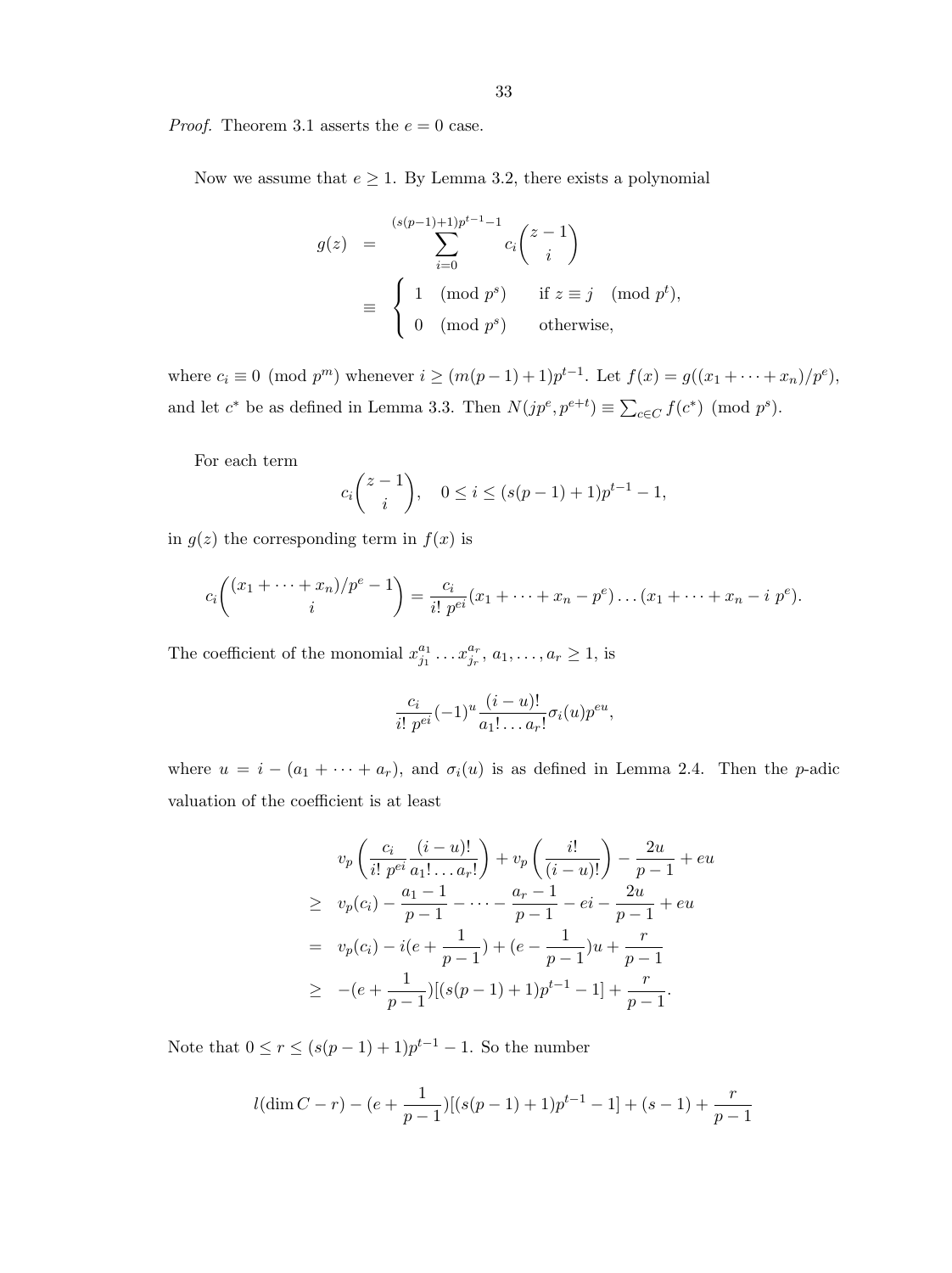*Proof.* Theorem 3.1 asserts the $e = 0$ case.

Now we assume that $e \geq 1$. By Lemma 3.2, there exists a polynomial

$$
\begin{aligned}
g(z) &= \sum_{i=0}^{(s(p-1)+1)p^{t-1}-1} c_i \binom{z-1}{i} \\
&\equiv \begin{cases} 1 \pmod{p^s} & \text{if } z \equiv j \pmod{p^t}, \\ 0 \pmod{p^s} & \text{otherwise,} \end{cases}
\end{aligned}
$$

where $c_i \equiv 0 \pmod{p^m}$ whenever $i \geq (m(p-1)+1)p^{t-1}$. Let $f(x) = g((x_1 + \cdots + x_n)/p^e)$, and let $c^*$ be as defined in Lemma 3.3. Then $N(jp^e, p^{e+t}) \equiv \sum_{c \in C} f(c^*) \pmod{p^s}$.

For each term

$$
c_i \binom{z-1}{i}, \quad 0 \leq i \leq (s(p-1)+1)p^{t-1} - 1,
$$

in $g(z)$ the corresponding term in $f(x)$ is

$$
c_i \binom{(x_1 + \cdots + x_n)/p^e - 1}{i} = \frac{c_i}{i!\, p^{ei}} (x_1 + \cdots + x_n - p^e) \ldots (x_1 + \cdots + x_n - i\, p^e).
$$

The coefficient of the monomial $x_{j_1}^{a_1} \ldots x_{j_r}^{a_r}$, $a_1, \ldots, a_r \geq 1$, is

$$
\frac{c_i}{i!\, p^{ei}} (-1)^u \frac{(i-u)!}{a_1! \ldots a_r!} \sigma_i(u) p^{eu},
$$

where $u = i - (a_1 + \cdots + a_r)$, and $\sigma_i(u)$ is as defined in Lemma 2.4. Then the $p$-adic valuation of the coefficient is at least

$$
\begin{aligned}
& v_p\left(\frac{c_i}{i!\, p^{ei}} \frac{(i-u)!}{a_1! \ldots a_r!}\right) + v_p\left(\frac{i!}{(i-u)!}\right) - \frac{2u}{p-1} + eu \\
\geq\ & v_p(c_i) - \frac{a_1 - 1}{p-1} - \cdots - \frac{a_r - 1}{p-1} - ei - \frac{2u}{p-1} + eu \\
=\ & v_p(c_i) - i(e + \frac{1}{p-1}) + (e - \frac{1}{p-1})u + \frac{r}{p-1} \\
\geq\ & -(e + \frac{1}{p-1})[(s(p-1)+1)p^{t-1} - 1] + \frac{r}{p-1}.
\end{aligned}
$$

Note that $0 \leq r \leq (s(p-1)+1)p^{t-1} - 1$. So the number

$$
l(\dim C - r) - (e + \frac{1}{p-1})[(s(p-1)+1)p^{t-1} - 1] + (s-1) + \frac{r}{p-1}
$$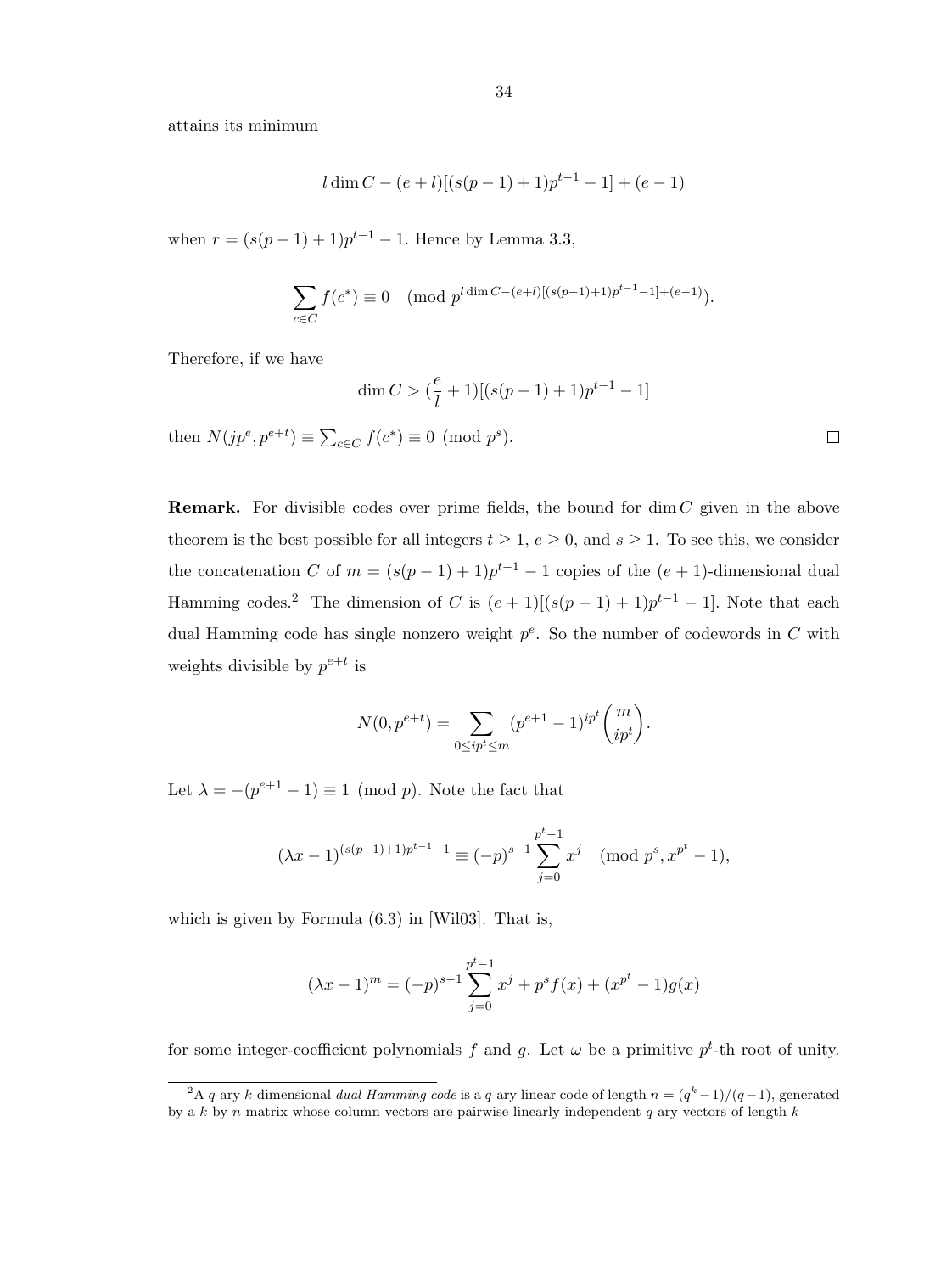attains its minimum

$$l \dim C - (e+l)[(s(p-1)+1)p^{t-1} - 1] + (e-1)$$

when $r = (s(p-1)+1)p^{t-1} - 1$. Hence by Lemma 3.3,

$$\sum_{c \in C} f(c^*) \equiv 0 \pmod{p^{l \dim C - (e+l)[(s(p-1)+1)p^{t-1}-1]+(e-1)}}.$$

Therefore, if we have

$$\dim C > (\frac{e}{l} + 1)[(s(p-1)+1)p^{t-1} - 1]$$

then $N(jp^e, p^{e+t}) \equiv \sum_{c \in C} f(c^*) \equiv 0 \pmod{p^s}$. □

**Remark.** For divisible codes over prime fields, the bound for $\dim C$ given in the above theorem is the best possible for all integers $t \geq 1$, $e \geq 0$, and $s \geq 1$. To see this, we consider the concatenation $C$ of $m = (s(p-1)+1)p^{t-1} - 1$ copies of the $(e+1)$-dimensional dual Hamming codes.[2] The dimension of $C$ is $(e+1)[(s(p-1)+1)p^{t-1} - 1]$. Note that each dual Hamming code has single nonzero weight $p^e$. So the number of codewords in $C$ with weights divisible by $p^{e+t}$ is

$$N(0, p^{e+t}) = \sum_{0 \leq ip^t \leq m} (p^{e+1} - 1)^{ip^t} \binom{m}{ip^t}.$$

Let $\lambda = -(p^{e+1} - 1) \equiv 1 \pmod p$. Note the fact that

$$(\lambda x - 1)^{(s(p-1)+1)p^{t-1}-1} \equiv (-p)^{s-1} \sum_{j=0}^{p^t - 1} x^j \pmod{p^s, x^{p^t} - 1},$$

which is given by Formula (6.3) in [Wil03]. That is,

$$(\lambda x - 1)^m = (-p)^{s-1} \sum_{j=0}^{p^t-1} x^j + p^s f(x) + (x^{p^t} - 1)g(x)$$

for some integer-coefficient polynomials $f$ and $g$. Let $\omega$ be a primitive $p^t$-th root of unity.

[2] A $q$-ary $k$-dimensional *dual Hamming code* is a $q$-ary linear code of length $n = (q^k - 1)/(q-1)$, generated by a $k$ by $n$ matrix whose column vectors are pairwise linearly independent $q$-ary vectors of length $k$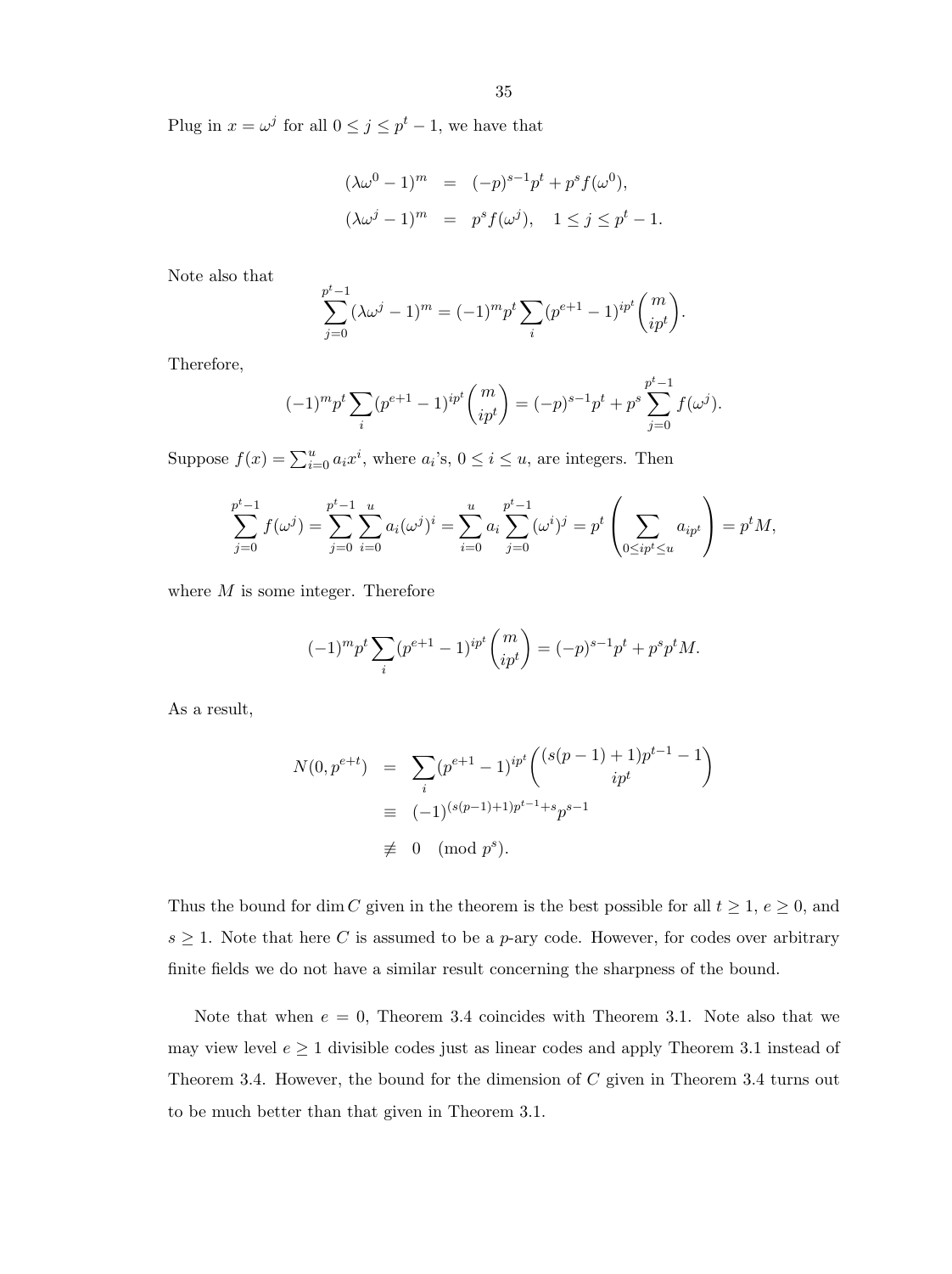Plug in $x = \omega^j$ for all $0 \le j \le p^t - 1$, we have that

$$
\begin{aligned}
(\lambda\omega^0 - 1)^m &= (-p)^{s-1}p^t + p^s f(\omega^0), \\
(\lambda\omega^j - 1)^m &= p^s f(\omega^j), \quad 1 \le j \le p^t - 1.
\end{aligned}
$$

Note also that

$$\sum_{j=0}^{p^t-1} (\lambda\omega^j - 1)^m = (-1)^m p^t \sum_i (p^{e+1} - 1)^{ip^t} \binom{m}{ip^t}.$$

Therefore,

$$(-1)^m p^t \sum_i (p^{e+1} - 1)^{ip^t} \binom{m}{ip^t} = (-p)^{s-1}p^t + p^s \sum_{j=0}^{p^t-1} f(\omega^j).$$

Suppose $f(x) = \sum_{i=0}^{u} a_i x^i$, where $a_i$'s, $0 \le i \le u$, are integers. Then

$$\sum_{j=0}^{p^t-1} f(\omega^j) = \sum_{j=0}^{p^t-1} \sum_{i=0}^{u} a_i (\omega^j)^i = \sum_{i=0}^{u} a_i \sum_{j=0}^{p^t-1} (\omega^i)^j = p^t \left( \sum_{0 \le ip^t \le u} a_{ip^t} \right) = p^t M,$$

where $M$ is some integer. Therefore

$$(-1)^m p^t \sum_i (p^{e+1} - 1)^{ip^t} \binom{m}{ip^t} = (-p)^{s-1}p^t + p^s p^t M.$$

As a result,

$$
\begin{aligned}
N(0, p^{e+t}) &= \sum_i (p^{e+1} - 1)^{ip^t} \binom{(s(p-1)+1)p^{t-1} - 1}{ip^t} \\
&\equiv (-1)^{(s(p-1)+1)p^{t-1}+s} p^{s-1} \\
&\not\equiv 0 \pmod{p^s}.
\end{aligned}
$$

Thus the bound for $\dim C$ given in the theorem is the best possible for all $t \ge 1$, $e \ge 0$, and $s \ge 1$. Note that here $C$ is assumed to be a $p$-ary code. However, for codes over arbitrary finite fields we do not have a similar result concerning the sharpness of the bound.

Note that when $e = 0$, Theorem 3.4 coincides with Theorem 3.1. Note also that we may view level $e \ge 1$ divisible codes just as linear codes and apply Theorem 3.1 instead of Theorem 3.4. However, the bound for the dimension of $C$ given in Theorem 3.4 turns out to be much better than that given in Theorem 3.1.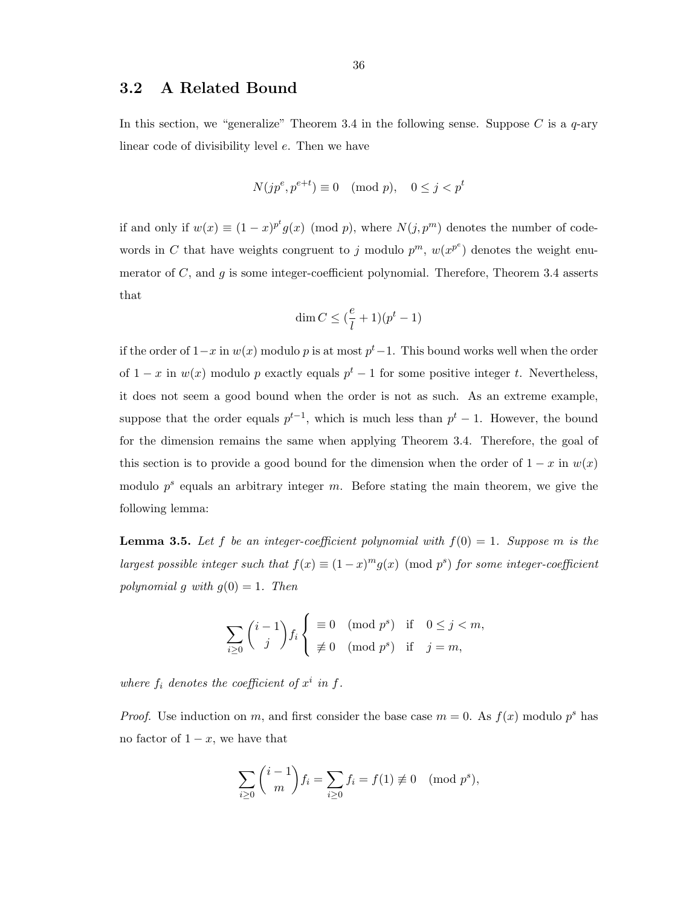## 3.2 A Related Bound

In this section, we "generalize" Theorem 3.4 in the following sense. Suppose $C$ is a $q$-ary linear code of divisibility level $e$. Then we have

$$N(jp^e, p^{e+t}) \equiv 0 \pmod{p}, \quad 0 \le j < p^t$$

if and only if $w(x) \equiv (1-x)^{p^t} g(x) \pmod{p}$, where $N(j, p^m)$ denotes the number of codewords in $C$ that have weights congruent to $j$ modulo $p^m$, $w(x^{p^e})$ denotes the weight enumerator of $C$, and $g$ is some integer-coefficient polynomial. Therefore, Theorem 3.4 asserts that

$$\dim C \le (\frac{e}{l}+1)(p^t-1)$$

if the order of $1-x$ in $w(x)$ modulo $p$ is at most $p^t-1$. This bound works well when the order of $1-x$ in $w(x)$ modulo $p$ exactly equals $p^t-1$ for some positive integer $t$. Nevertheless, it does not seem a good bound when the order is not as such. As an extreme example, suppose that the order equals $p^{t-1}$, which is much less than $p^t-1$. However, the bound for the dimension remains the same when applying Theorem 3.4. Therefore, the goal of this section is to provide a good bound for the dimension when the order of $1-x$ in $w(x)$ modulo $p^s$ equals an arbitrary integer $m$. Before stating the main theorem, we give the following lemma:

**Lemma 3.5.** *Let $f$ be an integer-coefficient polynomial with $f(0) = 1$. Suppose $m$ is the largest possible integer such that $f(x) \equiv (1-x)^m g(x) \pmod{p^s}$ for some integer-coefficient polynomial $g$ with $g(0) = 1$. Then*

$$\sum_{i \ge 0} \binom{i-1}{j} f_i \begin{cases} \equiv 0 \pmod{p^s} & \text{if} \quad 0 \le j < m, \\ \not\equiv 0 \pmod{p^s} & \text{if} \quad j = m, \end{cases}$$

*where $f_i$ denotes the coefficient of $x^i$ in $f$.*

*Proof.* Use induction on $m$, and first consider the base case $m = 0$. As $f(x)$ modulo $p^s$ has no factor of $1-x$, we have that

$$\sum_{i \ge 0} \binom{i-1}{m} f_i = \sum_{i \ge 0} f_i = f(1) \not\equiv 0 \pmod{p^s},$$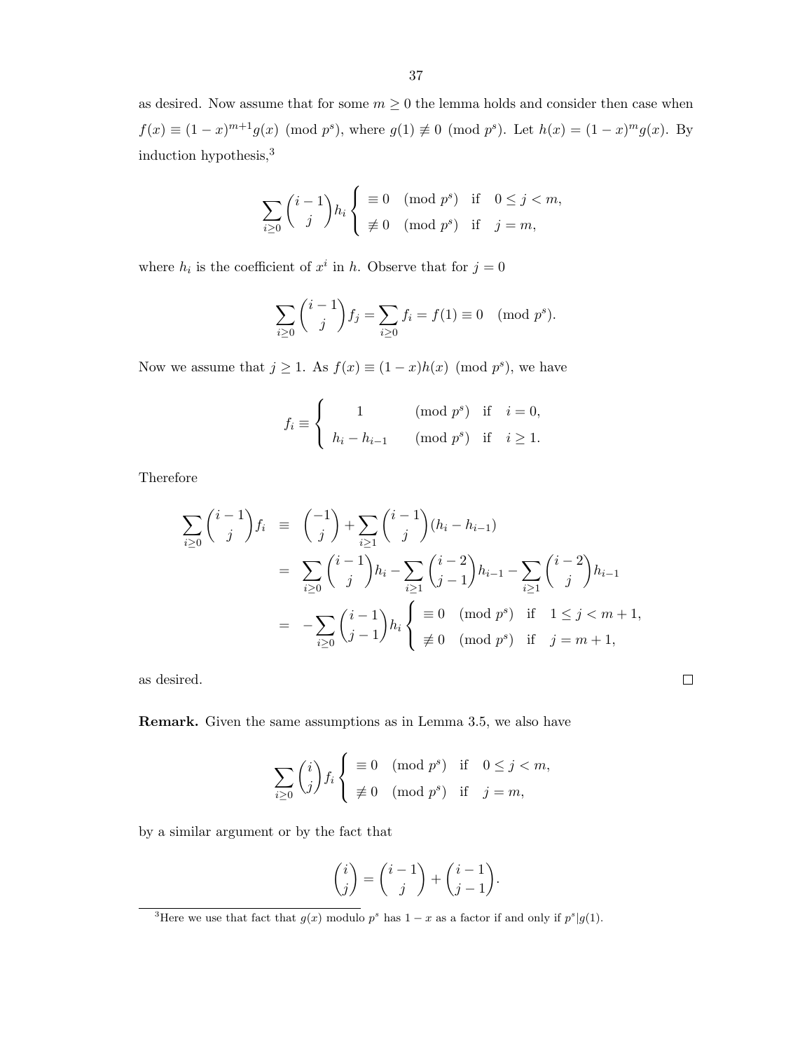as desired. Now assume that for some $m \geq 0$ the lemma holds and consider then case when $f(x) \equiv (1-x)^{m+1}g(x) \pmod{p^s}$, where $g(1) \not\equiv 0 \pmod{p^s}$. Let $h(x) = (1-x)^m g(x)$. By induction hypothesis,[3]

$$\sum_{i \geq 0} \binom{i-1}{j} h_i \begin{cases} \equiv 0 \pmod{p^s} & \text{if} \quad 0 \leq j < m, \\ \not\equiv 0 \pmod{p^s} & \text{if} \quad j = m, \end{cases}$$

where $h_i$ is the coefficient of $x^i$ in $h$. Observe that for $j = 0$

$$\sum_{i \geq 0} \binom{i-1}{j} f_j = \sum_{i \geq 0} f_i = f(1) \equiv 0 \pmod{p^s}.$$

Now we assume that $j \geq 1$. As $f(x) \equiv (1-x)h(x) \pmod{p^s}$, we have

$$f_i \equiv \begin{cases} 1 & \pmod{p^s} \quad \text{if} \quad i = 0, \\ h_i - h_{i-1} & \pmod{p^s} \quad \text{if} \quad i \geq 1. \end{cases}$$

Therefore

$$\begin{aligned} \sum_{i \geq 0} \binom{i-1}{j} f_i &\equiv \binom{-1}{j} + \sum_{i \geq 1} \binom{i-1}{j} (h_i - h_{i-1}) \\ &= \sum_{i \geq 0} \binom{i-1}{j} h_i - \sum_{i \geq 1} \binom{i-2}{j-1} h_{i-1} - \sum_{i \geq 1} \binom{i-2}{j} h_{i-1} \\ &= -\sum_{i \geq 0} \binom{i-1}{j-1} h_i \begin{cases} \equiv 0 \pmod{p^s} & \text{if} \quad 1 \leq j < m+1, \\ \not\equiv 0 \pmod{p^s} & \text{if} \quad j = m+1, \end{cases} \end{aligned}$$

as desired. □

**Remark.** Given the same assumptions as in Lemma 3.5, we also have

$$\sum_{i \geq 0} \binom{i}{j} f_i \begin{cases} \equiv 0 \pmod{p^s} & \text{if} \quad 0 \leq j < m, \\ \not\equiv 0 \pmod{p^s} & \text{if} \quad j = m, \end{cases}$$

by a similar argument or by the fact that

$$\binom{i}{j} = \binom{i-1}{j} + \binom{i-1}{j-1}.$$

---

[3] Here we use that fact that $g(x)$ modulo $p^s$ has $1-x$ as a factor if and only if $p^s | g(1)$.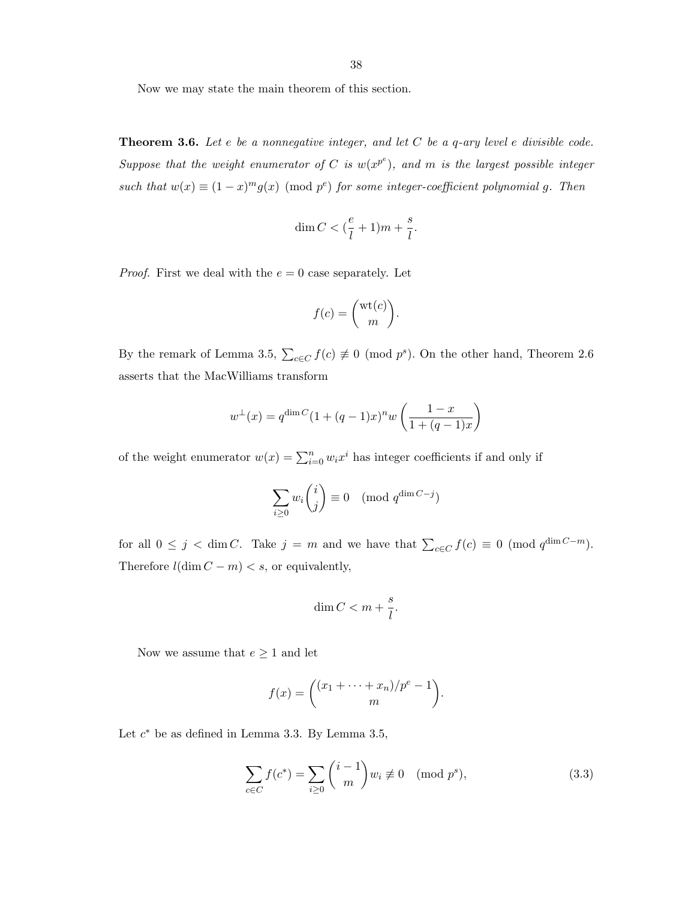Now we may state the main theorem of this section.

**Theorem 3.6.** *Let $e$ be a nonnegative integer, and let $C$ be a $q$-ary level $e$ divisible code. Suppose that the weight enumerator of $C$ is $w(x^{p^e})$, and $m$ is the largest possible integer such that $w(x) \equiv (1-x)^m g(x) \pmod{p^e}$ for some integer-coefficient polynomial $g$. Then*

$$\dim C < (\frac{e}{l} + 1)m + \frac{s}{l}.$$

*Proof.* First we deal with the $e = 0$ case separately. Let

$$f(c) = \binom{\mathrm{wt}(c)}{m}.$$

By the remark of Lemma 3.5, $\sum_{c \in C} f(c) \not\equiv 0 \pmod{p^s}$. On the other hand, Theorem 2.6 asserts that the MacWilliams transform

$$w^{\perp}(x) = q^{\dim C}(1 + (q-1)x)^n w\left(\frac{1-x}{1+(q-1)x}\right)$$

of the weight enumerator $w(x) = \sum_{i=0}^{n} w_i x^i$ has integer coefficients if and only if

$$\sum_{i \geq 0} w_i \binom{i}{j} \equiv 0 \pmod{q^{\dim C - j}}$$

for all $0 \leq j < \dim C$. Take $j = m$ and we have that $\sum_{c \in C} f(c) \equiv 0 \pmod{q^{\dim C - m}}$. Therefore $l(\dim C - m) < s$, or equivalently,

$$\dim C < m + \frac{s}{l}.$$

Now we assume that $e \geq 1$ and let

$$f(x) = \binom{(x_1 + \cdots + x_n)/p^e - 1}{m}.$$

Let $c^*$ be as defined in Lemma 3.3. By Lemma 3.5,

$$\sum_{c \in C} f(c^*) = \sum_{i \geq 0} \binom{i-1}{m} w_i \not\equiv 0 \pmod{p^s}, \tag{3.3}$$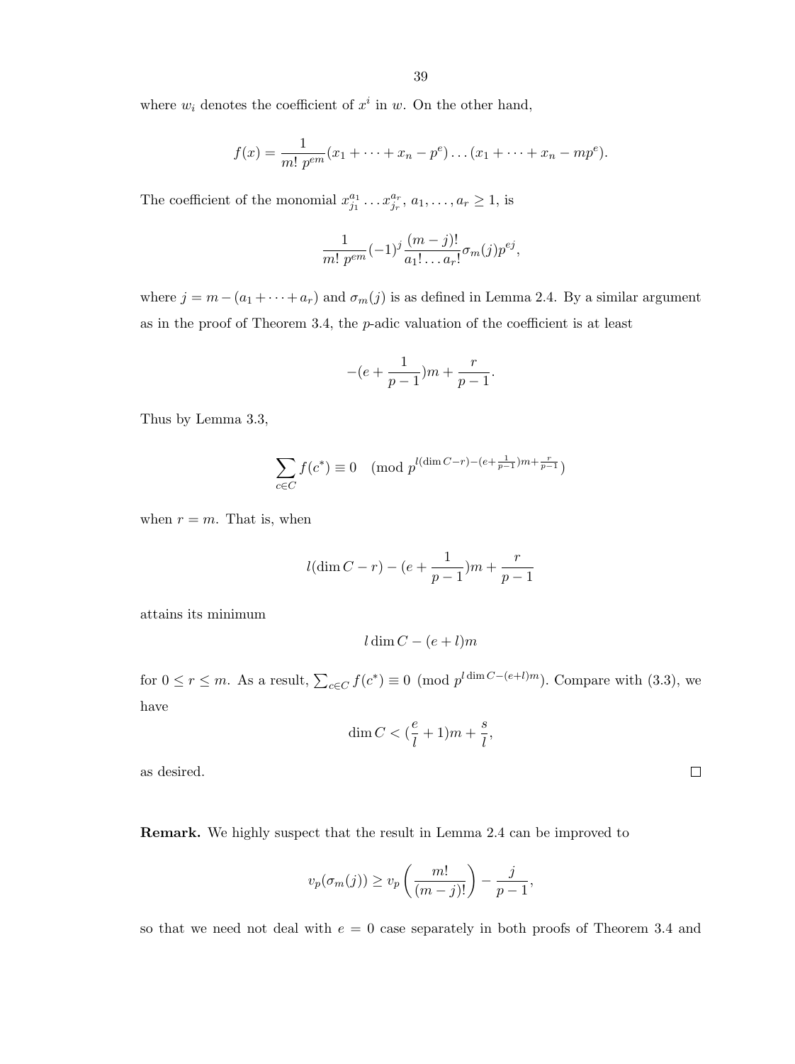where $w_i$ denotes the coefficient of $x^i$ in $w$. On the other hand,

$$f(x) = \frac{1}{m!\ p^{em}}(x_1 + \cdots + x_n - p^e) \ldots (x_1 + \cdots + x_n - mp^e).$$

The coefficient of the monomial $x_{j_1}^{a_1} \ldots x_{j_r}^{a_r}$, $a_1, \ldots, a_r \geq 1$, is

$$\frac{1}{m!\ p^{em}}(-1)^j \frac{(m-j)!}{a_1! \ldots a_r!} \sigma_m(j) p^{ej},$$

where $j = m - (a_1 + \cdots + a_r)$ and $\sigma_m(j)$ is as defined in Lemma 2.4. By a similar argument as in the proof of Theorem 3.4, the $p$-adic valuation of the coefficient is at least

$$-(e + \frac{1}{p-1})m + \frac{r}{p-1}.$$

Thus by Lemma 3.3,

$$\sum_{c \in C} f(c^*) \equiv 0 \pmod{p^{l(\dim C - r) - (e + \frac{1}{p-1})m + \frac{r}{p-1}}}$$

when $r = m$. That is, when

$$l(\dim C - r) - (e + \frac{1}{p-1})m + \frac{r}{p-1}$$

attains its minimum

$$l \dim C - (e + l)m$$

for $0 \leq r \leq m$. As a result, $\sum_{c \in C} f(c^*) \equiv 0 \pmod{p^{l \dim C - (e+l)m}}$. Compare with (3.3), we have

$$\dim C < (\frac{e}{l} + 1)m + \frac{s}{l},$$

as desired. $\square$

**Remark.** We highly suspect that the result in Lemma 2.4 can be improved to

$$v_p(\sigma_m(j)) \geq v_p\left(\frac{m!}{(m-j)!}\right) - \frac{j}{p-1},$$

so that we need not deal with $e = 0$ case separately in both proofs of Theorem 3.4 and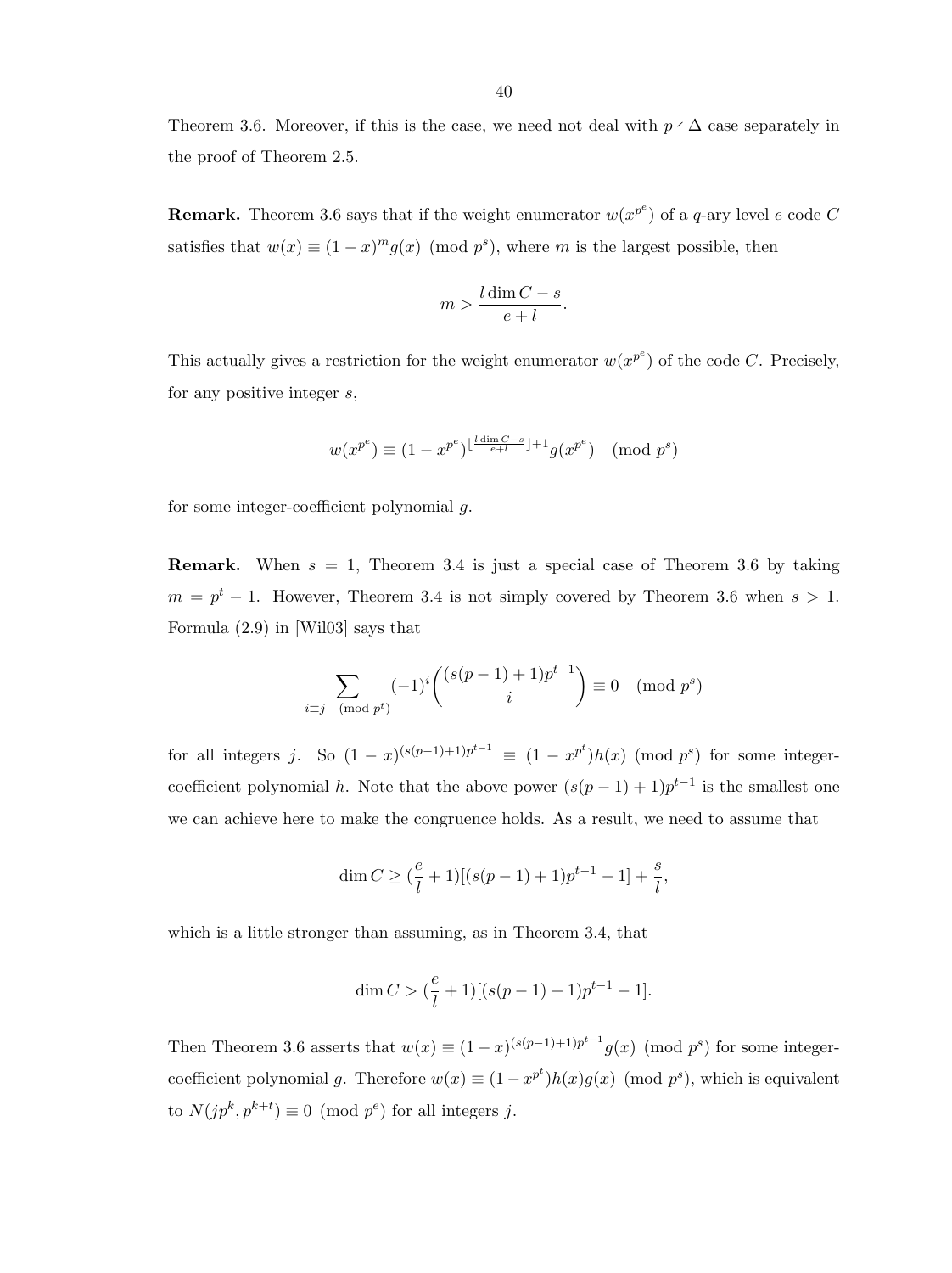Theorem 3.6. Moreover, if this is the case, we need not deal with $p \nmid \Delta$ case separately in the proof of Theorem 2.5.

**Remark.** Theorem 3.6 says that if the weight enumerator $w(x^{p^e})$ of a $q$-ary level $e$ code $C$ satisfies that $w(x) \equiv (1-x)^m g(x) \pmod{p^s}$, where $m$ is the largest possible, then

$$m > \frac{l \dim C - s}{e + l}.$$

This actually gives a restriction for the weight enumerator $w(x^{p^e})$ of the code $C$. Precisely, for any positive integer $s$,

$$w(x^{p^e}) \equiv (1 - x^{p^e})^{\lfloor \frac{l \dim C - s}{e+l} \rfloor + 1} g(x^{p^e}) \pmod{p^s}$$

for some integer-coefficient polynomial $g$.

**Remark.** When $s = 1$, Theorem 3.4 is just a special case of Theorem 3.6 by taking $m = p^t - 1$. However, Theorem 3.4 is not simply covered by Theorem 3.6 when $s > 1$. Formula (2.9) in [Wil03] says that

$$\sum_{i \equiv j \pmod{p^t}} (-1)^i \binom{(s(p-1)+1)p^{t-1}}{i} \equiv 0 \pmod{p^s}$$

for all integers $j$. So $(1-x)^{(s(p-1)+1)p^{t-1}} \equiv (1 - x^{p^t})h(x) \pmod{p^s}$ for some integer-coefficient polynomial $h$. Note that the above power $(s(p-1)+1)p^{t-1}$ is the smallest one we can achieve here to make the congruence holds. As a result, we need to assume that

$$\dim C \geq (\frac{e}{l} + 1)[(s(p-1)+1)p^{t-1} - 1] + \frac{s}{l},$$

which is a little stronger than assuming, as in Theorem 3.4, that

$$\dim C > (\frac{e}{l} + 1)[(s(p-1)+1)p^{t-1} - 1].$$

Then Theorem 3.6 asserts that $w(x) \equiv (1-x)^{(s(p-1)+1)p^{t-1}} g(x) \pmod{p^s}$ for some integer-coefficient polynomial $g$. Therefore $w(x) \equiv (1 - x^{p^t})h(x)g(x) \pmod{p^s}$, which is equivalent to $N(jp^k, p^{k+t}) \equiv 0 \pmod{p^e}$ for all integers $j$.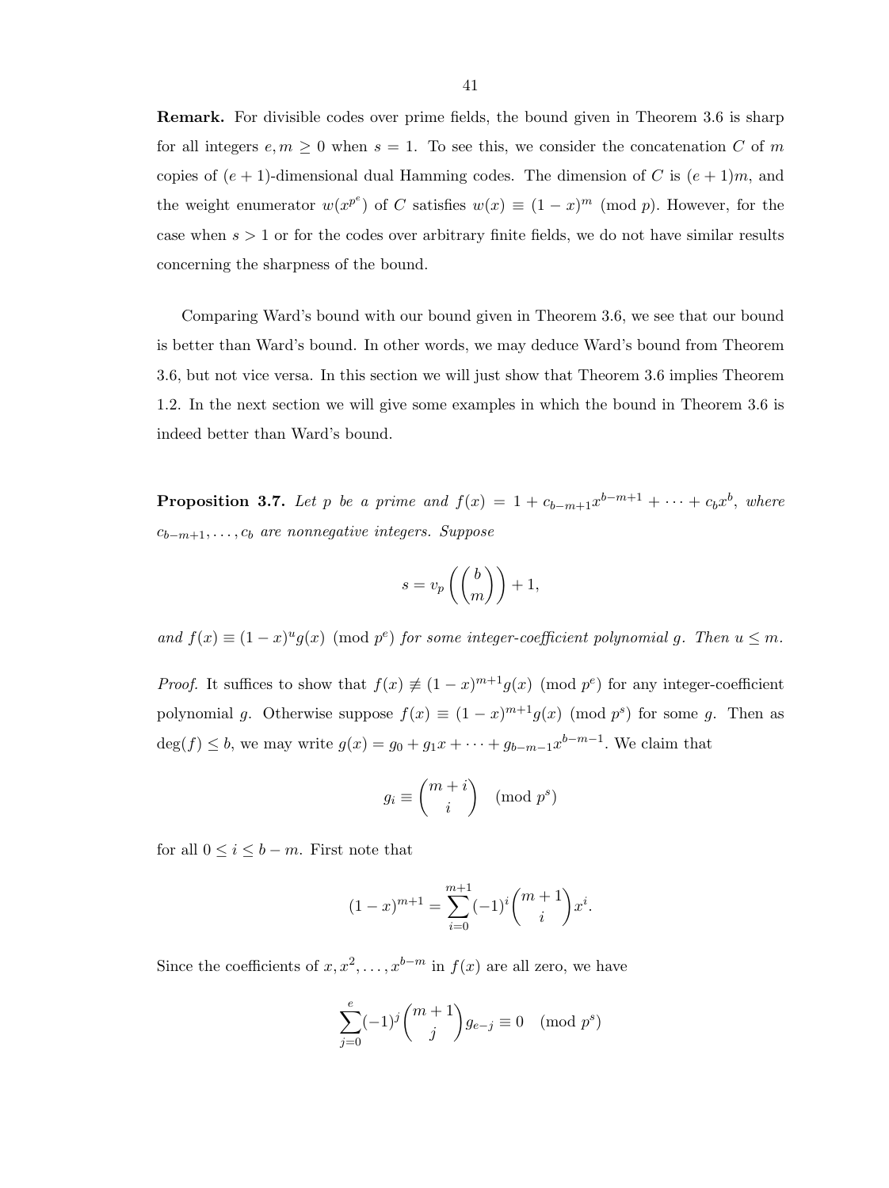**Remark.** For divisible codes over prime fields, the bound given in Theorem 3.6 is sharp for all integers $e, m \geq 0$ when $s = 1$. To see this, we consider the concatenation $C$ of $m$ copies of $(e+1)$-dimensional dual Hamming codes. The dimension of $C$ is $(e+1)m$, and the weight enumerator $w(x^{p^e})$ of $C$ satisfies $w(x) \equiv (1-x)^m \pmod{p}$. However, for the case when $s > 1$ or for the codes over arbitrary finite fields, we do not have similar results concerning the sharpness of the bound.

Comparing Ward's bound with our bound given in Theorem 3.6, we see that our bound is better than Ward's bound. In other words, we may deduce Ward's bound from Theorem 3.6, but not vice versa. In this section we will just show that Theorem 3.6 implies Theorem 1.2. In the next section we will give some examples in which the bound in Theorem 3.6 is indeed better than Ward's bound.

**Proposition 3.7.** *Let $p$ be a prime and $f(x) = 1 + c_{b-m+1}x^{b-m+1} + \cdots + c_b x^b$, where $c_{b-m+1}, \ldots, c_b$ are nonnegative integers. Suppose*

$$s = v_p\left(\binom{b}{m}\right) + 1,$$

*and $f(x) \equiv (1-x)^u g(x) \pmod{p^e}$ for some integer-coefficient polynomial $g$. Then $u \leq m$.*

*Proof.* It suffices to show that $f(x) \not\equiv (1-x)^{m+1} g(x) \pmod{p^e}$ for any integer-coefficient polynomial $g$. Otherwise suppose $f(x) \equiv (1-x)^{m+1} g(x) \pmod{p^s}$ for some $g$. Then as $\deg(f) \leq b$, we may write $g(x) = g_0 + g_1 x + \cdots + g_{b-m-1}x^{b-m-1}$. We claim that

$$g_i \equiv \binom{m+i}{i} \pmod{p^s}$$

for all $0 \leq i \leq b-m$. First note that

$$(1-x)^{m+1} = \sum_{i=0}^{m+1} (-1)^i \binom{m+1}{i} x^i.$$

Since the coefficients of $x, x^2, \ldots, x^{b-m}$ in $f(x)$ are all zero, we have

$$\sum_{j=0}^{e} (-1)^j \binom{m+1}{j} g_{e-j} \equiv 0 \pmod{p^s}$$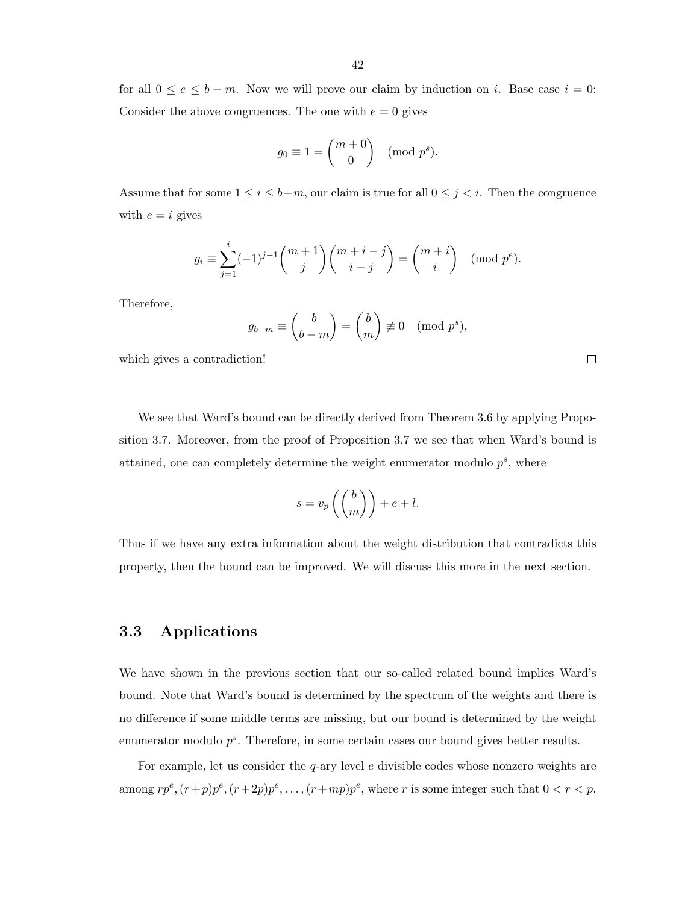for all $0 \le e \le b - m$. Now we will prove our claim by induction on $i$. Base case $i = 0$: Consider the above congruences. The one with $e = 0$ gives

$$g_0 \equiv 1 = \binom{m+0}{0} \pmod{p^s}.$$

Assume that for some $1 \le i \le b-m$, our claim is true for all $0 \le j < i$. Then the congruence with $e = i$ gives

$$g_i \equiv \sum_{j=1}^{i} (-1)^{j-1} \binom{m+1}{j} \binom{m+i-j}{i-j} = \binom{m+i}{i} \pmod{p^e}.$$

Therefore,

$$g_{b-m} \equiv \binom{b}{b-m} = \binom{b}{m} \not\equiv 0 \pmod{p^s},$$

which gives a contradiction! $\square$

We see that Ward's bound can be directly derived from Theorem 3.6 by applying Proposition 3.7. Moreover, from the proof of Proposition 3.7 we see that when Ward's bound is attained, one can completely determine the weight enumerator modulo $p^s$, where

$$s = v_p\left(\binom{b}{m}\right) + e + l.$$

Thus if we have any extra information about the weight distribution that contradicts this property, then the bound can be improved. We will discuss this more in the next section.

## 3.3 Applications

We have shown in the previous section that our so-called related bound implies Ward's bound. Note that Ward's bound is determined by the spectrum of the weights and there is no difference if some middle terms are missing, but our bound is determined by the weight enumerator modulo $p^s$. Therefore, in some certain cases our bound gives better results.

For example, let us consider the $q$-ary level $e$ divisible codes whose nonzero weights are among $rp^e, (r+p)p^e, (r+2p)p^e, \ldots, (r+mp)p^e$, where $r$ is some integer such that $0 < r < p$.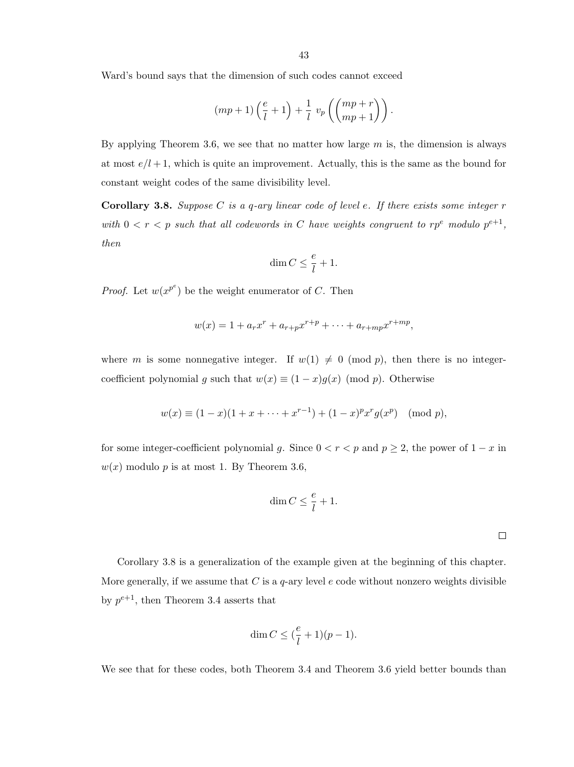Ward's bound says that the dimension of such codes cannot exceed

$$(mp+1)\left(\frac{e}{l}+1\right)+\frac{1}{l}\ v_p\left(\binom{mp+r}{mp+1}\right).$$

By applying Theorem 3.6, we see that no matter how large $m$ is, the dimension is always at most $e/l+1$, which is quite an improvement. Actually, this is the same as the bound for constant weight codes of the same divisibility level.

**Corollary 3.8.** *Suppose $C$ is a $q$-ary linear code of level $e$. If there exists some integer $r$ with $0<r<p$ such that all codewords in $C$ have weights congruent to $rp^e$ modulo $p^{e+1}$, then*

$$\dim C \le \frac{e}{l}+1.$$

*Proof.* Let $w(x^{p^e})$ be the weight enumerator of $C$. Then

$$w(x) = 1 + a_r x^r + a_{r+p}x^{r+p} + \cdots + a_{r+mp}x^{r+mp},$$

where $m$ is some nonnegative integer. If $w(1) \not\equiv 0 \pmod p$, then there is no integer-coefficient polynomial $g$ such that $w(x) \equiv (1-x)g(x) \pmod p$. Otherwise

$$w(x) \equiv (1-x)(1+x+\cdots+x^{r-1}) + (1-x)^p x^r g(x^p) \pmod p,$$

for some integer-coefficient polynomial $g$. Since $0<r<p$ and $p \ge 2$, the power of $1-x$ in $w(x)$ modulo $p$ is at most 1. By Theorem 3.6,

$$\dim C \le \frac{e}{l}+1.$$

□

Corollary 3.8 is a generalization of the example given at the beginning of this chapter. More generally, if we assume that $C$ is a $q$-ary level $e$ code without nonzero weights divisible by $p^{e+1}$, then Theorem 3.4 asserts that

$$\dim C \le (\frac{e}{l}+1)(p-1).$$

We see that for these codes, both Theorem 3.4 and Theorem 3.6 yield better bounds than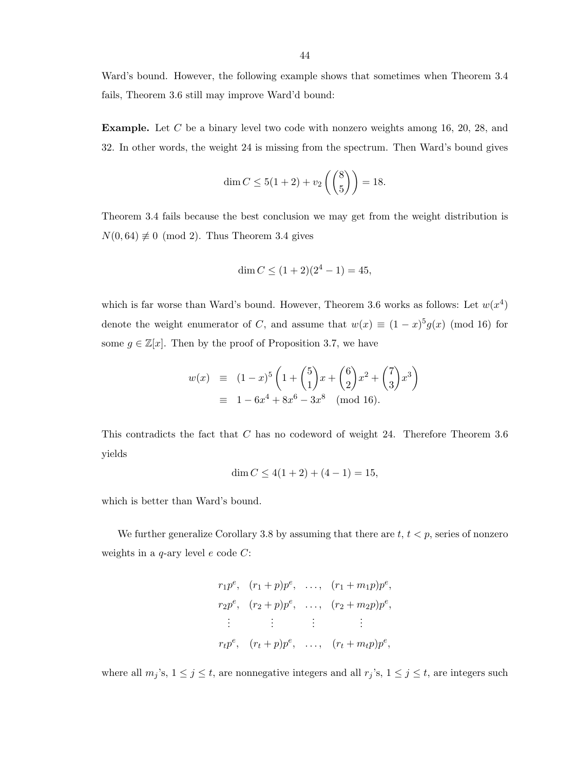Ward's bound. However, the following example shows that sometimes when Theorem 3.4 fails, Theorem 3.6 still may improve Ward'd bound:

**Example.** Let $C$ be a binary level two code with nonzero weights among 16, 20, 28, and 32. In other words, the weight 24 is missing from the spectrum. Then Ward's bound gives

$$\dim C \le 5(1+2) + v_2\left(\binom{8}{5}\right) = 18.$$

Theorem 3.4 fails because the best conclusion we may get from the weight distribution is $N(0, 64) \not\equiv 0 \pmod 2$. Thus Theorem 3.4 gives

$$\dim C \le (1+2)(2^4 - 1) = 45,$$

which is far worse than Ward's bound. However, Theorem 3.6 works as follows: Let $w(x^4)$ denote the weight enumerator of $C$, and assume that $w(x) \equiv (1-x)^5 g(x) \pmod{16}$ for some $g \in \mathbb{Z}[x]$. Then by the proof of Proposition 3.7, we have

$$\begin{aligned} w(x) &\equiv (1-x)^5 \left(1 + \binom{5}{1}x + \binom{6}{2}x^2 + \binom{7}{3}x^3\right) \\ &\equiv 1 - 6x^4 + 8x^6 - 3x^8 \pmod{16}. \end{aligned}$$

This contradicts the fact that $C$ has no codeword of weight 24. Therefore Theorem 3.6 yields

$$\dim C \le 4(1+2) + (4-1) = 15,$$

which is better than Ward's bound.

We further generalize Corollary 3.8 by assuming that there are $t$, $t < p$, series of nonzero weights in a $q$-ary level $e$ code $C$:

$$\begin{array}{cccc} r_1 p^e, & (r_1 + p)p^e, & \ldots, & (r_1 + m_1 p)p^e, \\ r_2 p^e, & (r_2 + p)p^e, & \ldots, & (r_2 + m_2 p)p^e, \\ \vdots & \vdots & \vdots & \vdots \\ r_t p^e, & (r_t + p)p^e, & \ldots, & (r_t + m_t p)p^e, \end{array}$$

where all $m_j$'s, $1 \le j \le t$, are nonnegative integers and all $r_j$'s, $1 \le j \le t$, are integers such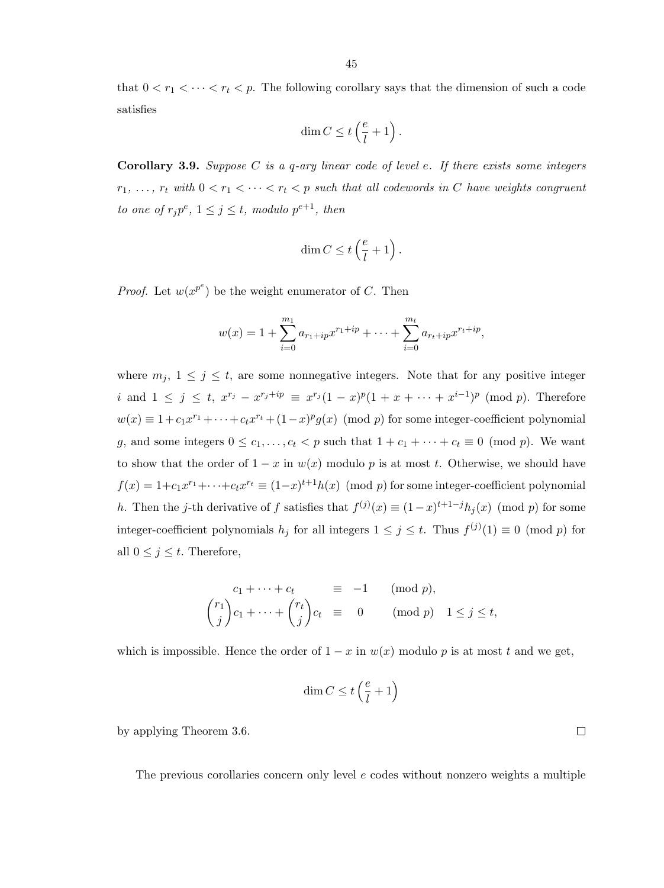that $0 < r_1 < \cdots < r_t < p$. The following corollary says that the dimension of such a code satisfies

$$\dim C \leq t\left(\frac{e}{l}+1\right).$$

**Corollary 3.9.** *Suppose $C$ is a $q$-ary linear code of level $e$. If there exists some integers $r_1, \ldots, r_t$ with $0 < r_1 < \cdots < r_t < p$ such that all codewords in $C$ have weights congruent to one of $r_j p^e$, $1 \leq j \leq t$, modulo $p^{e+1}$, then*

$$\dim C \leq t\left(\frac{e}{l}+1\right).$$

*Proof.* Let $w(x^{p^e})$ be the weight enumerator of $C$. Then

$$w(x) = 1 + \sum_{i=0}^{m_1} a_{r_1+ip} x^{r_1+ip} + \cdots + \sum_{i=0}^{m_t} a_{r_t+ip} x^{r_t+ip},$$

where $m_j$, $1 \leq j \leq t$, are some nonnegative integers. Note that for any positive integer $i$ and $1 \leq j \leq t$, $x^{r_j} - x^{r_j+ip} \equiv x^{r_j}(1-x)^p(1+x+\cdots+x^{i-1})^p \pmod p$. Therefore $w(x) \equiv 1 + c_1 x^{r_1} + \cdots + c_t x^{r_t} + (1-x)^p g(x) \pmod p$ for some integer-coefficient polynomial $g$, and some integers $0 \leq c_1, \ldots, c_t < p$ such that $1 + c_1 + \cdots + c_t \equiv 0 \pmod p$. We want to show that the order of $1-x$ in $w(x)$ modulo $p$ is at most $t$. Otherwise, we should have $f(x) = 1 + c_1 x^{r_1} + \cdots + c_t x^{r_t} \equiv (1-x)^{t+1} h(x) \pmod p$ for some integer-coefficient polynomial $h$. Then the $j$-th derivative of $f$ satisfies that $f^{(j)}(x) \equiv (1-x)^{t+1-j} h_j(x) \pmod p$ for some integer-coefficient polynomials $h_j$ for all integers $1 \leq j \leq t$. Thus $f^{(j)}(1) \equiv 0 \pmod p$ for all $0 \leq j \leq t$. Therefore,

$$\begin{aligned} c_1 + \cdots + c_t &\equiv -1 \pmod p, \\ \binom{r_1}{j} c_1 + \cdots + \binom{r_t}{j} c_t &\equiv 0 \pmod p \quad 1 \leq j \leq t, \end{aligned}$$

which is impossible. Hence the order of $1-x$ in $w(x)$ modulo $p$ is at most $t$ and we get,

$$\dim C \leq t\left(\frac{e}{l}+1\right)$$

by applying Theorem 3.6. $\square$

The previous corollaries concern only level $e$ codes without nonzero weights a multiple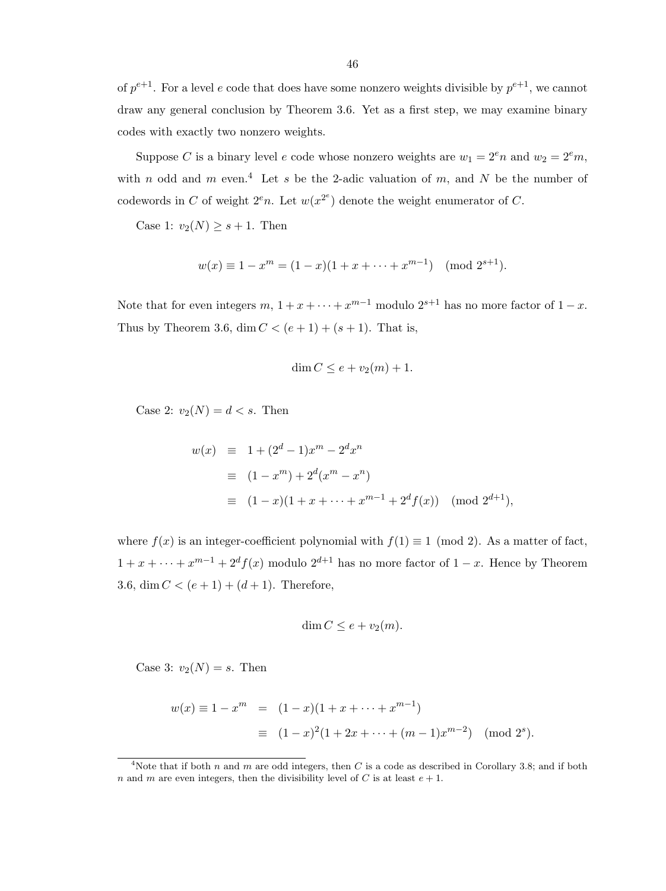of $p^{e+1}$. For a level $e$ code that does have some nonzero weights divisible by $p^{e+1}$, we cannot draw any general conclusion by Theorem 3.6. Yet as a first step, we may examine binary codes with exactly two nonzero weights.

Suppose $C$ is a binary level $e$ code whose nonzero weights are $w_1 = 2^e n$ and $w_2 = 2^e m$, with $n$ odd and $m$ even.[4] Let $s$ be the 2-adic valuation of $m$, and $N$ be the number of codewords in $C$ of weight $2^e n$. Let $w(x^{2^e})$ denote the weight enumerator of $C$.

Case 1: $v_2(N) \geq s + 1$. Then

$$w(x) \equiv 1 - x^m = (1-x)(1 + x + \cdots + x^{m-1}) \pmod{2^{s+1}}.$$

Note that for even integers $m$, $1 + x + \cdots + x^{m-1}$ modulo $2^{s+1}$ has no more factor of $1 - x$. Thus by Theorem 3.6, $\dim C < (e+1) + (s+1)$. That is,

$$\dim C \leq e + v_2(m) + 1.$$

Case 2: $v_2(N) = d < s$. Then

$$\begin{aligned}
w(x) &\equiv 1 + (2^d - 1)x^m - 2^d x^n \\
&\equiv (1 - x^m) + 2^d (x^m - x^n) \\
&\equiv (1-x)(1 + x + \cdots + x^{m-1} + 2^d f(x)) \pmod{2^{d+1}},
\end{aligned}$$

where $f(x)$ is an integer-coefficient polynomial with $f(1) \equiv 1 \pmod 2$. As a matter of fact, $1 + x + \cdots + x^{m-1} + 2^d f(x)$ modulo $2^{d+1}$ has no more factor of $1 - x$. Hence by Theorem 3.6, $\dim C < (e+1) + (d+1)$. Therefore,

$$\dim C \leq e + v_2(m).$$

Case 3: $v_2(N) = s$. Then

$$\begin{aligned}
w(x) \equiv 1 - x^m &= (1-x)(1 + x + \cdots + x^{m-1}) \\
&\equiv (1-x)^2 (1 + 2x + \cdots + (m-1)x^{m-2}) \pmod{2^s}.
\end{aligned}$$

[4] Note that if both $n$ and $m$ are odd integers, then $C$ is a code as described in Corollary 3.8; and if both $n$ and $m$ are even integers, then the divisibility level of $C$ is at least $e + 1$.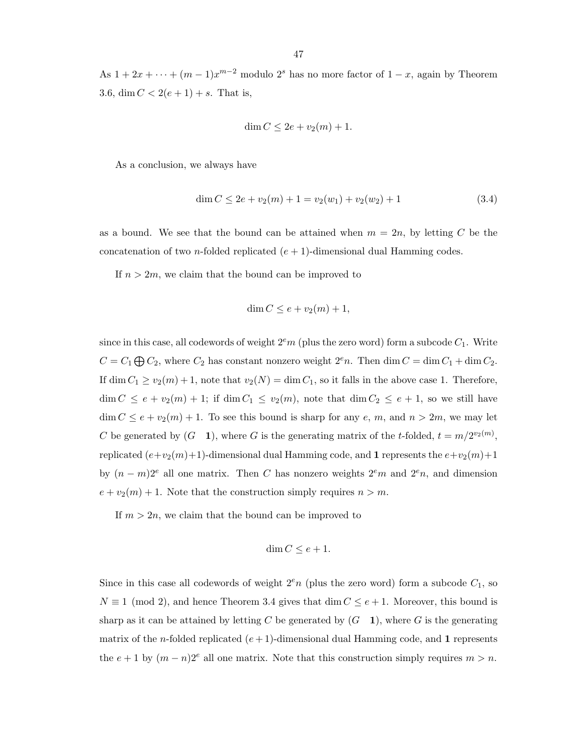As $1 + 2x + \cdots + (m-1)x^{m-2}$ modulo $2^s$ has no more factor of $1-x$, again by Theorem 3.6, $\dim C < 2(e+1) + s$. That is,

$$\dim C \leq 2e + v_2(m) + 1.$$

As a conclusion, we always have

$$\dim C \leq 2e + v_2(m) + 1 = v_2(w_1) + v_2(w_2) + 1 \tag{3.4}$$

as a bound. We see that the bound can be attained when $m = 2n$, by letting $C$ be the concatenation of two $n$-folded replicated $(e+1)$-dimensional dual Hamming codes.

If $n > 2m$, we claim that the bound can be improved to

$$\dim C \leq e + v_2(m) + 1,$$

since in this case, all codewords of weight $2^e m$ (plus the zero word) form a subcode $C_1$. Write $C = C_1 \bigoplus C_2$, where $C_2$ has constant nonzero weight $2^e n$. Then $\dim C = \dim C_1 + \dim C_2$. If $\dim C_1 \geq v_2(m) + 1$, note that $v_2(N) = \dim C_1$, so it falls in the above case 1. Therefore, $\dim C \leq e + v_2(m) + 1$; if $\dim C_1 \leq v_2(m)$, note that $\dim C_2 \leq e + 1$, so we still have $\dim C \leq e + v_2(m) + 1$. To see this bound is sharp for any $e$, $m$, and $n > 2m$, we may let $C$ be generated by $(G \quad \mathbf{1})$, where $G$ is the generating matrix of the $t$-folded, $t = m/2^{v_2(m)}$, replicated $(e+v_2(m)+1)$-dimensional dual Hamming code, and $\mathbf{1}$ represents the $e+v_2(m)+1$ by $(n-m)2^e$ all one matrix. Then $C$ has nonzero weights $2^e m$ and $2^e n$, and dimension $e + v_2(m) + 1$. Note that the construction simply requires $n > m$.

If $m > 2n$, we claim that the bound can be improved to

$$\dim C \leq e + 1.$$

Since in this case all codewords of weight $2^e n$ (plus the zero word) form a subcode $C_1$, so $N \equiv 1 \pmod 2$, and hence Theorem 3.4 gives that $\dim C \leq e + 1$. Moreover, this bound is sharp as it can be attained by letting $C$ be generated by $(G \quad \mathbf{1})$, where $G$ is the generating matrix of the $n$-folded replicated $(e+1)$-dimensional dual Hamming code, and $\mathbf{1}$ represents the $e+1$ by $(m-n)2^e$ all one matrix. Note that this construction simply requires $m > n$.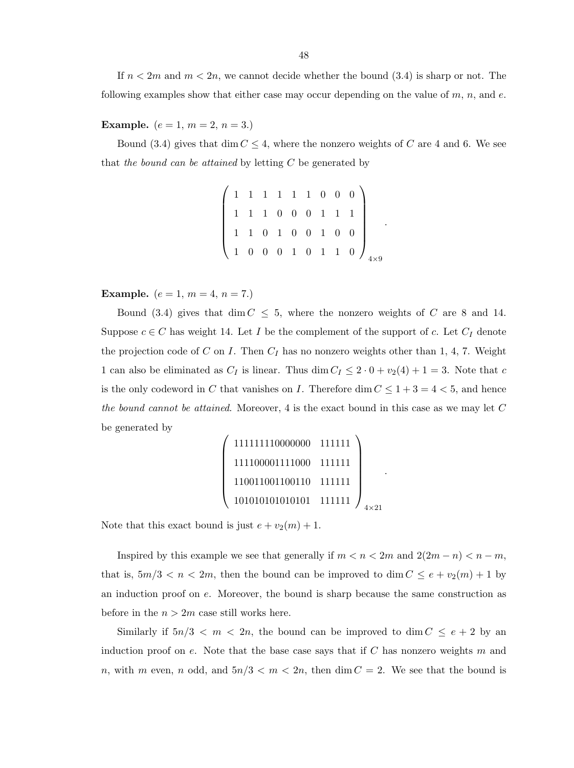If $n < 2m$ and $m < 2n$, we cannot decide whether the bound (3.4) is sharp or not. The following examples show that either case may occur depending on the value of $m$, $n$, and $e$.

**Example.** ($e = 1$, $m = 2$, $n = 3$.)

Bound (3.4) gives that $\dim C \leq 4$, where the nonzero weights of $C$ are 4 and 6. We see that *the bound can be attained* by letting $C$ be generated by

$$\begin{pmatrix} 1 & 1 & 1 & 1 & 1 & 1 & 0 & 0 & 0 \\ 1 & 1 & 1 & 0 & 0 & 0 & 1 & 1 & 1 \\ 1 & 1 & 0 & 1 & 0 & 0 & 1 & 0 & 0 \\ 1 & 0 & 0 & 0 & 1 & 0 & 1 & 1 & 0 \end{pmatrix}_{4\times 9}.$$

**Example.** ($e = 1$, $m = 4$, $n = 7$.)

Bound (3.4) gives that $\dim C \leq 5$, where the nonzero weights of $C$ are 8 and 14. Suppose $c \in C$ has weight 14. Let $I$ be the complement of the support of $c$. Let $C_I$ denote the projection code of $C$ on $I$. Then $C_I$ has no nonzero weights other than 1, 4, 7. Weight 1 can also be eliminated as $C_I$ is linear. Thus $\dim C_I \leq 2 \cdot 0 + v_2(4) + 1 = 3$. Note that $c$ is the only codeword in $C$ that vanishes on $I$. Therefore $\dim C \leq 1 + 3 = 4 < 5$, and hence *the bound cannot be attained*. Moreover, 4 is the exact bound in this case as we may let $C$ be generated by

$$\begin{pmatrix} 111111110000000 & 111111 \\ 111100001111000 & 111111 \\ 110011001100110 & 111111 \\ 101010101010101 & 111111 \end{pmatrix}_{4\times 21}.$$

Note that this exact bound is just $e + v_2(m) + 1$.

Inspired by this example we see that generally if $m < n < 2m$ and $2(2m - n) < n - m$, that is, $5m/3 < n < 2m$, then the bound can be improved to $\dim C \leq e + v_2(m) + 1$ by an induction proof on $e$. Moreover, the bound is sharp because the same construction as before in the $n > 2m$ case still works here.

Similarly if $5n/3 < m < 2n$, the bound can be improved to $\dim C \leq e + 2$ by an induction proof on $e$. Note that the base case says that if $C$ has nonzero weights $m$ and $n$, with $m$ even, $n$ odd, and $5n/3 < m < 2n$, then $\dim C = 2$. We see that the bound is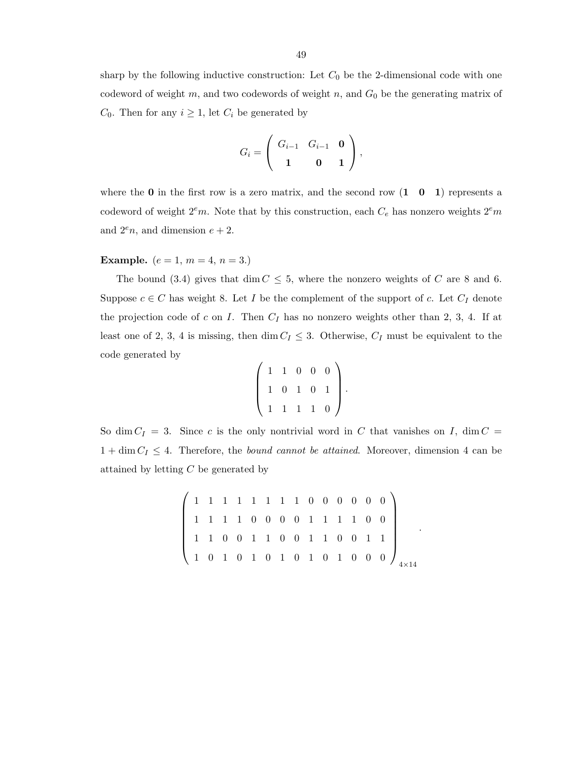sharp by the following inductive construction: Let $C_0$ be the 2-dimensional code with one codeword of weight $m$, and two codewords of weight $n$, and $G_0$ be the generating matrix of $C_0$. Then for any $i \geq 1$, let $C_i$ be generated by

$$G_i = \begin{pmatrix} G_{i-1} & G_{i-1} & \mathbf{0} \\ \mathbf{1} & \mathbf{0} & \mathbf{1} \end{pmatrix},$$

where the $\mathbf{0}$ in the first row is a zero matrix, and the second row $(\mathbf{1} \quad \mathbf{0} \quad \mathbf{1})$ represents a codeword of weight $2^e m$. Note that by this construction, each $C_e$ has nonzero weights $2^e m$ and $2^e n$, and dimension $e + 2$.

**Example.** ($e = 1$, $m = 4$, $n = 3$.)

The bound (3.4) gives that $\dim C \leq 5$, where the nonzero weights of $C$ are 8 and 6. Suppose $c \in C$ has weight 8. Let $I$ be the complement of the support of $c$. Let $C_I$ denote the projection code of $c$ on $I$. Then $C_I$ has no nonzero weights other than 2, 3, 4. If at least one of 2, 3, 4 is missing, then $\dim C_I \leq 3$. Otherwise, $C_I$ must be equivalent to the code generated by

$$\begin{pmatrix} 1 & 1 & 0 & 0 & 0 \\ 1 & 0 & 1 & 0 & 1 \\ 1 & 1 & 1 & 1 & 0 \end{pmatrix}.$$

So $\dim C_I = 3$. Since $c$ is the only nontrivial word in $C$ that vanishes on $I$, $\dim C = 1 + \dim C_I \leq 4$. Therefore, the *bound cannot be attained*. Moreover, dimension 4 can be attained by letting $C$ be generated by

$$\begin{pmatrix} 1 & 1 & 1 & 1 & 1 & 1 & 1 & 1 & 0 & 0 & 0 & 0 & 0 & 0 \\ 1 & 1 & 1 & 1 & 0 & 0 & 0 & 0 & 1 & 1 & 1 & 1 & 0 & 0 \\ 1 & 1 & 0 & 0 & 1 & 1 & 0 & 0 & 1 & 1 & 0 & 0 & 1 & 1 \\ 1 & 0 & 1 & 0 & 1 & 0 & 1 & 0 & 1 & 0 & 1 & 0 & 0 & 0 \end{pmatrix}_{4 \times 14}.$$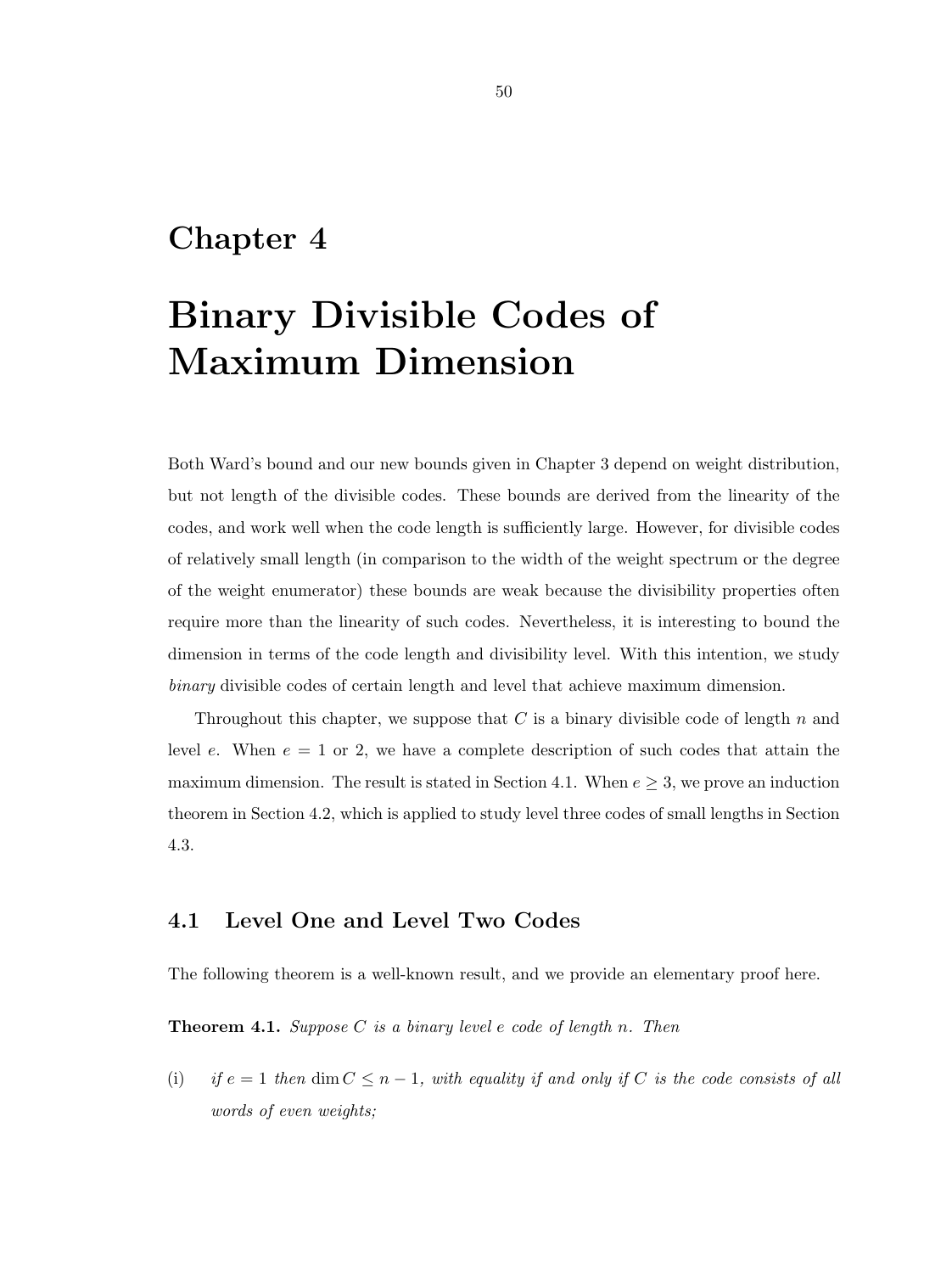# Chapter 4

# Binary Divisible Codes of Maximum Dimension

Both Ward's bound and our new bounds given in Chapter 3 depend on weight distribution, but not length of the divisible codes. These bounds are derived from the linearity of the codes, and work well when the code length is sufficiently large. However, for divisible codes of relatively small length (in comparison to the width of the weight spectrum or the degree of the weight enumerator) these bounds are weak because the divisibility properties often require more than the linearity of such codes. Nevertheless, it is interesting to bound the dimension in terms of the code length and divisibility level. With this intention, we study *binary* divisible codes of certain length and level that achieve maximum dimension.

Throughout this chapter, we suppose that $C$ is a binary divisible code of length $n$ and level $e$. When $e = 1$ or 2, we have a complete description of such codes that attain the maximum dimension. The result is stated in Section 4.1. When $e \geq 3$, we prove an induction theorem in Section 4.2, which is applied to study level three codes of small lengths in Section 4.3.

## 4.1 Level One and Level Two Codes

The following theorem is a well-known result, and we provide an elementary proof here.

**Theorem 4.1.** *Suppose $C$ is a binary level $e$ code of length $n$. Then*

(i) *if $e = 1$ then $\dim C \leq n - 1$, with equality if and only if $C$ is the code consists of all words of even weights;*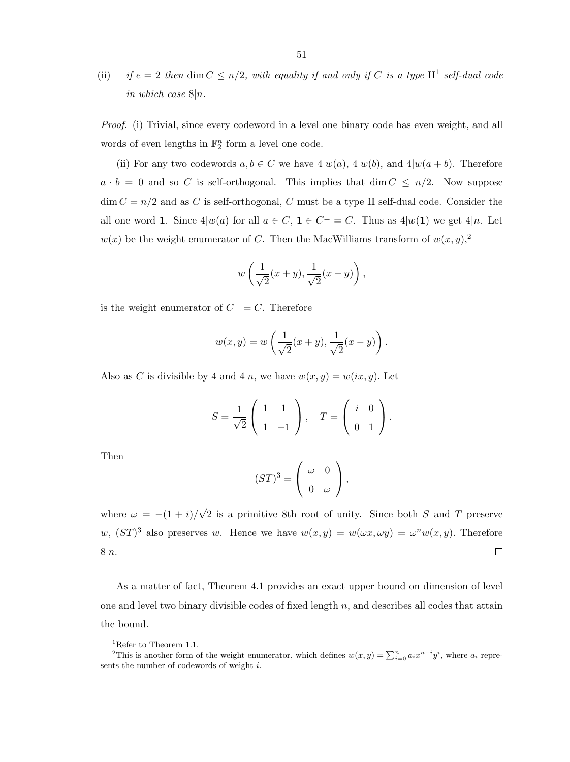(ii) *if $e = 2$ then $\dim C \leq n/2$, with equality if and only if $C$ is a type* II[1] *self-dual code in which case $8|n$.*

*Proof.* (i) Trivial, since every codeword in a level one binary code has even weight, and all words of even lengths in $\mathbb{F}_2^n$ form a level one code.

(ii) For any two codewords $a, b \in C$ we have $4|w(a)$, $4|w(b)$, and $4|w(a+b)$. Therefore $a \cdot b = 0$ and so $C$ is self-orthogonal. This implies that $\dim C \leq n/2$. Now suppose $\dim C = n/2$ and as $C$ is self-orthogonal, $C$ must be a type II self-dual code. Consider the all one word $\mathbf{1}$. Since $4|w(a)$ for all $a \in C$, $\mathbf{1} \in C^{\perp} = C$. Thus as $4|w(\mathbf{1})$ we get $4|n$. Let $w(x)$ be the weight enumerator of $C$. Then the MacWilliams transform of $w(x, y)$,[2]

$$w\left(\frac{1}{\sqrt{2}}(x+y), \frac{1}{\sqrt{2}}(x-y)\right),$$

is the weight enumerator of $C^{\perp} = C$. Therefore

$$w(x, y) = w\left(\frac{1}{\sqrt{2}}(x+y), \frac{1}{\sqrt{2}}(x-y)\right).$$

Also as $C$ is divisible by 4 and $4|n$, we have $w(x, y) = w(ix, y)$. Let

$$S = \frac{1}{\sqrt{2}}\begin{pmatrix} 1 & 1 \\ 1 & -1 \end{pmatrix}, \quad T = \begin{pmatrix} i & 0 \\ 0 & 1 \end{pmatrix}.$$

Then

$$(ST)^3 = \begin{pmatrix} \omega & 0 \\ 0 & \omega \end{pmatrix},$$

where $\omega = -(1+i)/\sqrt{2}$ is a primitive 8th root of unity. Since both $S$ and $T$ preserve $w$, $(ST)^3$ also preserves $w$. Hence we have $w(x, y) = w(\omega x, \omega y) = \omega^n w(x, y)$. Therefore $8|n$. $\square$

As a matter of fact, Theorem 4.1 provides an exact upper bound on dimension of level one and level two binary divisible codes of fixed length $n$, and describes all codes that attain the bound.

---

[1] Refer to Theorem 1.1.

[2] This is another form of the weight enumerator, which defines $w(x, y) = \sum_{i=0}^{n} a_i x^{n-i} y^i$, where $a_i$ represents the number of codewords of weight $i$.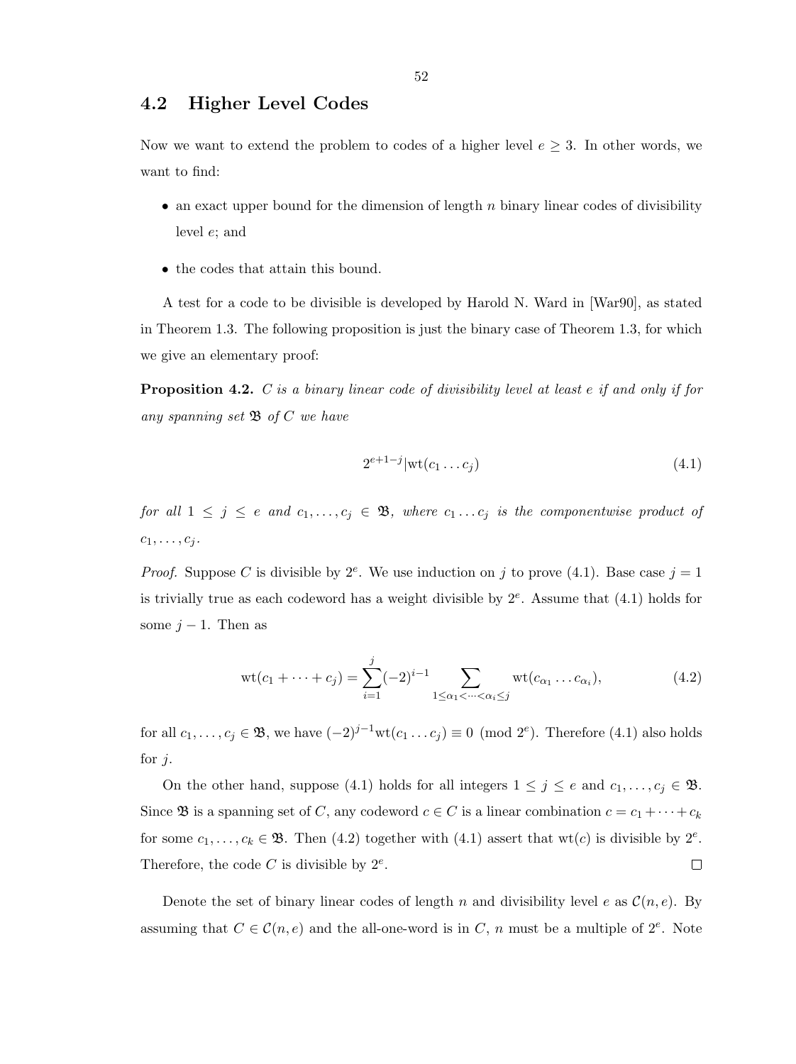## 4.2 Higher Level Codes

Now we want to extend the problem to codes of a higher level $e \geq 3$. In other words, we want to find:

- an exact upper bound for the dimension of length $n$ binary linear codes of divisibility level $e$; and
- the codes that attain this bound.

A test for a code to be divisible is developed by Harold N. Ward in [War90], as stated in Theorem 1.3. The following proposition is just the binary case of Theorem 1.3, for which we give an elementary proof:

**Proposition 4.2.** *$C$ is a binary linear code of divisibility level at least $e$ if and only if for any spanning set $\mathfrak{B}$ of $C$ we have*

$$2^{e+1-j} | \mathrm{wt}(c_1 \dots c_j) \tag{4.1}$$

*for all $1 \leq j \leq e$ and $c_1, \dots, c_j \in \mathfrak{B}$, where $c_1 \dots c_j$ is the componentwise product of $c_1, \dots, c_j$.*

*Proof.* Suppose $C$ is divisible by $2^e$. We use induction on $j$ to prove (4.1). Base case $j = 1$ is trivially true as each codeword has a weight divisible by $2^e$. Assume that (4.1) holds for some $j - 1$. Then as

$$\mathrm{wt}(c_1 + \dots + c_j) = \sum_{i=1}^{j} (-2)^{i-1} \sum_{1 \leq \alpha_1 < \dots < \alpha_i \leq j} \mathrm{wt}(c_{\alpha_1} \dots c_{\alpha_i}), \tag{4.2}$$

for all $c_1, \dots, c_j \in \mathfrak{B}$, we have $(-2)^{j-1}\mathrm{wt}(c_1 \dots c_j) \equiv 0 \pmod{2^e}$. Therefore (4.1) also holds for $j$.

On the other hand, suppose (4.1) holds for all integers $1 \leq j \leq e$ and $c_1, \dots, c_j \in \mathfrak{B}$. Since $\mathfrak{B}$ is a spanning set of $C$, any codeword $c \in C$ is a linear combination $c = c_1 + \dots + c_k$ for some $c_1, \dots, c_k \in \mathfrak{B}$. Then (4.2) together with (4.1) assert that $\mathrm{wt}(c)$ is divisible by $2^e$. Therefore, the code $C$ is divisible by $2^e$. $\square$

Denote the set of binary linear codes of length $n$ and divisibility level $e$ as $\mathcal{C}(n, e)$. By assuming that $C \in \mathcal{C}(n, e)$ and the all-one-word is in $C$, $n$ must be a multiple of $2^e$. Note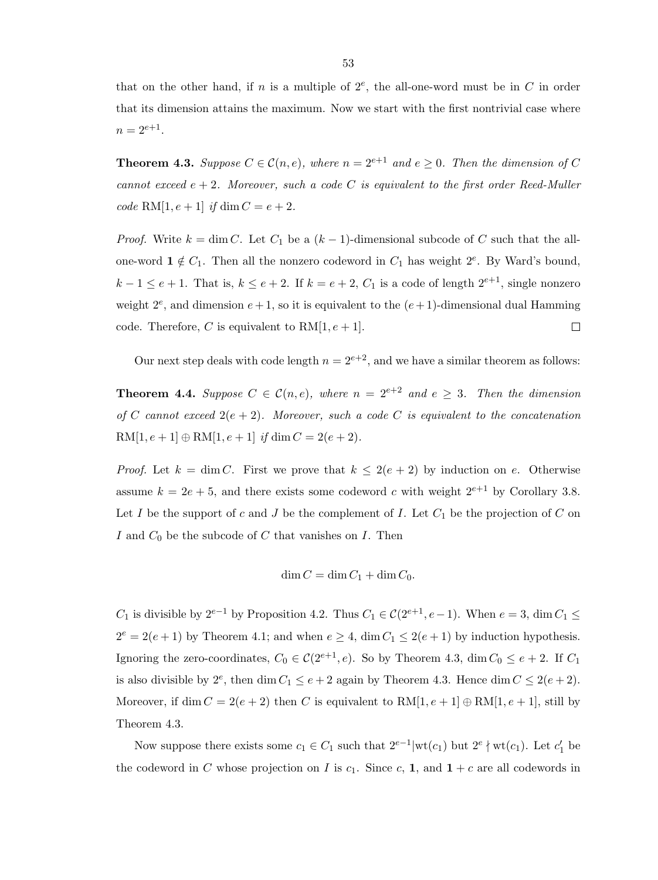that on the other hand, if $n$ is a multiple of $2^e$, the all-one-word must be in $C$ in order that its dimension attains the maximum. Now we start with the first nontrivial case where $n = 2^{e+1}$.

**Theorem 4.3.** *Suppose $C \in \mathcal{C}(n, e)$, where $n = 2^{e+1}$ and $e \geq 0$. Then the dimension of $C$ cannot exceed $e + 2$. Moreover, such a code $C$ is equivalent to the first order Reed-Muller code $\mathrm{RM}[1, e+1]$ if $\dim C = e + 2$.*

*Proof.* Write $k = \dim C$. Let $C_1$ be a $(k-1)$-dimensional subcode of $C$ such that the all-one-word $\mathbf{1} \notin C_1$. Then all the nonzero codeword in $C_1$ has weight $2^e$. By Ward's bound, $k - 1 \leq e + 1$. That is, $k \leq e + 2$. If $k = e + 2$, $C_1$ is a code of length $2^{e+1}$, single nonzero weight $2^e$, and dimension $e+1$, so it is equivalent to the $(e+1)$-dimensional dual Hamming code. Therefore, $C$ is equivalent to $\mathrm{RM}[1, e+1]$. ☐

Our next step deals with code length $n = 2^{e+2}$, and we have a similar theorem as follows:

**Theorem 4.4.** *Suppose $C \in \mathcal{C}(n, e)$, where $n = 2^{e+2}$ and $e \geq 3$. Then the dimension of $C$ cannot exceed $2(e+2)$. Moreover, such a code $C$ is equivalent to the concatenation $\mathrm{RM}[1, e+1] \oplus \mathrm{RM}[1, e+1]$ if $\dim C = 2(e+2)$.*

*Proof.* Let $k = \dim C$. First we prove that $k \leq 2(e+2)$ by induction on $e$. Otherwise assume $k = 2e + 5$, and there exists some codeword $c$ with weight $2^{e+1}$ by Corollary 3.8. Let $I$ be the support of $c$ and $J$ be the complement of $I$. Let $C_1$ be the projection of $C$ on $I$ and $C_0$ be the subcode of $C$ that vanishes on $I$. Then

$$\dim C = \dim C_1 + \dim C_0.$$

$C_1$ is divisible by $2^{e-1}$ by Proposition 4.2. Thus $C_1 \in \mathcal{C}(2^{e+1}, e-1)$. When $e = 3$, $\dim C_1 \leq 2^e = 2(e+1)$ by Theorem 4.1; and when $e \geq 4$, $\dim C_1 \leq 2(e+1)$ by induction hypothesis. Ignoring the zero-coordinates, $C_0 \in \mathcal{C}(2^{e+1}, e)$. So by Theorem 4.3, $\dim C_0 \leq e + 2$. If $C_1$ is also divisible by $2^e$, then $\dim C_1 \leq e + 2$ again by Theorem 4.3. Hence $\dim C \leq 2(e+2)$. Moreover, if $\dim C = 2(e+2)$ then $C$ is equivalent to $\mathrm{RM}[1, e+1] \oplus \mathrm{RM}[1, e+1]$, still by Theorem 4.3.

Now suppose there exists some $c_1 \in C_1$ such that $2^{e-1} | \mathrm{wt}(c_1)$ but $2^e \nmid \mathrm{wt}(c_1)$. Let $c_1'$ be the codeword in $C$ whose projection on $I$ is $c_1$. Since $c$, $\mathbf{1}$, and $\mathbf{1} + c$ are all codewords in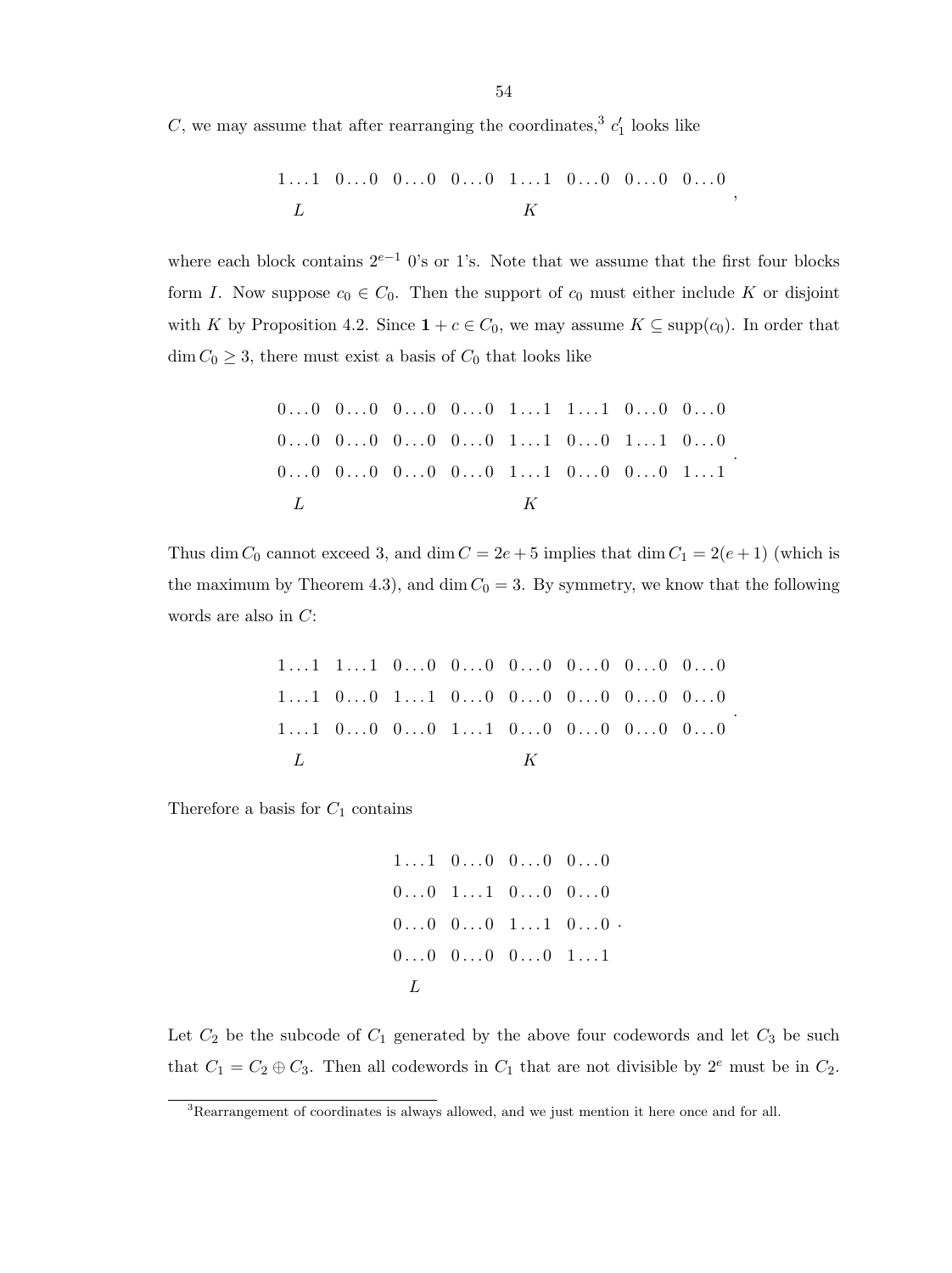$C$, we may assume that after rearranging the coordinates,[3] $c_1'$ looks like

$$\begin{array}{cccccccc} 1\ldots1 & 0\ldots0 & 0\ldots0 & 0\ldots0 & 1\ldots1 & 0\ldots0 & 0\ldots0 & 0\ldots0 \\ L & & & & K & & & \end{array},$$

where each block contains $2^{e-1}$ 0's or 1's. Note that we assume that the first four blocks form $I$. Now suppose $c_0 \in C_0$. Then the support of $c_0$ must either include $K$ or disjoint with $K$ by Proposition 4.2. Since $\mathbf{1} + c \in C_0$, we may assume $K \subseteq \text{supp}(c_0)$. In order that $\dim C_0 \geq 3$, there must exist a basis of $C_0$ that looks like

$$\begin{array}{cccccccc} 0\ldots0 & 0\ldots0 & 0\ldots0 & 0\ldots0 & 1\ldots1 & 1\ldots1 & 0\ldots0 & 0\ldots0 \\ 0\ldots0 & 0\ldots0 & 0\ldots0 & 0\ldots0 & 1\ldots1 & 0\ldots0 & 1\ldots1 & 0\ldots0 \\ 0\ldots0 & 0\ldots0 & 0\ldots0 & 0\ldots0 & 1\ldots1 & 0\ldots0 & 0\ldots0 & 1\ldots1 \\ L & & & & K & & & \end{array}.$$

Thus $\dim C_0$ cannot exceed 3, and $\dim C = 2e + 5$ implies that $\dim C_1 = 2(e+1)$ (which is the maximum by Theorem 4.3), and $\dim C_0 = 3$. By symmetry, we know that the following words are also in $C$:

$$\begin{array}{cccccccc} 1\ldots1 & 1\ldots1 & 0\ldots0 & 0\ldots0 & 0\ldots0 & 0\ldots0 & 0\ldots0 & 0\ldots0 \\ 1\ldots1 & 0\ldots0 & 1\ldots1 & 0\ldots0 & 0\ldots0 & 0\ldots0 & 0\ldots0 & 0\ldots0 \\ 1\ldots1 & 0\ldots0 & 0\ldots0 & 1\ldots1 & 0\ldots0 & 0\ldots0 & 0\ldots0 & 0\ldots0 \\ L & & & & K & & & \end{array}.$$

Therefore a basis for $C_1$ contains

$$\begin{array}{cccc} 1\ldots1 & 0\ldots0 & 0\ldots0 & 0\ldots0 \\ 0\ldots0 & 1\ldots1 & 0\ldots0 & 0\ldots0 \\ 0\ldots0 & 0\ldots0 & 1\ldots1 & 0\ldots0 \\ 0\ldots0 & 0\ldots0 & 0\ldots0 & 1\ldots1 \\ L & & & \end{array}.$$

Let $C_2$ be the subcode of $C_1$ generated by the above four codewords and let $C_3$ be such that $C_1 = C_2 \oplus C_3$. Then all codewords in $C_1$ that are not divisible by $2^e$ must be in $C_2$.

---

[3] Rearrangement of coordinates is always allowed, and we just mention it here once and for all.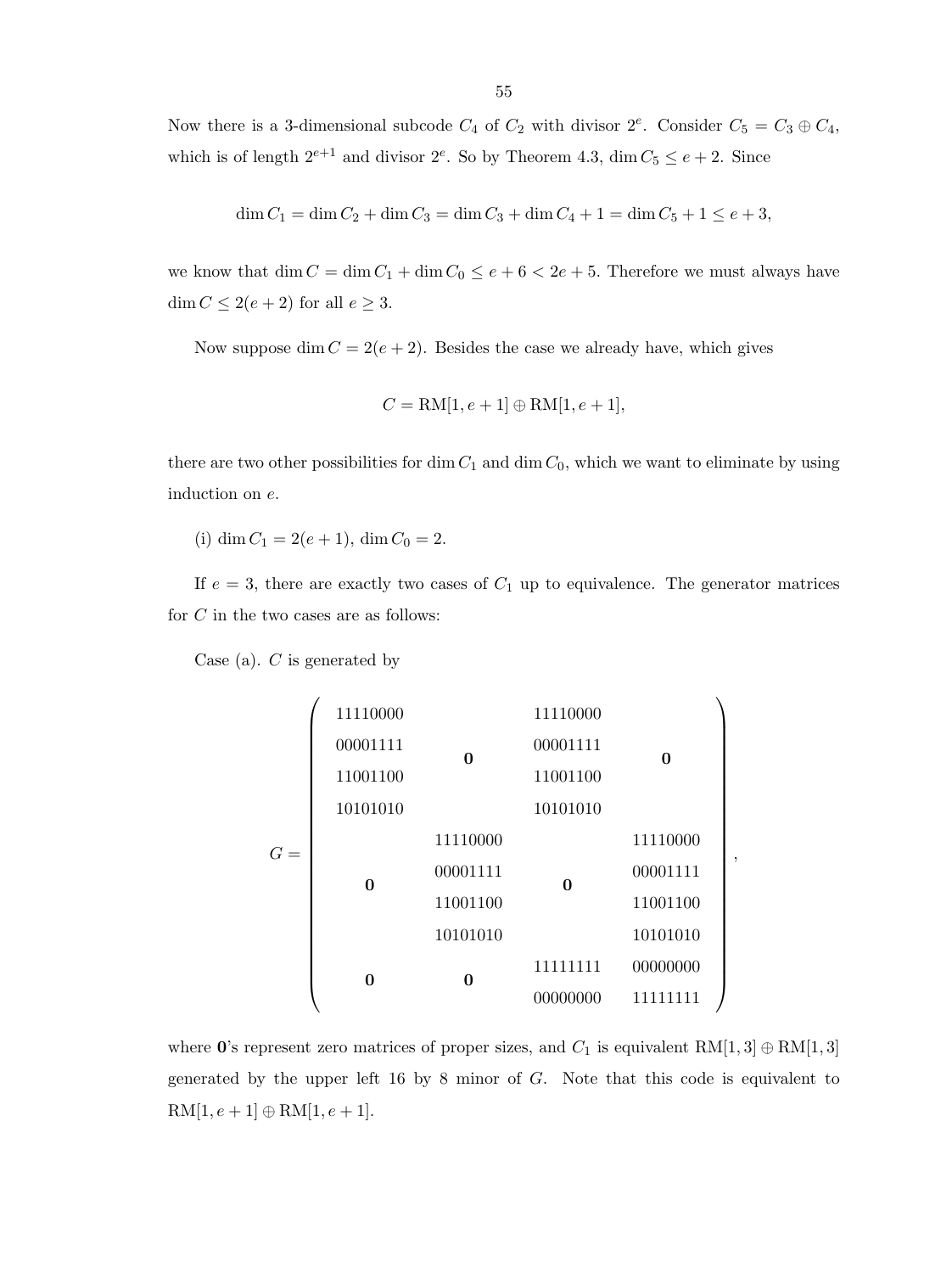Now there is a 3-dimensional subcode $C_4$ of $C_2$ with divisor $2^e$. Consider $C_5 = C_3 \oplus C_4$, which is of length $2^{e+1}$ and divisor $2^e$. So by Theorem 4.3, $\dim C_5 \le e+2$. Since

$$\dim C_1 = \dim C_2 + \dim C_3 = \dim C_3 + \dim C_4 + 1 = \dim C_5 + 1 \le e+3,$$

we know that $\dim C = \dim C_1 + \dim C_0 \le e + 6 < 2e + 5$. Therefore we must always have $\dim C \le 2(e+2)$ for all $e \ge 3$.

Now suppose $\dim C = 2(e+2)$. Besides the case we already have, which gives

$$C = \mathrm{RM}[1, e+1] \oplus \mathrm{RM}[1, e+1],$$

there are two other possibilities for $\dim C_1$ and $\dim C_0$, which we want to eliminate by using induction on $e$.

(i) $\dim C_1 = 2(e+1)$, $\dim C_0 = 2$.

If $e = 3$, there are exactly two cases of $C_1$ up to equivalence. The generator matrices for $C$ in the two cases are as follows:

Case (a). $C$ is generated by

$$G = \begin{pmatrix}
11110000 & & 11110000 & \\
00001111 & \mathbf{0} & 00001111 & \mathbf{0} \\
11001100 & & 11001100 & \\
10101010 & & 10101010 & \\
 & 11110000 & & 11110000 \\
\mathbf{0} & 00001111 & \mathbf{0} & 00001111 \\
 & 11001100 & & 11001100 \\
 & 10101010 & & 10101010 \\
\mathbf{0} & \mathbf{0} & 11111111 & 00000000 \\
 & & 00000000 & 11111111
\end{pmatrix},$$

where $\mathbf{0}$'s represent zero matrices of proper sizes, and $C_1$ is equivalent $\mathrm{RM}[1,3] \oplus \mathrm{RM}[1,3]$ generated by the upper left 16 by 8 minor of $G$. Note that this code is equivalent to $\mathrm{RM}[1, e+1] \oplus \mathrm{RM}[1, e+1]$.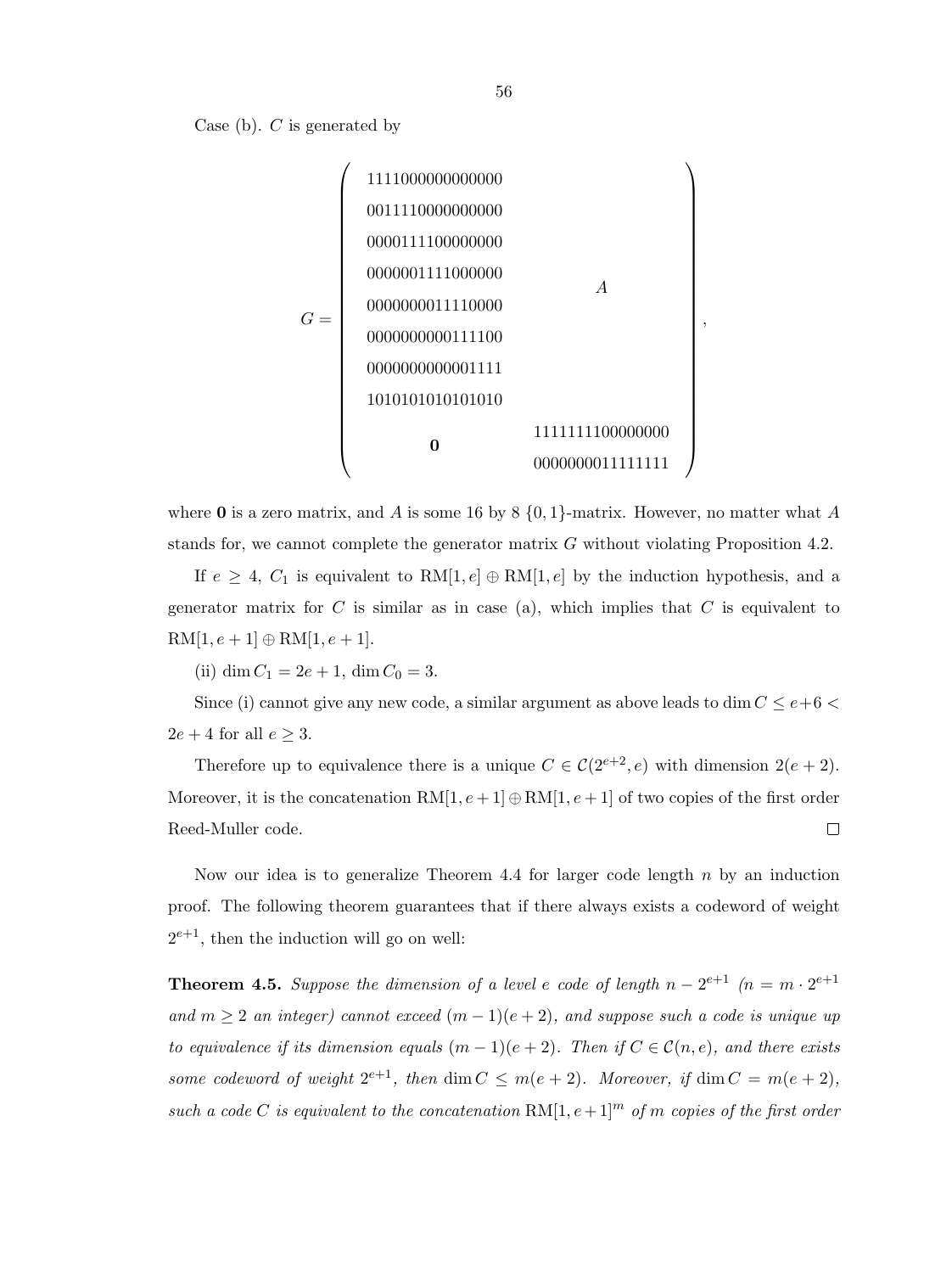Case (b). $C$ is generated by

$$
G = \left( \begin{array}{cc}
1111000000000000 & \\
0011110000000000 & \\
0000111100000000 & \\
0000001111000000 & A \\
0000000011110000 & \\
0000000000111100 & \\
0000000000001111 & \\
1010101010101010 & \\
\multirow{2}{*}{$\mathbf{0}$} & 1111111100000000 \\
 & 0000000011111111
\end{array} \right),
$$

where $\mathbf{0}$ is a zero matrix, and $A$ is some 16 by 8 $\{0,1\}$-matrix. However, no matter what $A$ stands for, we cannot complete the generator matrix $G$ without violating Proposition 4.2.

If $e \geq 4$, $C_1$ is equivalent to $\mathrm{RM}[1,e] \oplus \mathrm{RM}[1,e]$ by the induction hypothesis, and a generator matrix for $C$ is similar as in case (a), which implies that $C$ is equivalent to $\mathrm{RM}[1,e+1] \oplus \mathrm{RM}[1,e+1]$.

(ii) $\dim C_1 = 2e+1$, $\dim C_0 = 3$.

Since (i) cannot give any new code, a similar argument as above leads to $\dim C \leq e+6 < 2e+4$ for all $e \geq 3$.

Therefore up to equivalence there is a unique $C \in \mathcal{C}(2^{e+2}, e)$ with dimension $2(e+2)$. Moreover, it is the concatenation $\mathrm{RM}[1,e+1] \oplus \mathrm{RM}[1,e+1]$ of two copies of the first order Reed-Muller code. □

Now our idea is to generalize Theorem 4.4 for larger code length $n$ by an induction proof. The following theorem guarantees that if there always exists a codeword of weight $2^{e+1}$, then the induction will go on well:

**Theorem 4.5.** *Suppose the dimension of a level $e$ code of length $n - 2^{e+1}$ ($n = m \cdot 2^{e+1}$ and $m \geq 2$ an integer) cannot exceed $(m-1)(e+2)$, and suppose such a code is unique up to equivalence if its dimension equals $(m-1)(e+2)$. Then if $C \in \mathcal{C}(n,e)$, and there exists some codeword of weight $2^{e+1}$, then $\dim C \leq m(e+2)$. Moreover, if $\dim C = m(e+2)$, such a code $C$ is equivalent to the concatenation $\mathrm{RM}[1,e+1]^m$ of $m$ copies of the first order*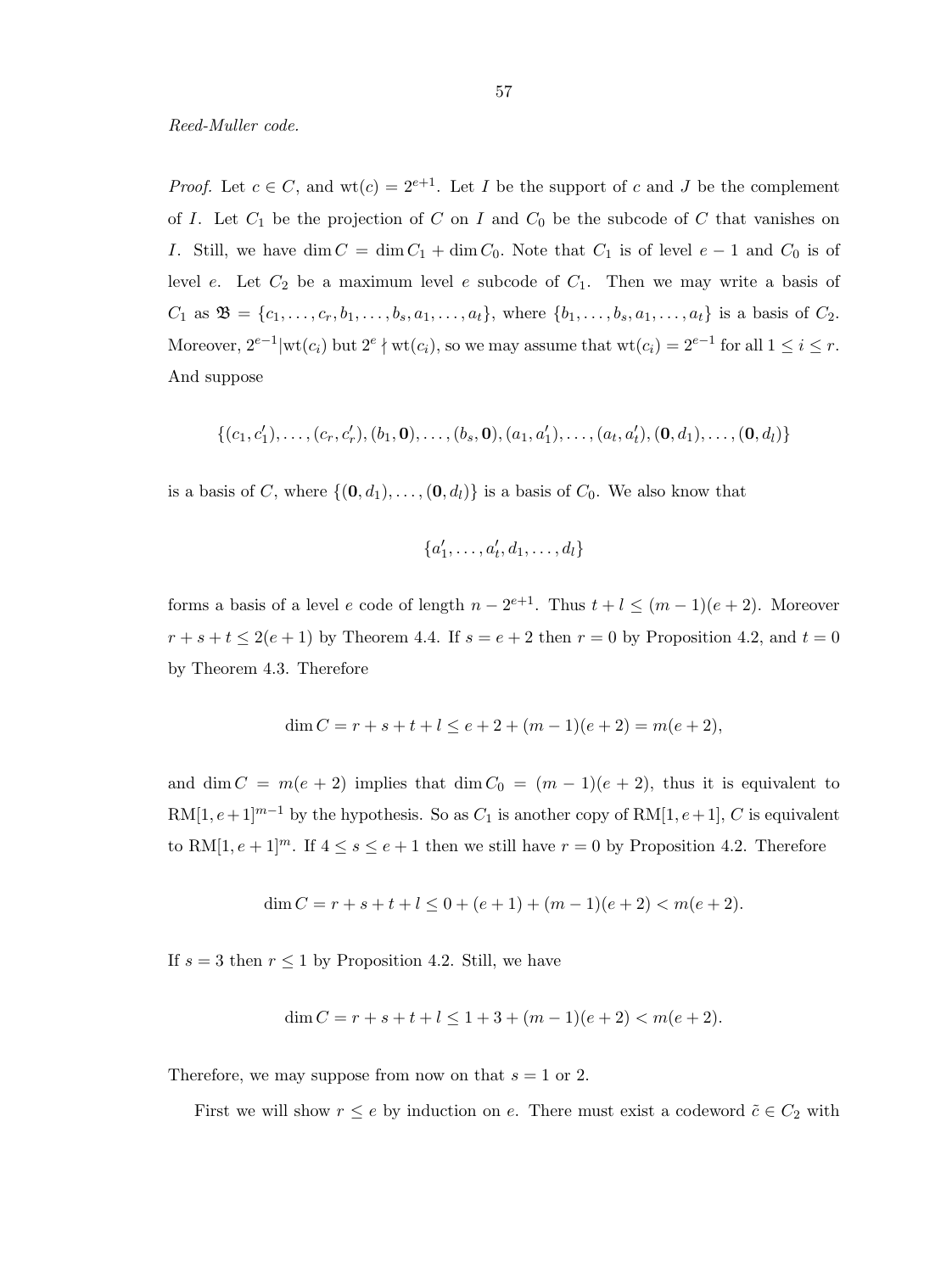*Reed-Muller code.*

*Proof.* Let $c \in C$, and $\text{wt}(c) = 2^{e+1}$. Let $I$ be the support of $c$ and $J$ be the complement of $I$. Let $C_1$ be the projection of $C$ on $I$ and $C_0$ be the subcode of $C$ that vanishes on $I$. Still, we have $\dim C = \dim C_1 + \dim C_0$. Note that $C_1$ is of level $e-1$ and $C_0$ is of level $e$. Let $C_2$ be a maximum level $e$ subcode of $C_1$. Then we may write a basis of $C_1$ as $\mathfrak{B} = \{c_1, \ldots, c_r, b_1, \ldots, b_s, a_1, \ldots, a_t\}$, where $\{b_1, \ldots, b_s, a_1, \ldots, a_t\}$ is a basis of $C_2$. Moreover, $2^{e-1} | \text{wt}(c_i)$ but $2^e \nmid \text{wt}(c_i)$, so we may assume that $\text{wt}(c_i) = 2^{e-1}$ for all $1 \leq i \leq r$. And suppose

$$\{(c_1, c_1'), \ldots, (c_r, c_r'), (b_1, \mathbf{0}), \ldots, (b_s, \mathbf{0}), (a_1, a_1'), \ldots, (a_t, a_t'), (\mathbf{0}, d_1), \ldots, (\mathbf{0}, d_l)\}$$

is a basis of $C$, where $\{(\mathbf{0}, d_1), \ldots, (\mathbf{0}, d_l)\}$ is a basis of $C_0$. We also know that

$$\{a_1', \ldots, a_t', d_1, \ldots, d_l\}$$

forms a basis of a level $e$ code of length $n - 2^{e+1}$. Thus $t + l \leq (m-1)(e+2)$. Moreover $r + s + t \leq 2(e+1)$ by Theorem 4.4. If $s = e+2$ then $r = 0$ by Proposition 4.2, and $t = 0$ by Theorem 4.3. Therefore

$$\dim C = r + s + t + l \leq e + 2 + (m-1)(e+2) = m(e+2),$$

and $\dim C = m(e+2)$ implies that $\dim C_0 = (m-1)(e+2)$, thus it is equivalent to $\text{RM}[1, e+1]^{m-1}$ by the hypothesis. So as $C_1$ is another copy of $\text{RM}[1, e+1]$, $C$ is equivalent to $\text{RM}[1, e+1]^m$. If $4 \leq s \leq e+1$ then we still have $r = 0$ by Proposition 4.2. Therefore

$$\dim C = r + s + t + l \leq 0 + (e+1) + (m-1)(e+2) < m(e+2).$$

If $s = 3$ then $r \leq 1$ by Proposition 4.2. Still, we have

$$\dim C = r + s + t + l \leq 1 + 3 + (m-1)(e+2) < m(e+2).$$

Therefore, we may suppose from now on that $s = 1$ or $2$.

First we will show $r \leq e$ by induction on $e$. There must exist a codeword $\tilde{c} \in C_2$ with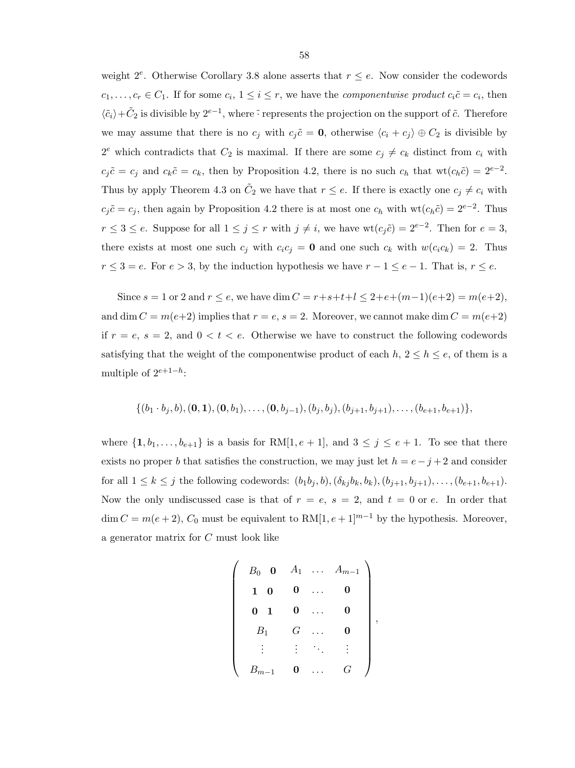weight $2^e$. Otherwise Corollary 3.8 alone asserts that $r \leq e$. Now consider the codewords $c_1, \ldots, c_r \in C_1$. If for some $c_i$, $1 \leq i \leq r$, we have the *componentwise product* $c_i\tilde{c} = c_i$, then $\langle \tilde{c}_i \rangle + \tilde{C}_2$ is divisible by $2^{e-1}$, where $\tilde{}$ represents the projection on the support of $\tilde{c}$. Therefore we may assume that there is no $c_j$ with $c_j\tilde{c} = \mathbf{0}$, otherwise $\langle c_i + c_j \rangle \oplus C_2$ is divisible by $2^e$ which contradicts that $C_2$ is maximal. If there are some $c_j \neq c_k$ distinct from $c_i$ with $c_j\tilde{c} = c_j$ and $c_k\tilde{c} = c_k$, then by Proposition 4.2, there is no such $c_h$ that $\mathrm{wt}(c_h\tilde{c}) = 2^{e-2}$. Thus by apply Theorem 4.3 on $\tilde{C}_2$ we have that $r \leq e$. If there is exactly one $c_j \neq c_i$ with $c_j\tilde{c} = c_j$, then again by Proposition 4.2 there is at most one $c_h$ with $\mathrm{wt}(c_h\tilde{c}) = 2^{e-2}$. Thus $r \leq 3 \leq e$. Suppose for all $1 \leq j \leq r$ with $j \neq i$, we have $\mathrm{wt}(c_j\tilde{c}) = 2^{e-2}$. Then for $e = 3$, there exists at most one such $c_j$ with $c_ic_j = \mathbf{0}$ and one such $c_k$ with $w(c_ic_k) = 2$. Thus $r \leq 3 = e$. For $e > 3$, by the induction hypothesis we have $r - 1 \leq e - 1$. That is, $r \leq e$.

Since $s = 1$ or $2$ and $r \leq e$, we have $\dim C = r+s+t+l \leq 2+e+(m-1)(e+2) = m(e+2)$, and $\dim C = m(e+2)$ implies that $r = e$, $s = 2$. Moreover, we cannot make $\dim C = m(e+2)$ if $r = e$, $s = 2$, and $0 < t < e$. Otherwise we have to construct the following codewords satisfying that the weight of the componentwise product of each $h$, $2 \leq h \leq e$, of them is a multiple of $2^{e+1-h}$:

$$\{(b_1 \cdot b_j, b), (\mathbf{0}, \mathbf{1}), (\mathbf{0}, b_1), \ldots, (\mathbf{0}, b_{j-1}), (b_j, b_j), (b_{j+1}, b_{j+1}), \ldots, (b_{e+1}, b_{e+1})\},$$

where $\{\mathbf{1}, b_1, \ldots, b_{e+1}\}$ is a basis for $\mathrm{RM}[1, e+1]$, and $3 \leq j \leq e+1$. To see that there exists no proper $b$ that satisfies the construction, we may just let $h = e - j + 2$ and consider for all $1 \leq k \leq j$ the following codewords: $(b_1b_j, b), (\delta_{kj}b_k, b_k), (b_{j+1}, b_{j+1}), \ldots, (b_{e+1}, b_{e+1})$. Now the only undiscussed case is that of $r = e$, $s = 2$, and $t = 0$ or $e$. In order that $\dim C = m(e+2)$, $C_0$ must be equivalent to $\mathrm{RM}[1, e+1]^{m-1}$ by the hypothesis. Moreover, a generator matrix for $C$ must look like

$$\begin{pmatrix} B_0 \;\; \mathbf{0} & A_1 & \ldots & A_{m-1} \\ \mathbf{1} \;\; \mathbf{0} & \mathbf{0} & \ldots & \mathbf{0} \\ \mathbf{0} \;\; \mathbf{1} & \mathbf{0} & \ldots & \mathbf{0} \\ B_1 & G & \ldots & \mathbf{0} \\ \vdots & \vdots & \ddots & \vdots \\ B_{m-1} & \mathbf{0} & \ldots & G \end{pmatrix},$$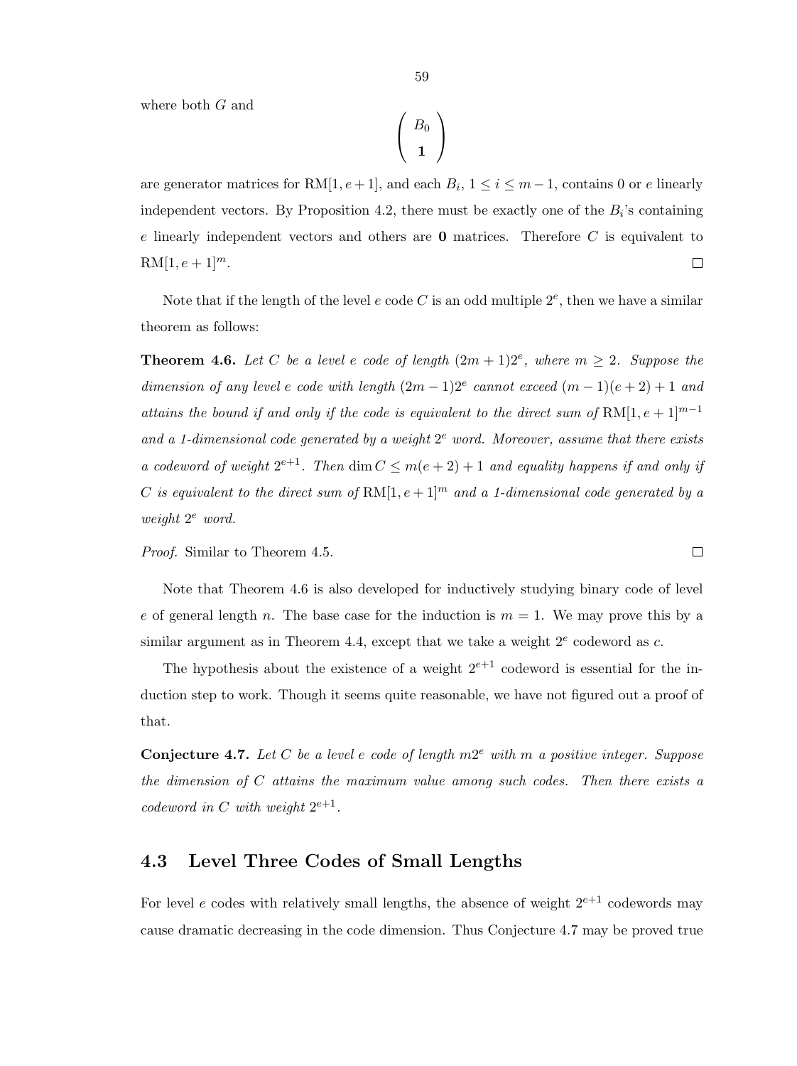where both $G$ and

$$\begin{pmatrix} B_0 \\ \mathbf{1} \end{pmatrix}$$

are generator matrices for $\mathrm{RM}[1, e+1]$, and each $B_i$, $1 \leq i \leq m-1$, contains 0 or $e$ linearly independent vectors. By Proposition 4.2, there must be exactly one of the $B_i$'s containing $e$ linearly independent vectors and others are $\mathbf{0}$ matrices. Therefore $C$ is equivalent to $\mathrm{RM}[1, e+1]^m$. $\square$

Note that if the length of the level $e$ code $C$ is an odd multiple $2^e$, then we have a similar theorem as follows:

**Theorem 4.6.** *Let $C$ be a level $e$ code of length $(2m+1)2^e$, where $m \geq 2$. Suppose the dimension of any level $e$ code with length $(2m-1)2^e$ cannot exceed $(m-1)(e+2)+1$ and attains the bound if and only if the code is equivalent to the direct sum of $\mathrm{RM}[1, e+1]^{m-1}$ and a 1-dimensional code generated by a weight $2^e$ word. Moreover, assume that there exists a codeword of weight $2^{e+1}$. Then $\dim C \leq m(e+2)+1$ and equality happens if and only if $C$ is equivalent to the direct sum of $\mathrm{RM}[1, e+1]^m$ and a 1-dimensional code generated by a weight $2^e$ word.*

*Proof.* Similar to Theorem 4.5. $\square$

Note that Theorem 4.6 is also developed for inductively studying binary code of level $e$ of general length $n$. The base case for the induction is $m = 1$. We may prove this by a similar argument as in Theorem 4.4, except that we take a weight $2^e$ codeword as $c$.

The hypothesis about the existence of a weight $2^{e+1}$ codeword is essential for the induction step to work. Though it seems quite reasonable, we have not figured out a proof of that.

**Conjecture 4.7.** *Let $C$ be a level $e$ code of length $m2^e$ with $m$ a positive integer. Suppose the dimension of $C$ attains the maximum value among such codes. Then there exists a codeword in $C$ with weight $2^{e+1}$.*

## 4.3 Level Three Codes of Small Lengths

For level $e$ codes with relatively small lengths, the absence of weight $2^{e+1}$ codewords may cause dramatic decreasing in the code dimension. Thus Conjecture 4.7 may be proved true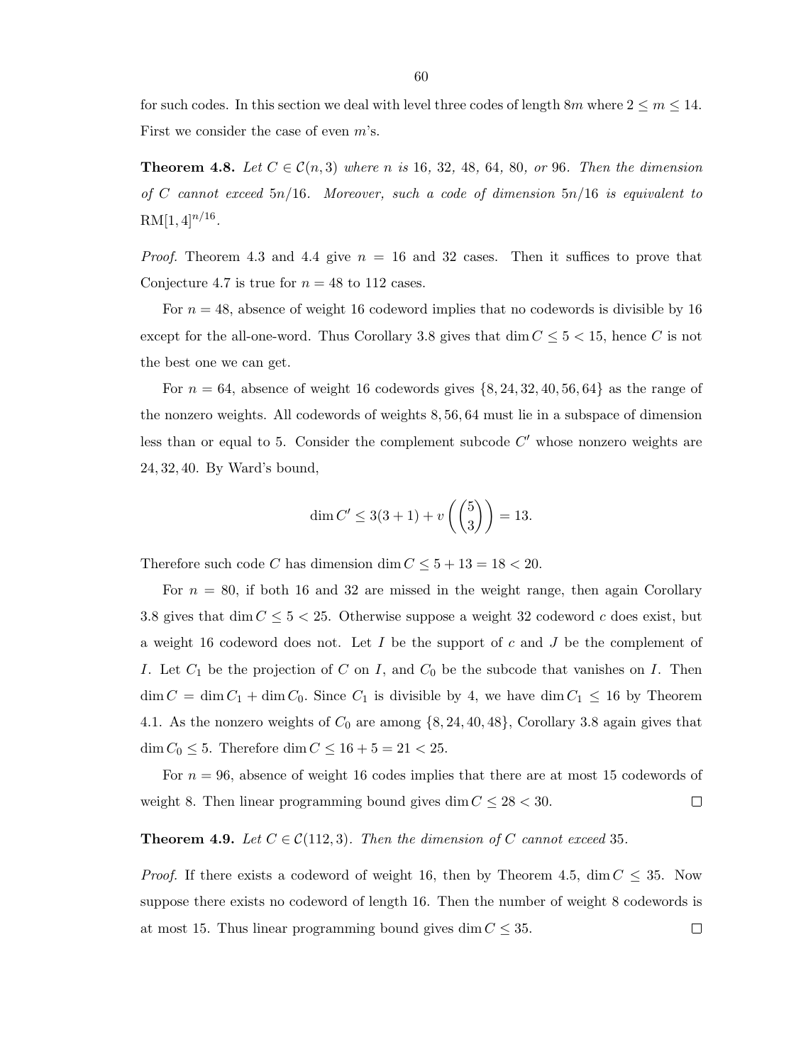for such codes. In this section we deal with level three codes of length $8m$ where $2 \leq m \leq 14$. First we consider the case of even $m$'s.

**Theorem 4.8.** *Let $C \in \mathcal{C}(n, 3)$ where $n$ is 16, 32, 48, 64, 80, or 96. Then the dimension of $C$ cannot exceed $5n/16$. Moreover, such a code of dimension $5n/16$ is equivalent to $\mathrm{RM}[1, 4]^{n/16}$.*

*Proof.* Theorem 4.3 and 4.4 give $n = 16$ and 32 cases. Then it suffices to prove that Conjecture 4.7 is true for $n = 48$ to 112 cases.

For $n = 48$, absence of weight 16 codeword implies that no codewords is divisible by 16 except for the all-one-word. Thus Corollary 3.8 gives that $\dim C \leq 5 < 15$, hence $C$ is not the best one we can get.

For $n = 64$, absence of weight 16 codewords gives $\{8, 24, 32, 40, 56, 64\}$ as the range of the nonzero weights. All codewords of weights 8, 56, 64 must lie in a subspace of dimension less than or equal to 5. Consider the complement subcode $C'$ whose nonzero weights are 24, 32, 40. By Ward's bound,

$$\dim C' \leq 3(3 + 1) + v\left(\binom{5}{3}\right) = 13.$$

Therefore such code $C$ has dimension $\dim C \leq 5 + 13 = 18 < 20$.

For $n = 80$, if both 16 and 32 are missed in the weight range, then again Corollary 3.8 gives that $\dim C \leq 5 < 25$. Otherwise suppose a weight 32 codeword $c$ does exist, but a weight 16 codeword does not. Let $I$ be the support of $c$ and $J$ be the complement of $I$. Let $C_1$ be the projection of $C$ on $I$, and $C_0$ be the subcode that vanishes on $I$. Then $\dim C = \dim C_1 + \dim C_0$. Since $C_1$ is divisible by 4, we have $\dim C_1 \leq 16$ by Theorem 4.1. As the nonzero weights of $C_0$ are among $\{8, 24, 40, 48\}$, Corollary 3.8 again gives that $\dim C_0 \leq 5$. Therefore $\dim C \leq 16 + 5 = 21 < 25$.

For $n = 96$, absence of weight 16 codes implies that there are at most 15 codewords of weight 8. Then linear programming bound gives $\dim C \leq 28 < 30$. $\square$

**Theorem 4.9.** *Let $C \in \mathcal{C}(112, 3)$. Then the dimension of $C$ cannot exceed 35.*

*Proof.* If there exists a codeword of weight 16, then by Theorem 4.5, $\dim C \leq 35$. Now suppose there exists no codeword of length 16. Then the number of weight 8 codewords is at most 15. Thus linear programming bound gives $\dim C \leq 35$. $\square$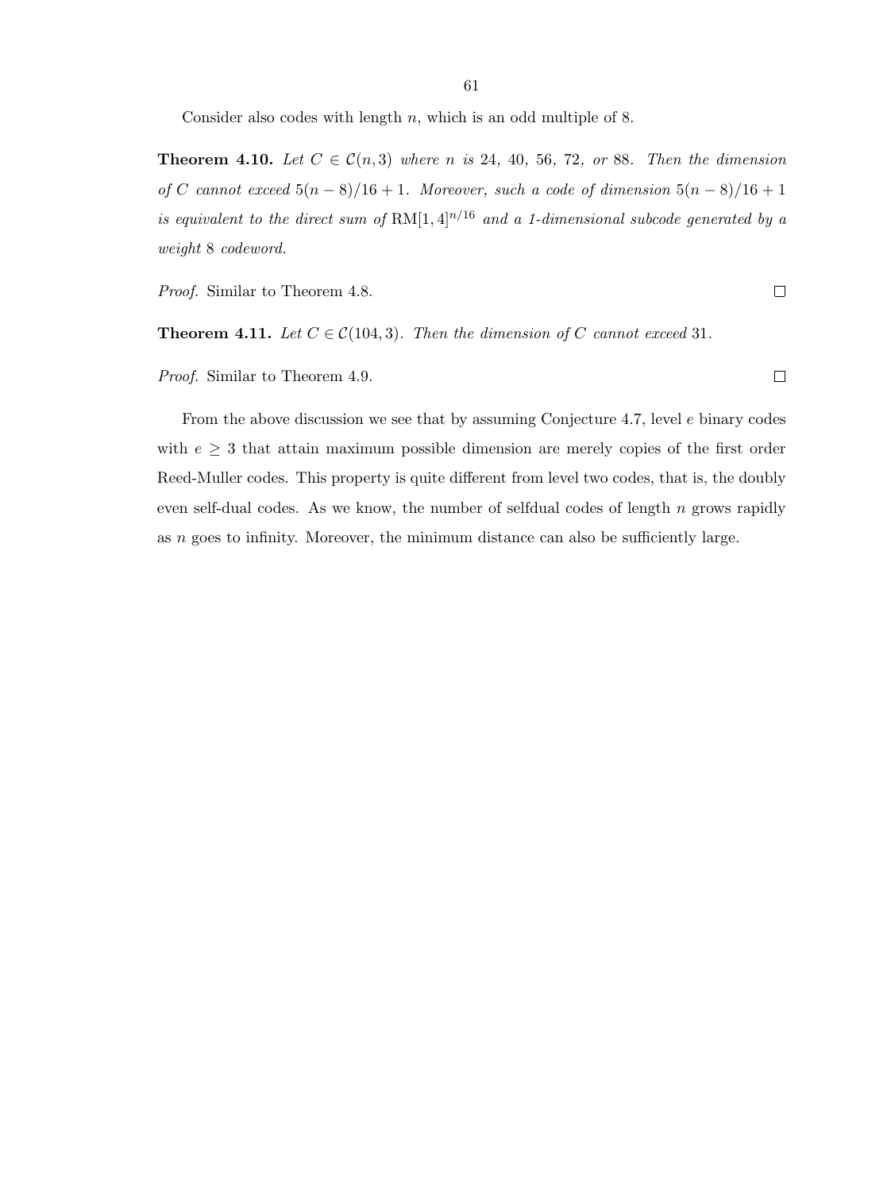Consider also codes with length $n$, which is an odd multiple of 8.

**Theorem 4.10.** *Let $C \in \mathcal{C}(n, 3)$ where $n$ is 24, 40, 56, 72, or 88. Then the dimension of $C$ cannot exceed $5(n-8)/16 + 1$. Moreover, such a code of dimension $5(n-8)/16 + 1$ is equivalent to the direct sum of $\mathrm{RM}[1, 4]^{n/16}$ and a 1-dimensional subcode generated by a weight 8 codeword.*

*Proof.* Similar to Theorem 4.8. □

**Theorem 4.11.** *Let $C \in \mathcal{C}(104, 3)$. Then the dimension of $C$ cannot exceed 31.*

*Proof.* Similar to Theorem 4.9. □

From the above discussion we see that by assuming Conjecture 4.7, level $e$ binary codes with $e \geq 3$ that attain maximum possible dimension are merely copies of the first order Reed-Muller codes. This property is quite different from level two codes, that is, the doubly even self-dual codes. As we know, the number of selfdual codes of length $n$ grows rapidly as $n$ goes to infinity. Moreover, the minimum distance can also be sufficiently large.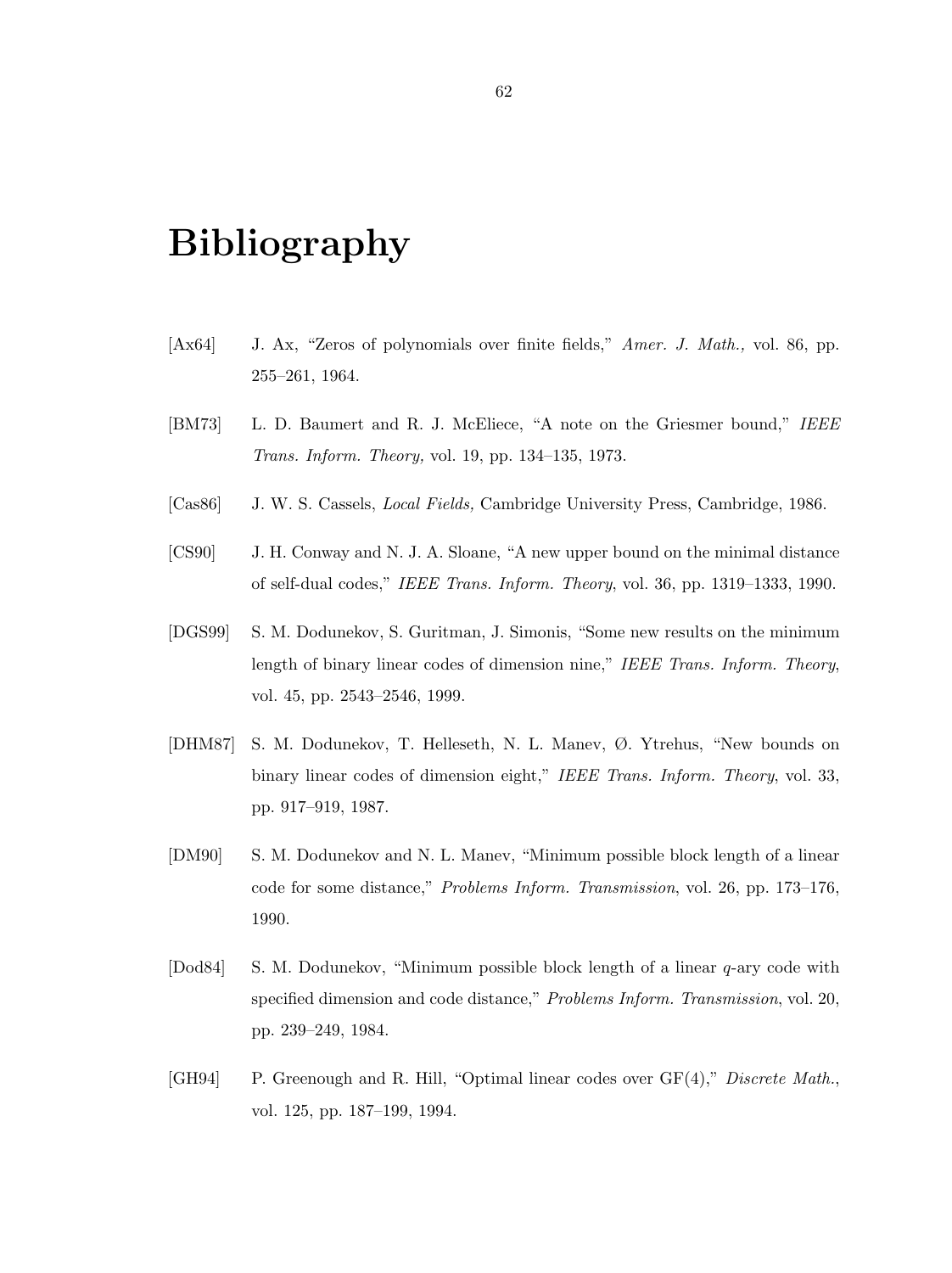# Bibliography

[Ax64] J. Ax, "Zeros of polynomials over finite fields," *Amer. J. Math.,* vol. 86, pp. 255–261, 1964.

[BM73] L. D. Baumert and R. J. McEliece, "A note on the Griesmer bound," *IEEE Trans. Inform. Theory,* vol. 19, pp. 134–135, 1973.

[Cas86] J. W. S. Cassels, *Local Fields,* Cambridge University Press, Cambridge, 1986.

[CS90] J. H. Conway and N. J. A. Sloane, "A new upper bound on the minimal distance of self-dual codes," *IEEE Trans. Inform. Theory*, vol. 36, pp. 1319–1333, 1990.

[DGS99] S. M. Dodunekov, S. Guritman, J. Simonis, "Some new results on the minimum length of binary linear codes of dimension nine," *IEEE Trans. Inform. Theory*, vol. 45, pp. 2543–2546, 1999.

[DHM87] S. M. Dodunekov, T. Helleseth, N. L. Manev, Ø. Ytrehus, "New bounds on binary linear codes of dimension eight," *IEEE Trans. Inform. Theory*, vol. 33, pp. 917–919, 1987.

[DM90] S. M. Dodunekov and N. L. Manev, "Minimum possible block length of a linear code for some distance," *Problems Inform. Transmission*, vol. 26, pp. 173–176, 1990.

[Dod84] S. M. Dodunekov, "Minimum possible block length of a linear $q$-ary code with specified dimension and code distance," *Problems Inform. Transmission*, vol. 20, pp. 239–249, 1984.

[GH94] P. Greenough and R. Hill, "Optimal linear codes over GF(4)," *Discrete Math.*, vol. 125, pp. 187–199, 1994.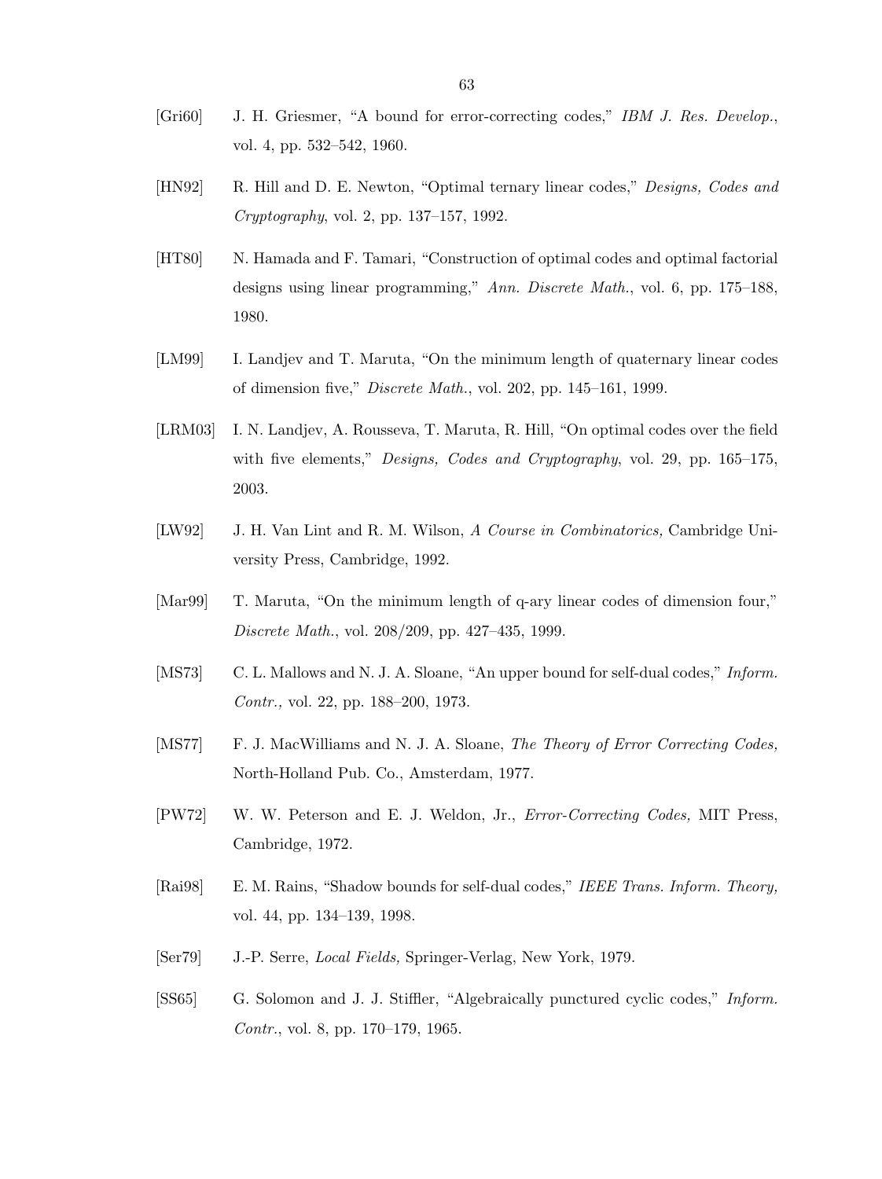[Gri60] J. H. Griesmer, "A bound for error-correcting codes," *IBM J. Res. Develop.*, vol. 4, pp. 532–542, 1960.

[HN92] R. Hill and D. E. Newton, "Optimal ternary linear codes," *Designs, Codes and Cryptography*, vol. 2, pp. 137–157, 1992.

[HT80] N. Hamada and F. Tamari, "Construction of optimal codes and optimal factorial designs using linear programming," *Ann. Discrete Math.*, vol. 6, pp. 175–188, 1980.

[LM99] I. Landjev and T. Maruta, "On the minimum length of quaternary linear codes of dimension five," *Discrete Math.*, vol. 202, pp. 145–161, 1999.

[LRM03] I. N. Landjev, A. Rousseva, T. Maruta, R. Hill, "On optimal codes over the field with five elements," *Designs, Codes and Cryptography*, vol. 29, pp. 165–175, 2003.

[LW92] J. H. Van Lint and R. M. Wilson, *A Course in Combinatorics,* Cambridge University Press, Cambridge, 1992.

[Mar99] T. Maruta, "On the minimum length of q-ary linear codes of dimension four," *Discrete Math.*, vol. 208/209, pp. 427–435, 1999.

[MS73] C. L. Mallows and N. J. A. Sloane, "An upper bound for self-dual codes," *Inform. Contr.,* vol. 22, pp. 188–200, 1973.

[MS77] F. J. MacWilliams and N. J. A. Sloane, *The Theory of Error Correcting Codes,* North-Holland Pub. Co., Amsterdam, 1977.

[PW72] W. W. Peterson and E. J. Weldon, Jr., *Error-Correcting Codes,* MIT Press, Cambridge, 1972.

[Rai98] E. M. Rains, "Shadow bounds for self-dual codes," *IEEE Trans. Inform. Theory,* vol. 44, pp. 134–139, 1998.

[Ser79] J.-P. Serre, *Local Fields,* Springer-Verlag, New York, 1979.

[SS65] G. Solomon and J. J. Stiffler, "Algebraically punctured cyclic codes," *Inform. Contr.*, vol. 8, pp. 170–179, 1965.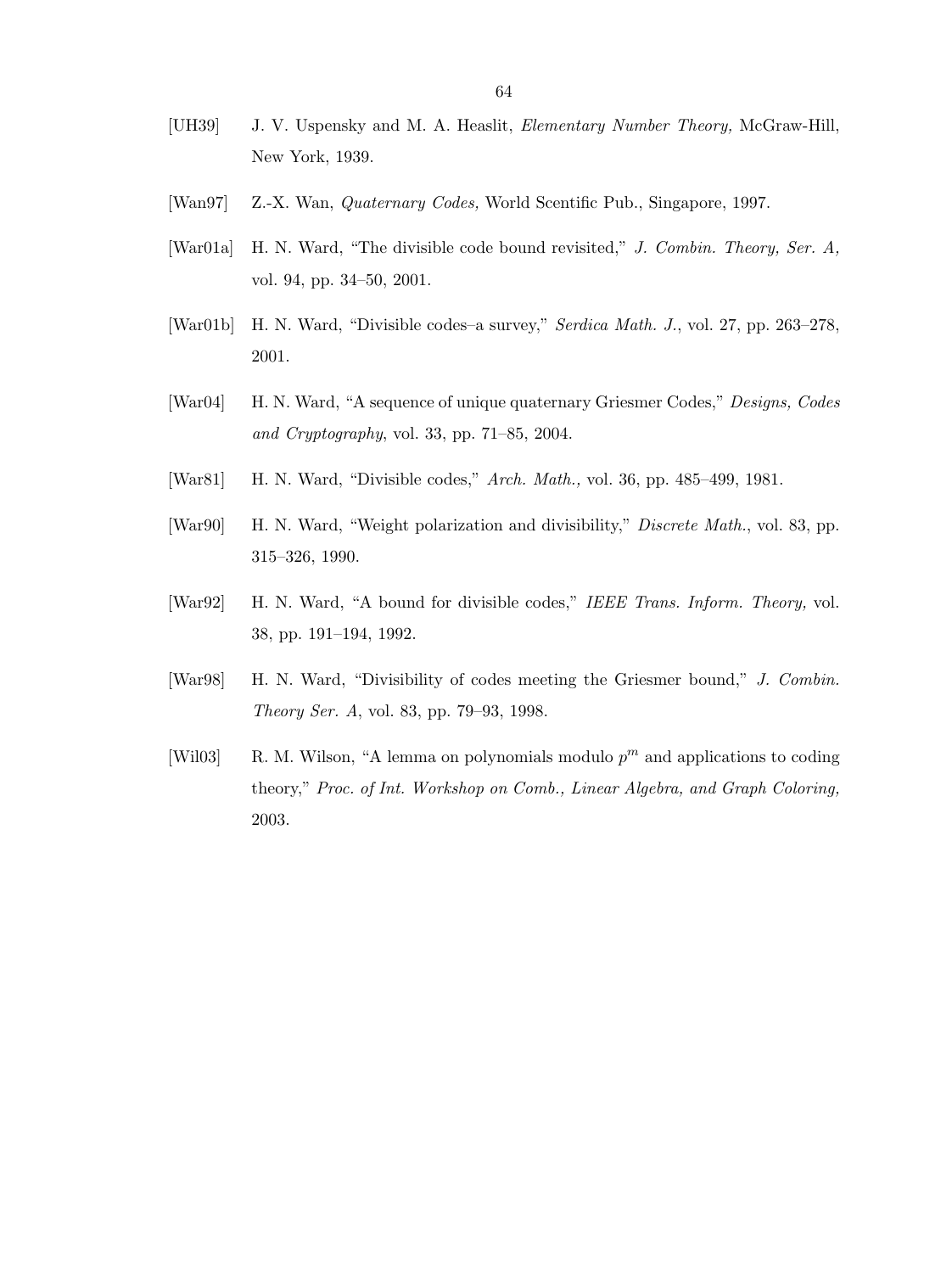[UH39] J. V. Uspensky and M. A. Heaslit, *Elementary Number Theory,* McGraw-Hill, New York, 1939.

[Wan97] Z.-X. Wan, *Quaternary Codes,* World Scentific Pub., Singapore, 1997.

[War01a] H. N. Ward, "The divisible code bound revisited," *J. Combin. Theory, Ser. A,* vol. 94, pp. 34–50, 2001.

[War01b] H. N. Ward, "Divisible codes–a survey," *Serdica Math. J.*, vol. 27, pp. 263–278, 2001.

[War04] H. N. Ward, "A sequence of unique quaternary Griesmer Codes," *Designs, Codes and Cryptography*, vol. 33, pp. 71–85, 2004.

[War81] H. N. Ward, "Divisible codes," *Arch. Math.,* vol. 36, pp. 485–499, 1981.

[War90] H. N. Ward, "Weight polarization and divisibility," *Discrete Math.*, vol. 83, pp. 315–326, 1990.

[War92] H. N. Ward, "A bound for divisible codes," *IEEE Trans. Inform. Theory,* vol. 38, pp. 191–194, 1992.

[War98] H. N. Ward, "Divisibility of codes meeting the Griesmer bound," *J. Combin. Theory Ser. A*, vol. 83, pp. 79–93, 1998.

[Wil03] R. M. Wilson, "A lemma on polynomials modulo $p^m$ and applications to coding theory," *Proc. of Int. Workshop on Comb., Linear Algebra, and Graph Coloring,* 2003.